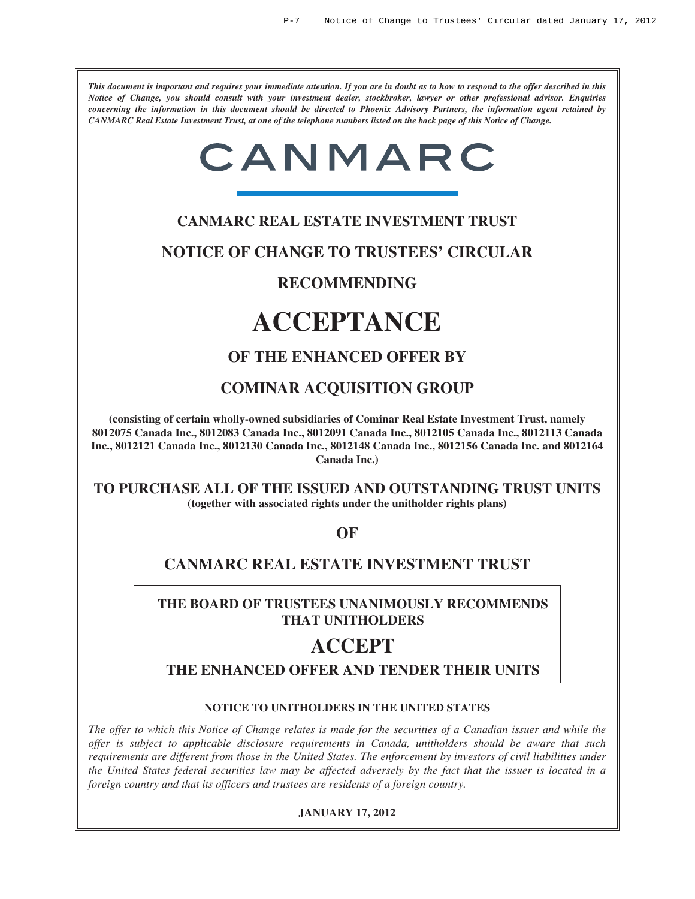*This document is important and requires your immediate attention. If you are in doubt as to how to respond to the offer described in this Notice of Change, you should consult with your investment dealer, stockbroker, lawyer or other professional advisor. Enquiries concerning the information in this document should be directed to Phoenix Advisory Partners, the information agent retained by CANMARC Real Estate Investment Trust, at one of the telephone numbers listed on the back page of this Notice of Change.*

CANMARC

# CANMARC REAL ESTATE INVESTMENT TRUST

## NOTICE OF CHANGE TO TRUSTEES' CIRCULAR

## RECOMMENDING

# ACCEPTANCE

## OF THE ENHANCED OFFER BY

## COMINAR ACQUISITION GROUP

**(consisting of certain wholly-owned subsidiaries of Cominar Real Estate Investment Trust, namely 8012075 Canada Inc., 8012083 Canada Inc., 8012091 Canada Inc., 8012105 Canada Inc., 8012113 Canada Inc., 8012121 Canada Inc., 8012130 Canada Inc., 8012148 Canada Inc., 8012156 Canada Inc. and 8012164 Canada Inc.)**

## TO PURCHASE ALL OF THE ISSUED AND OUTSTANDING TRUST UNITS

**(together with associated rights under the unitholder rights plans)**

## OF

## CANMARC REAL ESTATE INVESTMENT TRUST

**THE BOARD OF TRUSTEES UNANIMOUSLY RECOMMENDS THAT UNITHOLDERS**

# ACCEPT

**THE ENHANCED OFFER AND TENDER THEIR UNITS**

**NOTICE TO UNITHOLDERS IN THE UNITED STATES**

*The offer to which this Notice of Change relates is made for the securities of a Canadian issuer and while the offer is subject to applicable disclosure requirements in Canada, unitholders should be aware that such requirements are different from those in the United States. The enforcement by investors of civil liabilities under the United States federal securities law may be affected adversely by the fact that the issuer is located in a foreign country and that its officers and trustees are residents of a foreign country.*

**JANUARY 17, 2012**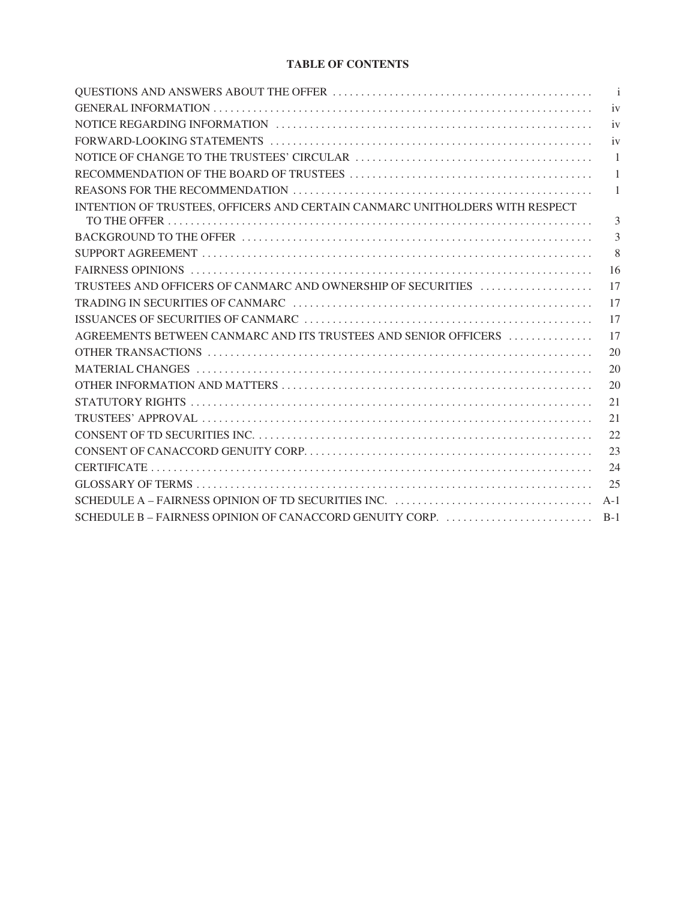**TABLE OF CONTENTS**

| | |
|---|---|
| QUESTIONS AND ANSWERS ABOUT THE OFFER | i |
| GENERAL INFORMATION | iv |
| NOTICE REGARDING INFORMATION | iv |
| FORWARD-LOOKING STATEMENTS | iv |
| NOTICE OF CHANGE TO THE TRUSTEES' CIRCULAR | 1 |
| RECOMMENDATION OF THE BOARD OF TRUSTEES | 1 |
| REASONS FOR THE RECOMMENDATION | 1 |
| INTENTION OF TRUSTEES, OFFICERS AND CERTAIN CANMARC UNITHOLDERS WITH RESPECT TO THE OFFER | 3 |
| BACKGROUND TO THE OFFER | 3 |
| SUPPORT AGREEMENT | 8 |
| FAIRNESS OPINIONS | 16 |
| TRUSTEES AND OFFICERS OF CANMARC AND OWNERSHIP OF SECURITIES | 17 |
| TRADING IN SECURITIES OF CANMARC | 17 |
| ISSUANCES OF SECURITIES OF CANMARC | 17 |
| AGREEMENTS BETWEEN CANMARC AND ITS TRUSTEES AND SENIOR OFFICERS | 17 |
| OTHER TRANSACTIONS | 20 |
| MATERIAL CHANGES | 20 |
| OTHER INFORMATION AND MATTERS | 20 |
| STATUTORY RIGHTS | 21 |
| TRUSTEES' APPROVAL | 21 |
| CONSENT OF TD SECURITIES INC. | 22 |
| CONSENT OF CANACCORD GENUITY CORP. | 23 |
| CERTIFICATE | 24 |
| GLOSSARY OF TERMS | 25 |
| SCHEDULE A – FAIRNESS OPINION OF TD SECURITIES INC. | A-1 |
| SCHEDULE B – FAIRNESS OPINION OF CANACCORD GENUITY CORP. | B-1 |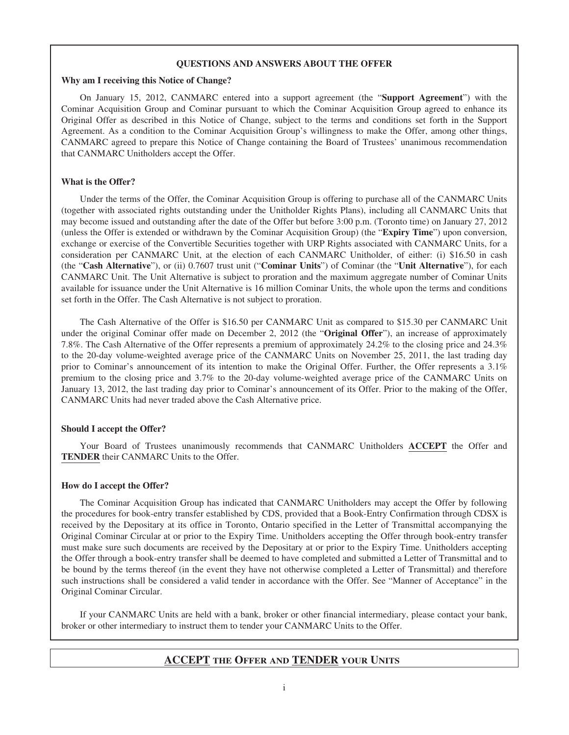## QUESTIONS AND ANSWERS ABOUT THE OFFER

**Why am I receiving this Notice of Change?**

On January 15, 2012, CANMARC entered into a support agreement (the "**Support Agreement**") with the Cominar Acquisition Group and Cominar pursuant to which the Cominar Acquisition Group agreed to enhance its Original Offer as described in this Notice of Change, subject to the terms and conditions set forth in the Support Agreement. As a condition to the Cominar Acquisition Group's willingness to make the Offer, among other things, CANMARC agreed to prepare this Notice of Change containing the Board of Trustees' unanimous recommendation that CANMARC Unitholders accept the Offer.

**What is the Offer?**

Under the terms of the Offer, the Cominar Acquisition Group is offering to purchase all of the CANMARC Units (together with associated rights outstanding under the Unitholder Rights Plans), including all CANMARC Units that may become issued and outstanding after the date of the Offer but before 3:00 p.m. (Toronto time) on January 27, 2012 (unless the Offer is extended or withdrawn by the Cominar Acquisition Group) (the "**Expiry Time**") upon conversion, exchange or exercise of the Convertible Securities together with URP Rights associated with CANMARC Units, for a consideration per CANMARC Unit, at the election of each CANMARC Unitholder, of either: (i) $16.50 in cash (the "**Cash Alternative**"), or (ii) 0.7607 trust unit ("**Cominar Units**") of Cominar (the "**Unit Alternative**"), for each CANMARC Unit. The Unit Alternative is subject to proration and the maximum aggregate number of Cominar Units available for issuance under the Unit Alternative is 16 million Cominar Units, the whole upon the terms and conditions set forth in the Offer. The Cash Alternative is not subject to proration.

The Cash Alternative of the Offer is $16.50 per CANMARC Unit as compared to $15.30 per CANMARC Unit under the original Cominar offer made on December 2, 2012 (the "**Original Offer**"), an increase of approximately 7.8%. The Cash Alternative of the Offer represents a premium of approximately 24.2% to the closing price and 24.3% to the 20-day volume-weighted average price of the CANMARC Units on November 25, 2011, the last trading day prior to Cominar's announcement of its intention to make the Original Offer. Further, the Offer represents a 3.1% premium to the closing price and 3.7% to the 20-day volume-weighted average price of the CANMARC Units on January 13, 2012, the last trading day prior to Cominar's announcement of its Offer. Prior to the making of the Offer, CANMARC Units had never traded above the Cash Alternative price.

**Should I accept the Offer?**

Your Board of Trustees unanimously recommends that CANMARC Unitholders **ACCEPT** the Offer and **TENDER** their CANMARC Units to the Offer.

**How do I accept the Offer?**

The Cominar Acquisition Group has indicated that CANMARC Unitholders may accept the Offer by following the procedures for book-entry transfer established by CDS, provided that a Book-Entry Confirmation through CDSX is received by the Depositary at its office in Toronto, Ontario specified in the Letter of Transmittal accompanying the Original Cominar Circular at or prior to the Expiry Time. Unitholders accepting the Offer through book-entry transfer must make sure such documents are received by the Depositary at or prior to the Expiry Time. Unitholders accepting the Offer through a book-entry transfer shall be deemed to have completed and submitted a Letter of Transmittal and to be bound by the terms thereof (in the event they have not otherwise completed a Letter of Transmittal) and therefore such instructions shall be considered a valid tender in accordance with the Offer. See "Manner of Acceptance" in the Original Cominar Circular.

If your CANMARC Units are held with a bank, broker or other financial intermediary, please contact your bank, broker or other intermediary to instruct them to tender your CANMARC Units to the Offer.

**ACCEPT THE OFFER AND TENDER YOUR UNITS**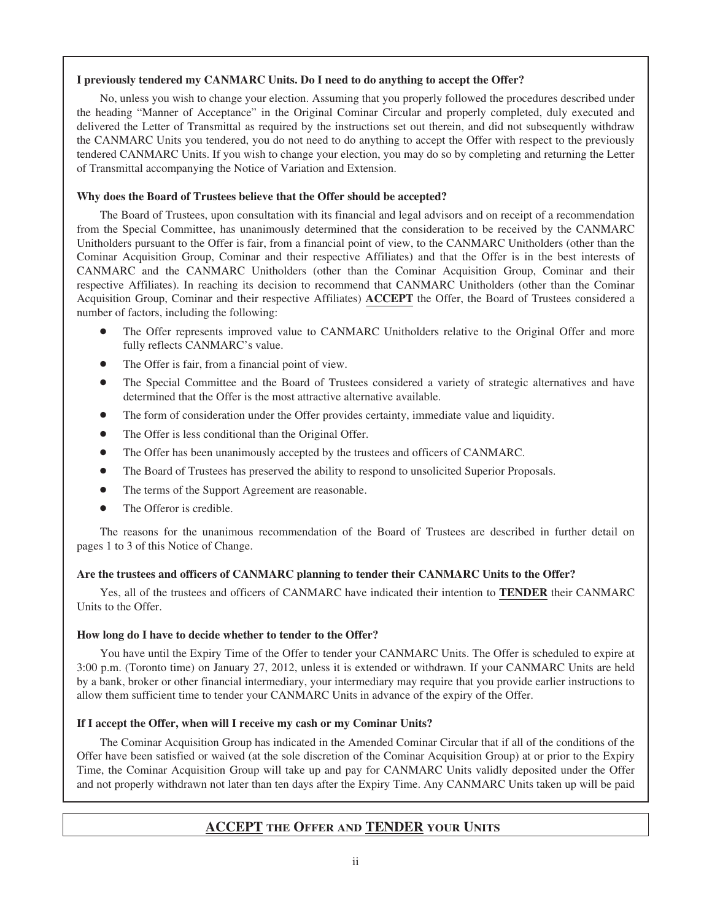**I previously tendered my CANMARC Units. Do I need to do anything to accept the Offer?**

No, unless you wish to change your election. Assuming that you properly followed the procedures described under the heading "Manner of Acceptance" in the Original Cominar Circular and properly completed, duly executed and delivered the Letter of Transmittal as required by the instructions set out therein, and did not subsequently withdraw the CANMARC Units you tendered, you do not need to do anything to accept the Offer with respect to the previously tendered CANMARC Units. If you wish to change your election, you may do so by completing and returning the Letter of Transmittal accompanying the Notice of Variation and Extension.

**Why does the Board of Trustees believe that the Offer should be accepted?**

The Board of Trustees, upon consultation with its financial and legal advisors and on receipt of a recommendation from the Special Committee, has unanimously determined that the consideration to be received by the CANMARC Unitholders pursuant to the Offer is fair, from a financial point of view, to the CANMARC Unitholders (other than the Cominar Acquisition Group, Cominar and their respective Affiliates) and that the Offer is in the best interests of CANMARC and the CANMARC Unitholders (other than the Cominar Acquisition Group, Cominar and their respective Affiliates). In reaching its decision to recommend that CANMARC Unitholders (other than the Cominar Acquisition Group, Cominar and their respective Affiliates) **ACCEPT** the Offer, the Board of Trustees considered a number of factors, including the following:

- The Offer represents improved value to CANMARC Unitholders relative to the Original Offer and more fully reflects CANMARC's value.
- The Offer is fair, from a financial point of view.
- The Special Committee and the Board of Trustees considered a variety of strategic alternatives and have determined that the Offer is the most attractive alternative available.
- The form of consideration under the Offer provides certainty, immediate value and liquidity.
- The Offer is less conditional than the Original Offer.
- The Offer has been unanimously accepted by the trustees and officers of CANMARC.
- The Board of Trustees has preserved the ability to respond to unsolicited Superior Proposals.
- The terms of the Support Agreement are reasonable.
- The Offeror is credible.

The reasons for the unanimous recommendation of the Board of Trustees are described in further detail on pages 1 to 3 of this Notice of Change.

**Are the trustees and officers of CANMARC planning to tender their CANMARC Units to the Offer?**

Yes, all of the trustees and officers of CANMARC have indicated their intention to **TENDER** their CANMARC Units to the Offer.

**How long do I have to decide whether to tender to the Offer?**

You have until the Expiry Time of the Offer to tender your CANMARC Units. The Offer is scheduled to expire at 3:00 p.m. (Toronto time) on January 27, 2012, unless it is extended or withdrawn. If your CANMARC Units are held by a bank, broker or other financial intermediary, your intermediary may require that you provide earlier instructions to allow them sufficient time to tender your CANMARC Units in advance of the expiry of the Offer.

**If I accept the Offer, when will I receive my cash or my Cominar Units?**

The Cominar Acquisition Group has indicated in the Amended Cominar Circular that if all of the conditions of the Offer have been satisfied or waived (at the sole discretion of the Cominar Acquisition Group) at or prior to the Expiry Time, the Cominar Acquisition Group will take up and pay for CANMARC Units validly deposited under the Offer and not properly withdrawn not later than ten days after the Expiry Time. Any CANMARC Units taken up will be paid

**ACCEPT THE OFFER AND TENDER YOUR UNITS**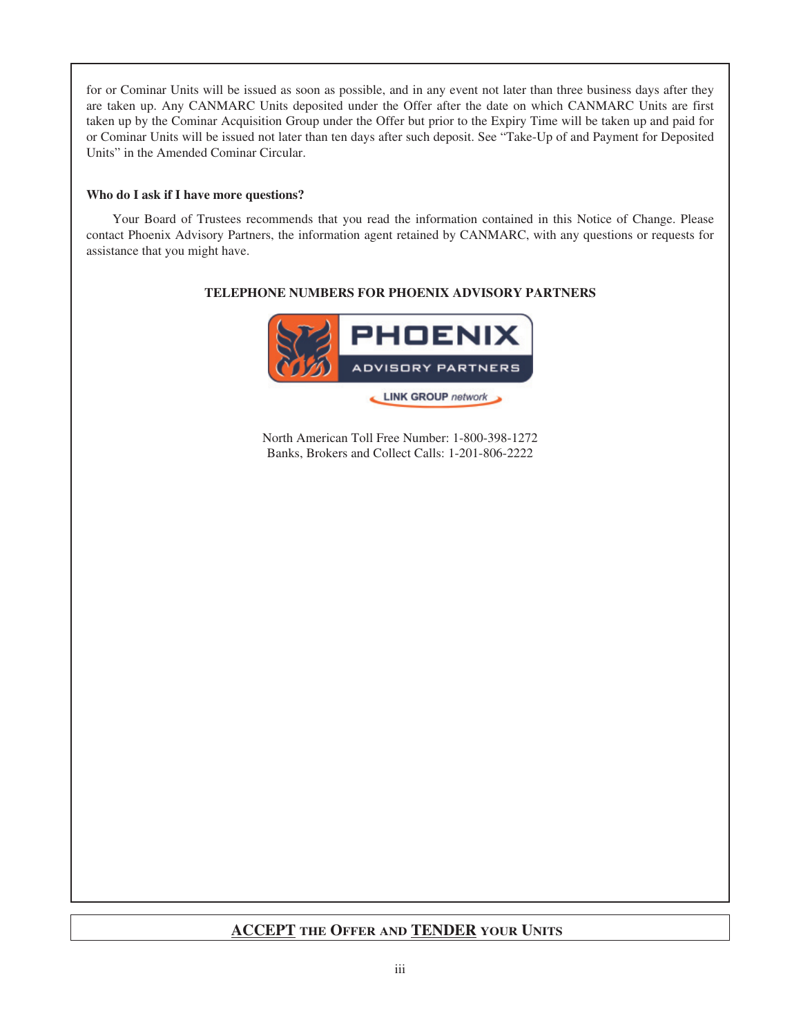for or Cominar Units will be issued as soon as possible, and in any event not later than three business days after they are taken up. Any CANMARC Units deposited under the Offer after the date on which CANMARC Units are first taken up by the Cominar Acquisition Group under the Offer but prior to the Expiry Time will be taken up and paid for or Cominar Units will be issued not later than ten days after such deposit. See "Take-Up of and Payment for Deposited Units" in the Amended Cominar Circular.

**Who do I ask if I have more questions?**

Your Board of Trustees recommends that you read the information contained in this Notice of Change. Please contact Phoenix Advisory Partners, the information agent retained by CANMARC, with any questions or requests for assistance that you might have.

**TELEPHONE NUMBERS FOR PHOENIX ADVISORY PARTNERS**

PHOENIX ADVISORY PARTNERS

LINK GROUP *network*

North American Toll Free Number: 1-800-398-1272
Banks, Brokers and Collect Calls: 1-201-806-2222

**ACCEPT THE OFFER AND TENDER YOUR UNITS**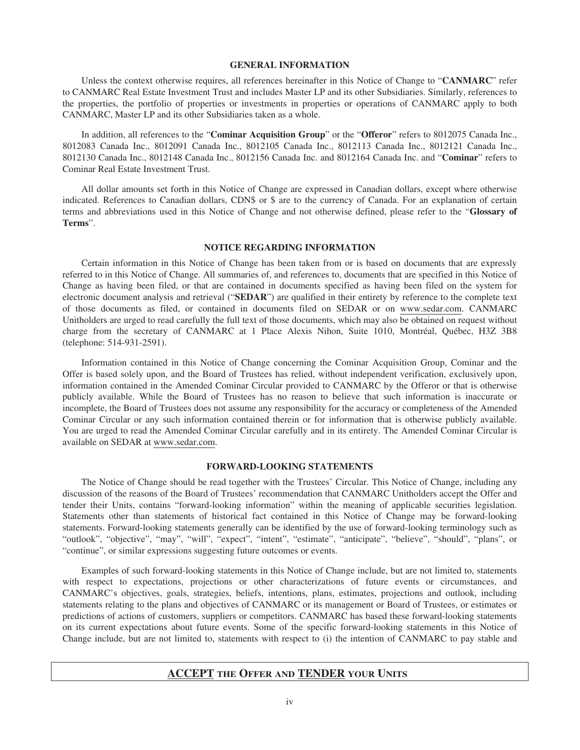## GENERAL INFORMATION

Unless the context otherwise requires, all references hereinafter in this Notice of Change to "**CANMARC**" refer to CANMARC Real Estate Investment Trust and includes Master LP and its other Subsidiaries. Similarly, references to the properties, the portfolio of properties or investments in properties or operations of CANMARC apply to both CANMARC, Master LP and its other Subsidiaries taken as a whole.

In addition, all references to the "**Cominar Acquisition Group**" or the "**Offeror**" refers to 8012075 Canada Inc., 8012083 Canada Inc., 8012091 Canada Inc., 8012105 Canada Inc., 8012113 Canada Inc., 8012121 Canada Inc., 8012130 Canada Inc., 8012148 Canada Inc., 8012156 Canada Inc. and 8012164 Canada Inc. and "**Cominar**" refers to Cominar Real Estate Investment Trust.

All dollar amounts set forth in this Notice of Change are expressed in Canadian dollars, except where otherwise indicated. References to Canadian dollars, CDN$ or $ are to the currency of Canada. For an explanation of certain terms and abbreviations used in this Notice of Change and not otherwise defined, please refer to the "**Glossary of Terms**".

## NOTICE REGARDING INFORMATION

Certain information in this Notice of Change has been taken from or is based on documents that are expressly referred to in this Notice of Change. All summaries of, and references to, documents that are specified in this Notice of Change as having been filed, or that are contained in documents specified as having been filed on the system for electronic document analysis and retrieval ("**SEDAR**") are qualified in their entirety by reference to the complete text of those documents as filed, or contained in documents filed on SEDAR or on www.sedar.com. CANMARC Unitholders are urged to read carefully the full text of those documents, which may also be obtained on request without charge from the secretary of CANMARC at 1 Place Alexis Nihon, Suite 1010, Montréal, Québec, H3Z 3B8 (telephone: 514-931-2591).

Information contained in this Notice of Change concerning the Cominar Acquisition Group, Cominar and the Offer is based solely upon, and the Board of Trustees has relied, without independent verification, exclusively upon, information contained in the Amended Cominar Circular provided to CANMARC by the Offeror or that is otherwise publicly available. While the Board of Trustees has no reason to believe that such information is inaccurate or incomplete, the Board of Trustees does not assume any responsibility for the accuracy or completeness of the Amended Cominar Circular or any such information contained therein or for information that is otherwise publicly available. You are urged to read the Amended Cominar Circular carefully and in its entirety. The Amended Cominar Circular is available on SEDAR at www.sedar.com.

## FORWARD-LOOKING STATEMENTS

The Notice of Change should be read together with the Trustees' Circular. This Notice of Change, including any discussion of the reasons of the Board of Trustees' recommendation that CANMARC Unitholders accept the Offer and tender their Units, contains "forward-looking information" within the meaning of applicable securities legislation. Statements other than statements of historical fact contained in this Notice of Change may be forward-looking statements. Forward-looking statements generally can be identified by the use of forward-looking terminology such as "outlook", "objective", "may", "will", "expect", "intent", "estimate", "anticipate", "believe", "should", "plans", or "continue", or similar expressions suggesting future outcomes or events.

Examples of such forward-looking statements in this Notice of Change include, but are not limited to, statements with respect to expectations, projections or other characterizations of future events or circumstances, and CANMARC's objectives, goals, strategies, beliefs, intentions, plans, estimates, projections and outlook, including statements relating to the plans and objectives of CANMARC or its management or Board of Trustees, or estimates or predictions of actions of customers, suppliers or competitors. CANMARC has based these forward-looking statements on its current expectations about future events. Some of the specific forward-looking statements in this Notice of Change include, but are not limited to, statements with respect to (i) the intention of CANMARC to pay stable and

**ACCEPT THE OFFER AND TENDER YOUR UNITS**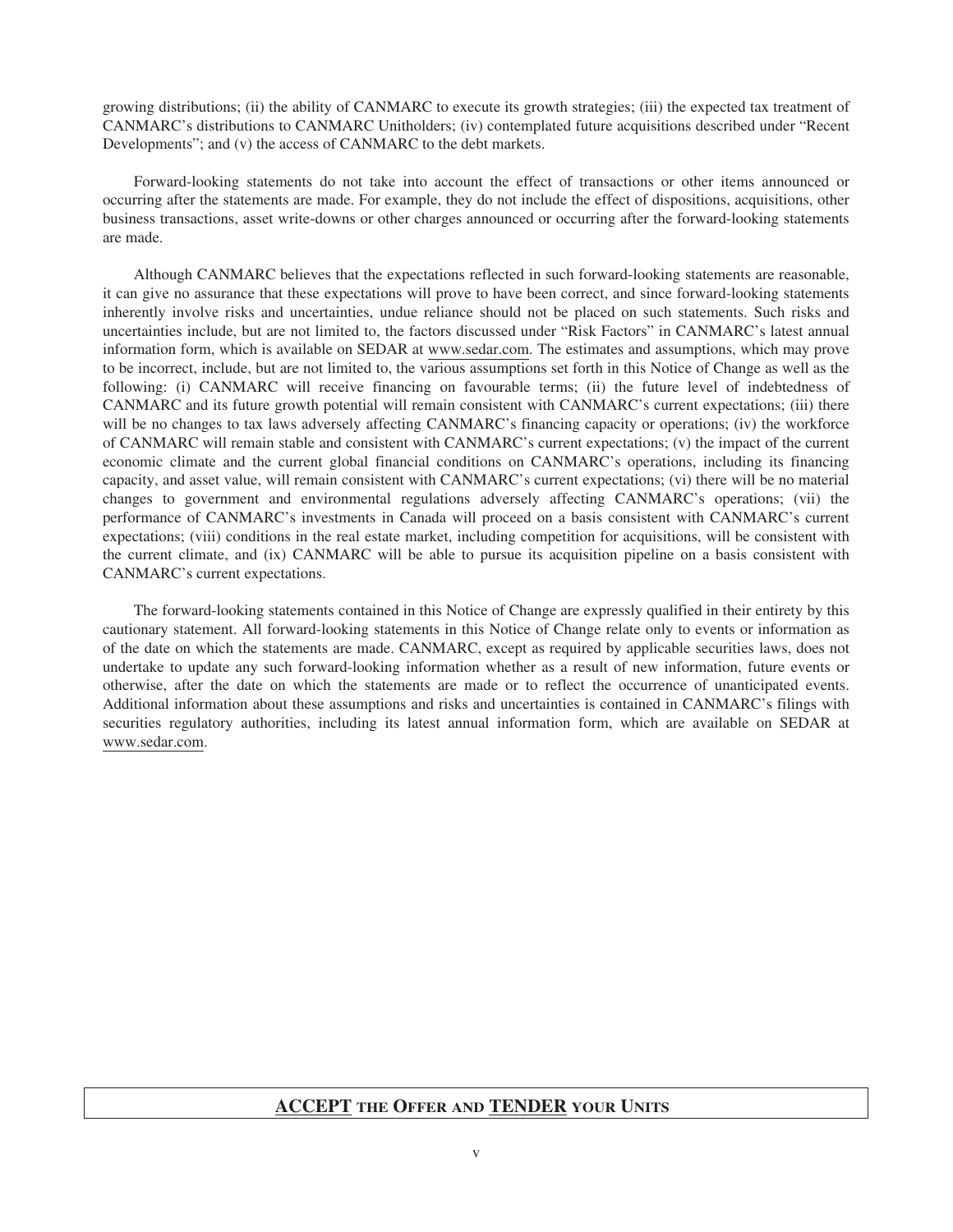growing distributions; (ii) the ability of CANMARC to execute its growth strategies; (iii) the expected tax treatment of CANMARC's distributions to CANMARC Unitholders; (iv) contemplated future acquisitions described under "Recent Developments"; and (v) the access of CANMARC to the debt markets.

Forward-looking statements do not take into account the effect of transactions or other items announced or occurring after the statements are made. For example, they do not include the effect of dispositions, acquisitions, other business transactions, asset write-downs or other charges announced or occurring after the forward-looking statements are made.

Although CANMARC believes that the expectations reflected in such forward-looking statements are reasonable, it can give no assurance that these expectations will prove to have been correct, and since forward-looking statements inherently involve risks and uncertainties, undue reliance should not be placed on such statements. Such risks and uncertainties include, but are not limited to, the factors discussed under "Risk Factors" in CANMARC's latest annual information form, which is available on SEDAR at www.sedar.com. The estimates and assumptions, which may prove to be incorrect, include, but are not limited to, the various assumptions set forth in this Notice of Change as well as the following: (i) CANMARC will receive financing on favourable terms; (ii) the future level of indebtedness of CANMARC and its future growth potential will remain consistent with CANMARC's current expectations; (iii) there will be no changes to tax laws adversely affecting CANMARC's financing capacity or operations; (iv) the workforce of CANMARC will remain stable and consistent with CANMARC's current expectations; (v) the impact of the current economic climate and the current global financial conditions on CANMARC's operations, including its financing capacity, and asset value, will remain consistent with CANMARC's current expectations; (vi) there will be no material changes to government and environmental regulations adversely affecting CANMARC's operations; (vii) the performance of CANMARC's investments in Canada will proceed on a basis consistent with CANMARC's current expectations; (viii) conditions in the real estate market, including competition for acquisitions, will be consistent with the current climate, and (ix) CANMARC will be able to pursue its acquisition pipeline on a basis consistent with CANMARC's current expectations.

The forward-looking statements contained in this Notice of Change are expressly qualified in their entirety by this cautionary statement. All forward-looking statements in this Notice of Change relate only to events or information as of the date on which the statements are made. CANMARC, except as required by applicable securities laws, does not undertake to update any such forward-looking information whether as a result of new information, future events or otherwise, after the date on which the statements are made or to reflect the occurrence of unanticipated events. Additional information about these assumptions and risks and uncertainties is contained in CANMARC's filings with securities regulatory authorities, including its latest annual information form, which are available on SEDAR at www.sedar.com.

**ACCEPT THE OFFER AND TENDER YOUR UNITS**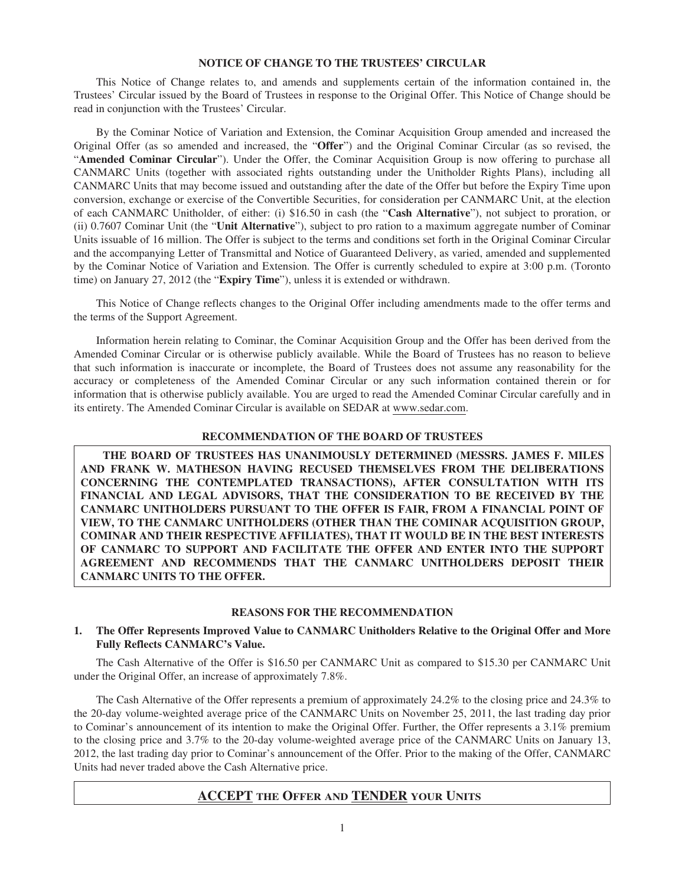## NOTICE OF CHANGE TO THE TRUSTEES' CIRCULAR

This Notice of Change relates to, and amends and supplements certain of the information contained in, the Trustees' Circular issued by the Board of Trustees in response to the Original Offer. This Notice of Change should be read in conjunction with the Trustees' Circular.

By the Cominar Notice of Variation and Extension, the Cominar Acquisition Group amended and increased the Original Offer (as so amended and increased, the "**Offer**") and the Original Cominar Circular (as so revised, the "**Amended Cominar Circular**"). Under the Offer, the Cominar Acquisition Group is now offering to purchase all CANMARC Units (together with associated rights outstanding under the Unitholder Rights Plans), including all CANMARC Units that may become issued and outstanding after the date of the Offer but before the Expiry Time upon conversion, exchange or exercise of the Convertible Securities, for consideration per CANMARC Unit, at the election of each CANMARC Unitholder, of either: (i) $16.50 in cash (the "**Cash Alternative**"), not subject to proration, or (ii) 0.7607 Cominar Unit (the "**Unit Alternative**"), subject to pro ration to a maximum aggregate number of Cominar Units issuable of 16 million. The Offer is subject to the terms and conditions set forth in the Original Cominar Circular and the accompanying Letter of Transmittal and Notice of Guaranteed Delivery, as varied, amended and supplemented by the Cominar Notice of Variation and Extension. The Offer is currently scheduled to expire at 3:00 p.m. (Toronto time) on January 27, 2012 (the "**Expiry Time**"), unless it is extended or withdrawn.

This Notice of Change reflects changes to the Original Offer including amendments made to the offer terms and the terms of the Support Agreement.

Information herein relating to Cominar, the Cominar Acquisition Group and the Offer has been derived from the Amended Cominar Circular or is otherwise publicly available. While the Board of Trustees has no reason to believe that such information is inaccurate or incomplete, the Board of Trustees does not assume any reasonability for the accuracy or completeness of the Amended Cominar Circular or any such information contained therein or for information that is otherwise publicly available. You are urged to read the Amended Cominar Circular carefully and in its entirety. The Amended Cominar Circular is available on SEDAR at www.sedar.com.

## RECOMMENDATION OF THE BOARD OF TRUSTEES

**THE BOARD OF TRUSTEES HAS UNANIMOUSLY DETERMINED (MESSRS. JAMES F. MILES AND FRANK W. MATHESON HAVING RECUSED THEMSELVES FROM THE DELIBERATIONS CONCERNING THE CONTEMPLATED TRANSACTIONS), AFTER CONSULTATION WITH ITS FINANCIAL AND LEGAL ADVISORS, THAT THE CONSIDERATION TO BE RECEIVED BY THE CANMARC UNITHOLDERS PURSUANT TO THE OFFER IS FAIR, FROM A FINANCIAL POINT OF VIEW, TO THE CANMARC UNITHOLDERS (OTHER THAN THE COMINAR ACQUISITION GROUP, COMINAR AND THEIR RESPECTIVE AFFILIATES), THAT IT WOULD BE IN THE BEST INTERESTS OF CANMARC TO SUPPORT AND FACILITATE THE OFFER AND ENTER INTO THE SUPPORT AGREEMENT AND RECOMMENDS THAT THE CANMARC UNITHOLDERS DEPOSIT THEIR CANMARC UNITS TO THE OFFER.**

## REASONS FOR THE RECOMMENDATION

### 1. The Offer Represents Improved Value to CANMARC Unitholders Relative to the Original Offer and More Fully Reflects CANMARC's Value.

The Cash Alternative of the Offer is $16.50 per CANMARC Unit as compared to $15.30 per CANMARC Unit under the Original Offer, an increase of approximately 7.8%.

The Cash Alternative of the Offer represents a premium of approximately 24.2% to the closing price and 24.3% to the 20-day volume-weighted average price of the CANMARC Units on November 25, 2011, the last trading day prior to Cominar's announcement of its intention to make the Original Offer. Further, the Offer represents a 3.1% premium to the closing price and 3.7% to the 20-day volume-weighted average price of the CANMARC Units on January 13, 2012, the last trading day prior to Cominar's announcement of the Offer. Prior to the making of the Offer, CANMARC Units had never traded above the Cash Alternative price.

**ACCEPT THE OFFER AND TENDER YOUR UNITS**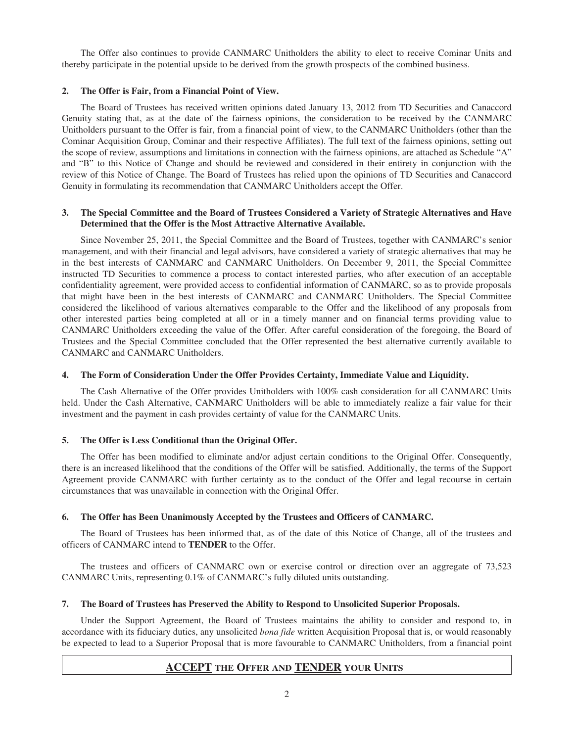The Offer also continues to provide CANMARC Unitholders the ability to elect to receive Cominar Units and thereby participate in the potential upside to be derived from the growth prospects of the combined business.

### 2. The Offer is Fair, from a Financial Point of View.

The Board of Trustees has received written opinions dated January 13, 2012 from TD Securities and Canaccord Genuity stating that, as at the date of the fairness opinions, the consideration to be received by the CANMARC Unitholders pursuant to the Offer is fair, from a financial point of view, to the CANMARC Unitholders (other than the Cominar Acquisition Group, Cominar and their respective Affiliates). The full text of the fairness opinions, setting out the scope of review, assumptions and limitations in connection with the fairness opinions, are attached as Schedule "A" and "B" to this Notice of Change and should be reviewed and considered in their entirety in conjunction with the review of this Notice of Change. The Board of Trustees has relied upon the opinions of TD Securities and Canaccord Genuity in formulating its recommendation that CANMARC Unitholders accept the Offer.

### 3. The Special Committee and the Board of Trustees Considered a Variety of Strategic Alternatives and Have Determined that the Offer is the Most Attractive Alternative Available.

Since November 25, 2011, the Special Committee and the Board of Trustees, together with CANMARC's senior management, and with their financial and legal advisors, have considered a variety of strategic alternatives that may be in the best interests of CANMARC and CANMARC Unitholders. On December 9, 2011, the Special Committee instructed TD Securities to commence a process to contact interested parties, who after execution of an acceptable confidentiality agreement, were provided access to confidential information of CANMARC, so as to provide proposals that might have been in the best interests of CANMARC and CANMARC Unitholders. The Special Committee considered the likelihood of various alternatives comparable to the Offer and the likelihood of any proposals from other interested parties being completed at all or in a timely manner and on financial terms providing value to CANMARC Unitholders exceeding the value of the Offer. After careful consideration of the foregoing, the Board of Trustees and the Special Committee concluded that the Offer represented the best alternative currently available to CANMARC and CANMARC Unitholders.

### 4. The Form of Consideration Under the Offer Provides Certainty, Immediate Value and Liquidity.

The Cash Alternative of the Offer provides Unitholders with 100% cash consideration for all CANMARC Units held. Under the Cash Alternative, CANMARC Unitholders will be able to immediately realize a fair value for their investment and the payment in cash provides certainty of value for the CANMARC Units.

### 5. The Offer is Less Conditional than the Original Offer.

The Offer has been modified to eliminate and/or adjust certain conditions to the Original Offer. Consequently, there is an increased likelihood that the conditions of the Offer will be satisfied. Additionally, the terms of the Support Agreement provide CANMARC with further certainty as to the conduct of the Offer and legal recourse in certain circumstances that was unavailable in connection with the Original Offer.

### 6. The Offer has Been Unanimously Accepted by the Trustees and Officers of CANMARC.

The Board of Trustees has been informed that, as of the date of this Notice of Change, all of the trustees and officers of CANMARC intend to **TENDER** to the Offer.

The trustees and officers of CANMARC own or exercise control or direction over an aggregate of 73,523 CANMARC Units, representing 0.1% of CANMARC's fully diluted units outstanding.

### 7. The Board of Trustees has Preserved the Ability to Respond to Unsolicited Superior Proposals.

Under the Support Agreement, the Board of Trustees maintains the ability to consider and respond to, in accordance with its fiduciary duties, any unsolicited *bona fide* written Acquisition Proposal that is, or would reasonably be expected to lead to a Superior Proposal that is more favourable to CANMARC Unitholders, from a financial point

**ACCEPT THE OFFER AND TENDER YOUR UNITS**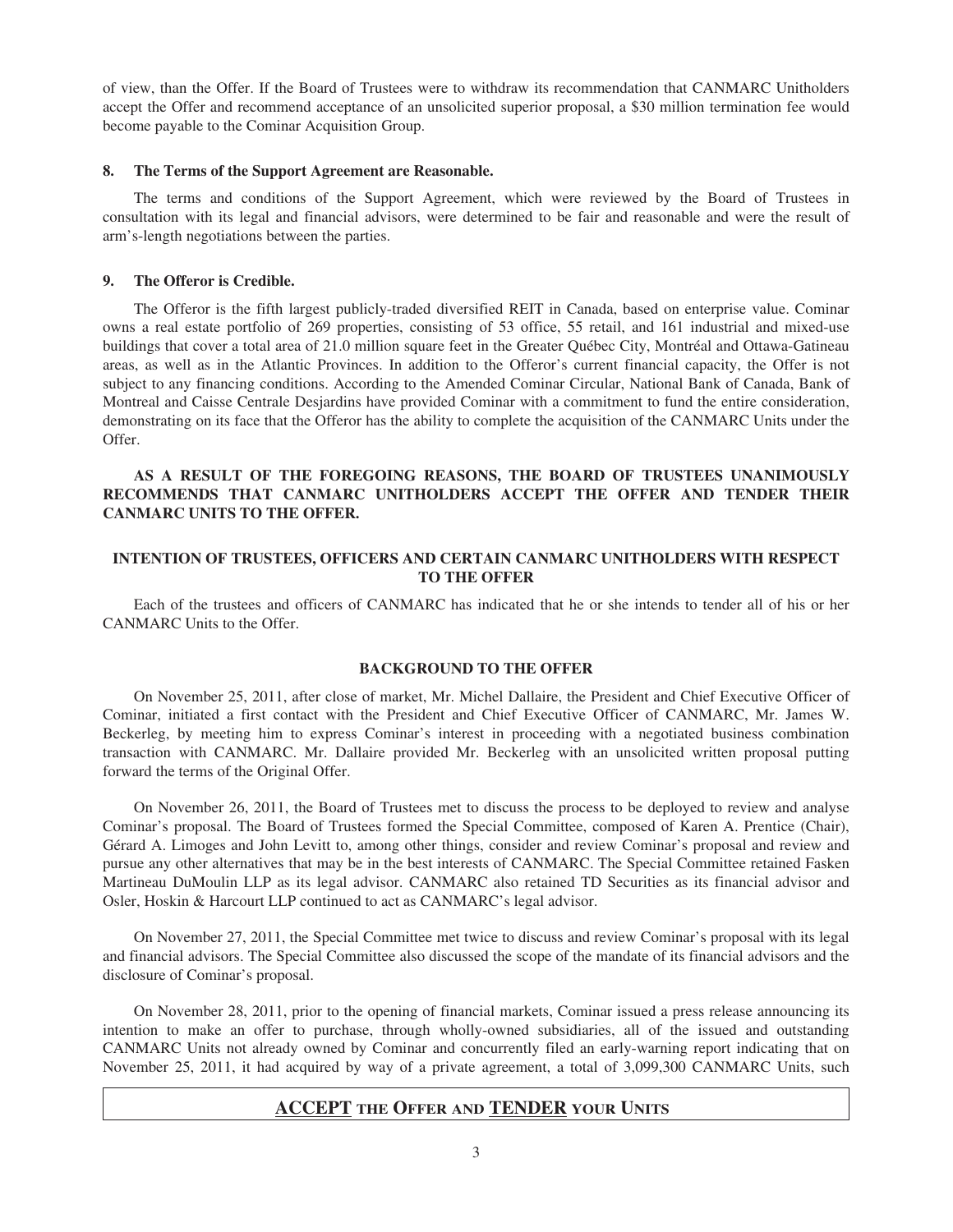of view, than the Offer. If the Board of Trustees were to withdraw its recommendation that CANMARC Unitholders accept the Offer and recommend acceptance of an unsolicited superior proposal, a $30 million termination fee would become payable to the Cominar Acquisition Group.

**8. The Terms of the Support Agreement are Reasonable.**

The terms and conditions of the Support Agreement, which were reviewed by the Board of Trustees in consultation with its legal and financial advisors, were determined to be fair and reasonable and were the result of arm's-length negotiations between the parties.

**9. The Offeror is Credible.**

The Offeror is the fifth largest publicly-traded diversified REIT in Canada, based on enterprise value. Cominar owns a real estate portfolio of 269 properties, consisting of 53 office, 55 retail, and 161 industrial and mixed-use buildings that cover a total area of 21.0 million square feet in the Greater Québec City, Montréal and Ottawa-Gatineau areas, as well as in the Atlantic Provinces. In addition to the Offeror's current financial capacity, the Offer is not subject to any financing conditions. According to the Amended Cominar Circular, National Bank of Canada, Bank of Montreal and Caisse Centrale Desjardins have provided Cominar with a commitment to fund the entire consideration, demonstrating on its face that the Offeror has the ability to complete the acquisition of the CANMARC Units under the Offer.

**AS A RESULT OF THE FOREGOING REASONS, THE BOARD OF TRUSTEES UNANIMOUSLY RECOMMENDS THAT CANMARC UNITHOLDERS ACCEPT THE OFFER AND TENDER THEIR CANMARC UNITS TO THE OFFER.**

## INTENTION OF TRUSTEES, OFFICERS AND CERTAIN CANMARC UNITHOLDERS WITH RESPECT TO THE OFFER

Each of the trustees and officers of CANMARC has indicated that he or she intends to tender all of his or her CANMARC Units to the Offer.

## BACKGROUND TO THE OFFER

On November 25, 2011, after close of market, Mr. Michel Dallaire, the President and Chief Executive Officer of Cominar, initiated a first contact with the President and Chief Executive Officer of CANMARC, Mr. James W. Beckerleg, by meeting him to express Cominar's interest in proceeding with a negotiated business combination transaction with CANMARC. Mr. Dallaire provided Mr. Beckerleg with an unsolicited written proposal putting forward the terms of the Original Offer.

On November 26, 2011, the Board of Trustees met to discuss the process to be deployed to review and analyse Cominar's proposal. The Board of Trustees formed the Special Committee, composed of Karen A. Prentice (Chair), Gérard A. Limoges and John Levitt to, among other things, consider and review Cominar's proposal and review and pursue any other alternatives that may be in the best interests of CANMARC. The Special Committee retained Fasken Martineau DuMoulin LLP as its legal advisor. CANMARC also retained TD Securities as its financial advisor and Osler, Hoskin & Harcourt LLP continued to act as CANMARC's legal advisor.

On November 27, 2011, the Special Committee met twice to discuss and review Cominar's proposal with its legal and financial advisors. The Special Committee also discussed the scope of the mandate of its financial advisors and the disclosure of Cominar's proposal.

On November 28, 2011, prior to the opening of financial markets, Cominar issued a press release announcing its intention to make an offer to purchase, through wholly-owned subsidiaries, all of the issued and outstanding CANMARC Units not already owned by Cominar and concurrently filed an early-warning report indicating that on November 25, 2011, it had acquired by way of a private agreement, a total of 3,099,300 CANMARC Units, such

**ACCEPT THE OFFER AND TENDER YOUR UNITS**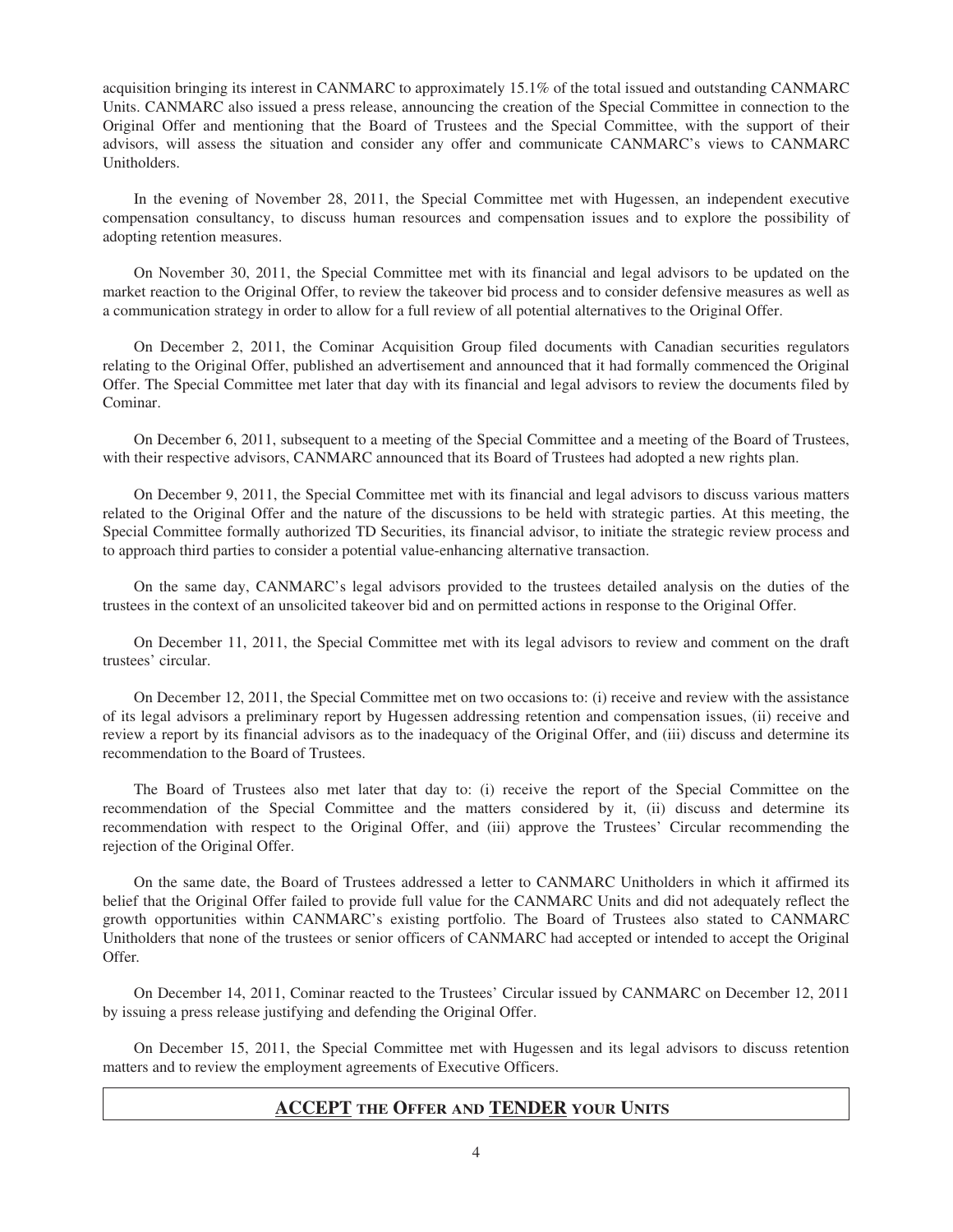acquisition bringing its interest in CANMARC to approximately 15.1% of the total issued and outstanding CANMARC Units. CANMARC also issued a press release, announcing the creation of the Special Committee in connection to the Original Offer and mentioning that the Board of Trustees and the Special Committee, with the support of their advisors, will assess the situation and consider any offer and communicate CANMARC's views to CANMARC Unitholders.

In the evening of November 28, 2011, the Special Committee met with Hugessen, an independent executive compensation consultancy, to discuss human resources and compensation issues and to explore the possibility of adopting retention measures.

On November 30, 2011, the Special Committee met with its financial and legal advisors to be updated on the market reaction to the Original Offer, to review the takeover bid process and to consider defensive measures as well as a communication strategy in order to allow for a full review of all potential alternatives to the Original Offer.

On December 2, 2011, the Cominar Acquisition Group filed documents with Canadian securities regulators relating to the Original Offer, published an advertisement and announced that it had formally commenced the Original Offer. The Special Committee met later that day with its financial and legal advisors to review the documents filed by Cominar.

On December 6, 2011, subsequent to a meeting of the Special Committee and a meeting of the Board of Trustees, with their respective advisors, CANMARC announced that its Board of Trustees had adopted a new rights plan.

On December 9, 2011, the Special Committee met with its financial and legal advisors to discuss various matters related to the Original Offer and the nature of the discussions to be held with strategic parties. At this meeting, the Special Committee formally authorized TD Securities, its financial advisor, to initiate the strategic review process and to approach third parties to consider a potential value-enhancing alternative transaction.

On the same day, CANMARC's legal advisors provided to the trustees detailed analysis on the duties of the trustees in the context of an unsolicited takeover bid and on permitted actions in response to the Original Offer.

On December 11, 2011, the Special Committee met with its legal advisors to review and comment on the draft trustees' circular.

On December 12, 2011, the Special Committee met on two occasions to: (i) receive and review with the assistance of its legal advisors a preliminary report by Hugessen addressing retention and compensation issues, (ii) receive and review a report by its financial advisors as to the inadequacy of the Original Offer, and (iii) discuss and determine its recommendation to the Board of Trustees.

The Board of Trustees also met later that day to: (i) receive the report of the Special Committee on the recommendation of the Special Committee and the matters considered by it, (ii) discuss and determine its recommendation with respect to the Original Offer, and (iii) approve the Trustees' Circular recommending the rejection of the Original Offer.

On the same date, the Board of Trustees addressed a letter to CANMARC Unitholders in which it affirmed its belief that the Original Offer failed to provide full value for the CANMARC Units and did not adequately reflect the growth opportunities within CANMARC's existing portfolio. The Board of Trustees also stated to CANMARC Unitholders that none of the trustees or senior officers of CANMARC had accepted or intended to accept the Original Offer.

On December 14, 2011, Cominar reacted to the Trustees' Circular issued by CANMARC on December 12, 2011 by issuing a press release justifying and defending the Original Offer.

On December 15, 2011, the Special Committee met with Hugessen and its legal advisors to discuss retention matters and to review the employment agreements of Executive Officers.

**ACCEPT THE OFFER AND TENDER YOUR UNITS**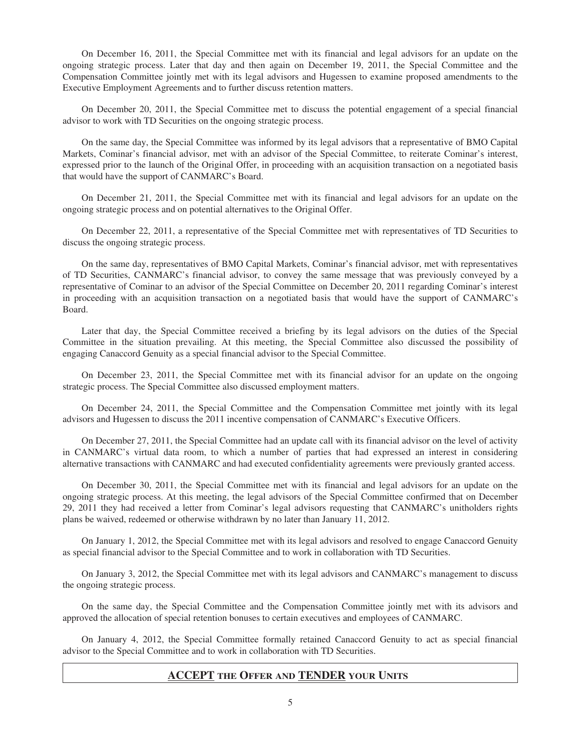On December 16, 2011, the Special Committee met with its financial and legal advisors for an update on the ongoing strategic process. Later that day and then again on December 19, 2011, the Special Committee and the Compensation Committee jointly met with its legal advisors and Hugessen to examine proposed amendments to the Executive Employment Agreements and to further discuss retention matters.

On December 20, 2011, the Special Committee met to discuss the potential engagement of a special financial advisor to work with TD Securities on the ongoing strategic process.

On the same day, the Special Committee was informed by its legal advisors that a representative of BMO Capital Markets, Cominar's financial advisor, met with an advisor of the Special Committee, to reiterate Cominar's interest, expressed prior to the launch of the Original Offer, in proceeding with an acquisition transaction on a negotiated basis that would have the support of CANMARC's Board.

On December 21, 2011, the Special Committee met with its financial and legal advisors for an update on the ongoing strategic process and on potential alternatives to the Original Offer.

On December 22, 2011, a representative of the Special Committee met with representatives of TD Securities to discuss the ongoing strategic process.

On the same day, representatives of BMO Capital Markets, Cominar's financial advisor, met with representatives of TD Securities, CANMARC's financial advisor, to convey the same message that was previously conveyed by a representative of Cominar to an advisor of the Special Committee on December 20, 2011 regarding Cominar's interest in proceeding with an acquisition transaction on a negotiated basis that would have the support of CANMARC's Board.

Later that day, the Special Committee received a briefing by its legal advisors on the duties of the Special Committee in the situation prevailing. At this meeting, the Special Committee also discussed the possibility of engaging Canaccord Genuity as a special financial advisor to the Special Committee.

On December 23, 2011, the Special Committee met with its financial advisor for an update on the ongoing strategic process. The Special Committee also discussed employment matters.

On December 24, 2011, the Special Committee and the Compensation Committee met jointly with its legal advisors and Hugessen to discuss the 2011 incentive compensation of CANMARC's Executive Officers.

On December 27, 2011, the Special Committee had an update call with its financial advisor on the level of activity in CANMARC's virtual data room, to which a number of parties that had expressed an interest in considering alternative transactions with CANMARC and had executed confidentiality agreements were previously granted access.

On December 30, 2011, the Special Committee met with its financial and legal advisors for an update on the ongoing strategic process. At this meeting, the legal advisors of the Special Committee confirmed that on December 29, 2011 they had received a letter from Cominar's legal advisors requesting that CANMARC's unitholders rights plans be waived, redeemed or otherwise withdrawn by no later than January 11, 2012.

On January 1, 2012, the Special Committee met with its legal advisors and resolved to engage Canaccord Genuity as special financial advisor to the Special Committee and to work in collaboration with TD Securities.

On January 3, 2012, the Special Committee met with its legal advisors and CANMARC's management to discuss the ongoing strategic process.

On the same day, the Special Committee and the Compensation Committee jointly met with its advisors and approved the allocation of special retention bonuses to certain executives and employees of CANMARC.

On January 4, 2012, the Special Committee formally retained Canaccord Genuity to act as special financial advisor to the Special Committee and to work in collaboration with TD Securities.

**ACCEPT THE OFFER AND TENDER YOUR UNITS**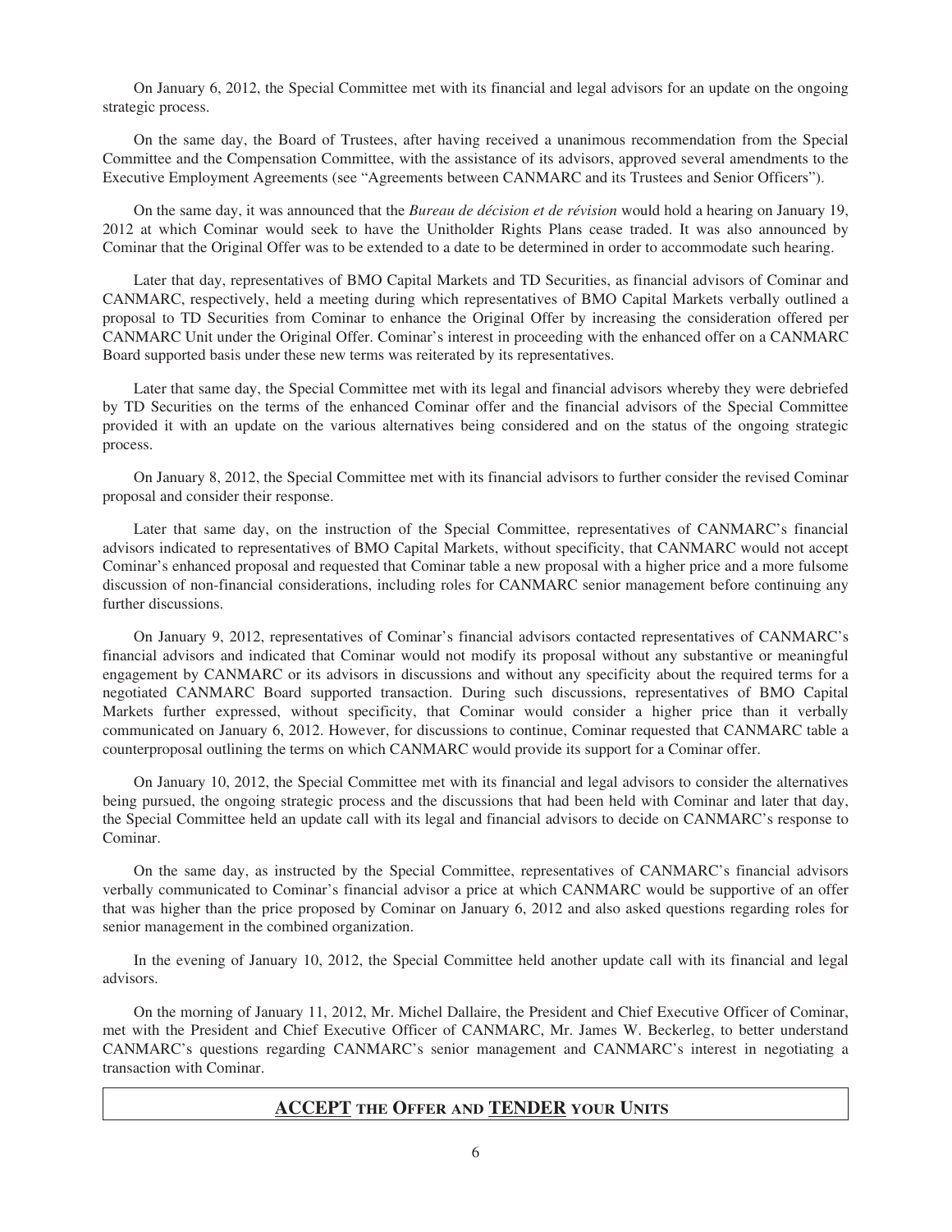On January 6, 2012, the Special Committee met with its financial and legal advisors for an update on the ongoing strategic process.

On the same day, the Board of Trustees, after having received a unanimous recommendation from the Special Committee and the Compensation Committee, with the assistance of its advisors, approved several amendments to the Executive Employment Agreements (see "Agreements between CANMARC and its Trustees and Senior Officers").

On the same day, it was announced that the *Bureau de décision et de révision* would hold a hearing on January 19, 2012 at which Cominar would seek to have the Unitholder Rights Plans cease traded. It was also announced by Cominar that the Original Offer was to be extended to a date to be determined in order to accommodate such hearing.

Later that day, representatives of BMO Capital Markets and TD Securities, as financial advisors of Cominar and CANMARC, respectively, held a meeting during which representatives of BMO Capital Markets verbally outlined a proposal to TD Securities from Cominar to enhance the Original Offer by increasing the consideration offered per CANMARC Unit under the Original Offer. Cominar's interest in proceeding with the enhanced offer on a CANMARC Board supported basis under these new terms was reiterated by its representatives.

Later that same day, the Special Committee met with its legal and financial advisors whereby they were debriefed by TD Securities on the terms of the enhanced Cominar offer and the financial advisors of the Special Committee provided it with an update on the various alternatives being considered and on the status of the ongoing strategic process.

On January 8, 2012, the Special Committee met with its financial advisors to further consider the revised Cominar proposal and consider their response.

Later that same day, on the instruction of the Special Committee, representatives of CANMARC's financial advisors indicated to representatives of BMO Capital Markets, without specificity, that CANMARC would not accept Cominar's enhanced proposal and requested that Cominar table a new proposal with a higher price and a more fulsome discussion of non-financial considerations, including roles for CANMARC senior management before continuing any further discussions.

On January 9, 2012, representatives of Cominar's financial advisors contacted representatives of CANMARC's financial advisors and indicated that Cominar would not modify its proposal without any substantive or meaningful engagement by CANMARC or its advisors in discussions and without any specificity about the required terms for a negotiated CANMARC Board supported transaction. During such discussions, representatives of BMO Capital Markets further expressed, without specificity, that Cominar would consider a higher price than it verbally communicated on January 6, 2012. However, for discussions to continue, Cominar requested that CANMARC table a counterproposal outlining the terms on which CANMARC would provide its support for a Cominar offer.

On January 10, 2012, the Special Committee met with its financial and legal advisors to consider the alternatives being pursued, the ongoing strategic process and the discussions that had been held with Cominar and later that day, the Special Committee held an update call with its legal and financial advisors to decide on CANMARC's response to Cominar.

On the same day, as instructed by the Special Committee, representatives of CANMARC's financial advisors verbally communicated to Cominar's financial advisor a price at which CANMARC would be supportive of an offer that was higher than the price proposed by Cominar on January 6, 2012 and also asked questions regarding roles for senior management in the combined organization.

In the evening of January 10, 2012, the Special Committee held another update call with its financial and legal advisors.

On the morning of January 11, 2012, Mr. Michel Dallaire, the President and Chief Executive Officer of Cominar, met with the President and Chief Executive Officer of CANMARC, Mr. James W. Beckerleg, to better understand CANMARC's questions regarding CANMARC's senior management and CANMARC's interest in negotiating a transaction with Cominar.

**ACCEPT THE OFFER AND TENDER YOUR UNITS**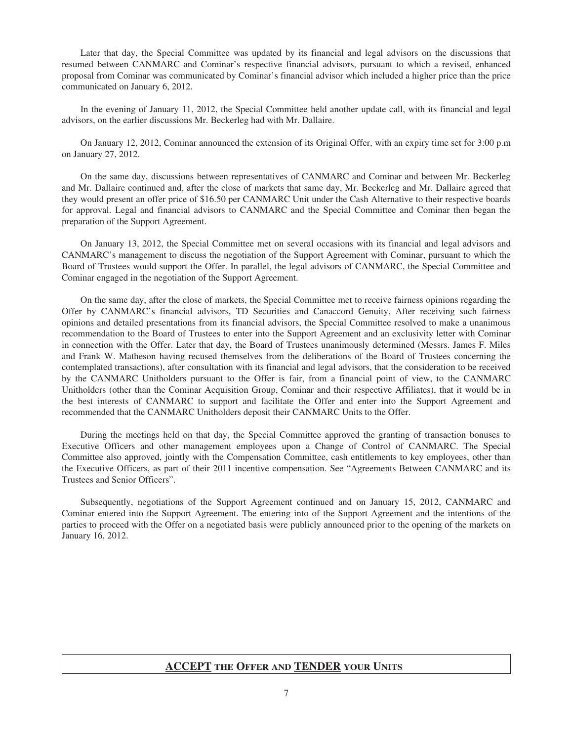Later that day, the Special Committee was updated by its financial and legal advisors on the discussions that resumed between CANMARC and Cominar's respective financial advisors, pursuant to which a revised, enhanced proposal from Cominar was communicated by Cominar's financial advisor which included a higher price than the price communicated on January 6, 2012.

In the evening of January 11, 2012, the Special Committee held another update call, with its financial and legal advisors, on the earlier discussions Mr. Beckerleg had with Mr. Dallaire.

On January 12, 2012, Cominar announced the extension of its Original Offer, with an expiry time set for 3:00 p.m on January 27, 2012.

On the same day, discussions between representatives of CANMARC and Cominar and between Mr. Beckerleg and Mr. Dallaire continued and, after the close of markets that same day, Mr. Beckerleg and Mr. Dallaire agreed that they would present an offer price of $16.50 per CANMARC Unit under the Cash Alternative to their respective boards for approval. Legal and financial advisors to CANMARC and the Special Committee and Cominar then began the preparation of the Support Agreement.

On January 13, 2012, the Special Committee met on several occasions with its financial and legal advisors and CANMARC's management to discuss the negotiation of the Support Agreement with Cominar, pursuant to which the Board of Trustees would support the Offer. In parallel, the legal advisors of CANMARC, the Special Committee and Cominar engaged in the negotiation of the Support Agreement.

On the same day, after the close of markets, the Special Committee met to receive fairness opinions regarding the Offer by CANMARC's financial advisors, TD Securities and Canaccord Genuity. After receiving such fairness opinions and detailed presentations from its financial advisors, the Special Committee resolved to make a unanimous recommendation to the Board of Trustees to enter into the Support Agreement and an exclusivity letter with Cominar in connection with the Offer. Later that day, the Board of Trustees unanimously determined (Messrs. James F. Miles and Frank W. Matheson having recused themselves from the deliberations of the Board of Trustees concerning the contemplated transactions), after consultation with its financial and legal advisors, that the consideration to be received by the CANMARC Unitholders pursuant to the Offer is fair, from a financial point of view, to the CANMARC Unitholders (other than the Cominar Acquisition Group, Cominar and their respective Affiliates), that it would be in the best interests of CANMARC to support and facilitate the Offer and enter into the Support Agreement and recommended that the CANMARC Unitholders deposit their CANMARC Units to the Offer.

During the meetings held on that day, the Special Committee approved the granting of transaction bonuses to Executive Officers and other management employees upon a Change of Control of CANMARC. The Special Committee also approved, jointly with the Compensation Committee, cash entitlements to key employees, other than the Executive Officers, as part of their 2011 incentive compensation. See "Agreements Between CANMARC and its Trustees and Senior Officers".

Subsequently, negotiations of the Support Agreement continued and on January 15, 2012, CANMARC and Cominar entered into the Support Agreement. The entering into of the Support Agreement and the intentions of the parties to proceed with the Offer on a negotiated basis were publicly announced prior to the opening of the markets on January 16, 2012.

**ACCEPT THE OFFER AND TENDER YOUR UNITS**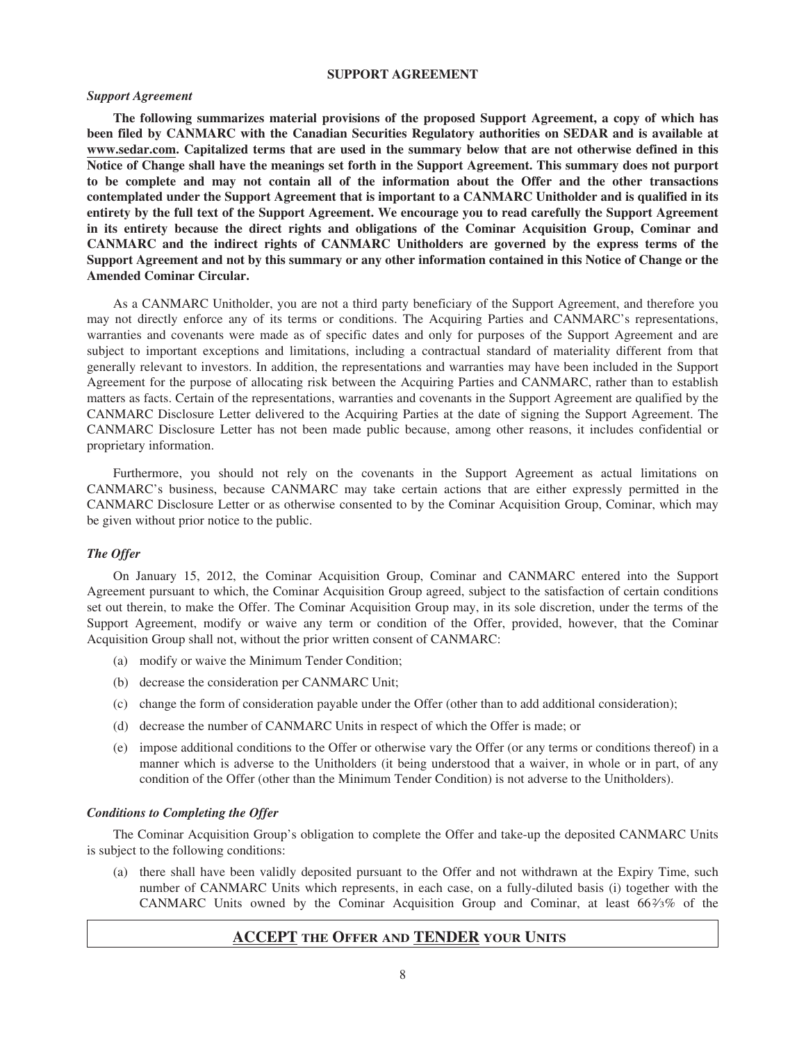## SUPPORT AGREEMENT

### *Support Agreement*

**The following summarizes material provisions of the proposed Support Agreement, a copy of which has been filed by CANMARC with the Canadian Securities Regulatory authorities on SEDAR and is available at www.sedar.com. Capitalized terms that are used in the summary below that are not otherwise defined in this Notice of Change shall have the meanings set forth in the Support Agreement. This summary does not purport to be complete and may not contain all of the information about the Offer and the other transactions contemplated under the Support Agreement that is important to a CANMARC Unitholder and is qualified in its entirety by the full text of the Support Agreement. We encourage you to read carefully the Support Agreement in its entirety because the direct rights and obligations of the Cominar Acquisition Group, Cominar and CANMARC and the indirect rights of CANMARC Unitholders are governed by the express terms of the Support Agreement and not by this summary or any other information contained in this Notice of Change or the Amended Cominar Circular.**

As a CANMARC Unitholder, you are not a third party beneficiary of the Support Agreement, and therefore you may not directly enforce any of its terms or conditions. The Acquiring Parties and CANMARC's representations, warranties and covenants were made as of specific dates and only for purposes of the Support Agreement and are subject to important exceptions and limitations, including a contractual standard of materiality different from that generally relevant to investors. In addition, the representations and warranties may have been included in the Support Agreement for the purpose of allocating risk between the Acquiring Parties and CANMARC, rather than to establish matters as facts. Certain of the representations, warranties and covenants in the Support Agreement are qualified by the CANMARC Disclosure Letter delivered to the Acquiring Parties at the date of signing the Support Agreement. The CANMARC Disclosure Letter has not been made public because, among other reasons, it includes confidential or proprietary information.

Furthermore, you should not rely on the covenants in the Support Agreement as actual limitations on CANMARC's business, because CANMARC may take certain actions that are either expressly permitted in the CANMARC Disclosure Letter or as otherwise consented to by the Cominar Acquisition Group, Cominar, which may be given without prior notice to the public.

### *The Offer*

On January 15, 2012, the Cominar Acquisition Group, Cominar and CANMARC entered into the Support Agreement pursuant to which, the Cominar Acquisition Group agreed, subject to the satisfaction of certain conditions set out therein, to make the Offer. The Cominar Acquisition Group may, in its sole discretion, under the terms of the Support Agreement, modify or waive any term or condition of the Offer, provided, however, that the Cominar Acquisition Group shall not, without the prior written consent of CANMARC:

- (a) modify or waive the Minimum Tender Condition;
- (b) decrease the consideration per CANMARC Unit;
- (c) change the form of consideration payable under the Offer (other than to add additional consideration);
- (d) decrease the number of CANMARC Units in respect of which the Offer is made; or
- (e) impose additional conditions to the Offer or otherwise vary the Offer (or any terms or conditions thereof) in a manner which is adverse to the Unitholders (it being understood that a waiver, in whole or in part, of any condition of the Offer (other than the Minimum Tender Condition) is not adverse to the Unitholders).

### *Conditions to Completing the Offer*

The Cominar Acquisition Group's obligation to complete the Offer and take-up the deposited CANMARC Units is subject to the following conditions:

- (a) there shall have been validly deposited pursuant to the Offer and not withdrawn at the Expiry Time, such number of CANMARC Units which represents, in each case, on a fully-diluted basis (i) together with the CANMARC Units owned by the Cominar Acquisition Group and Cominar, at least 66⅔% of the

**ACCEPT THE OFFER AND TENDER YOUR UNITS**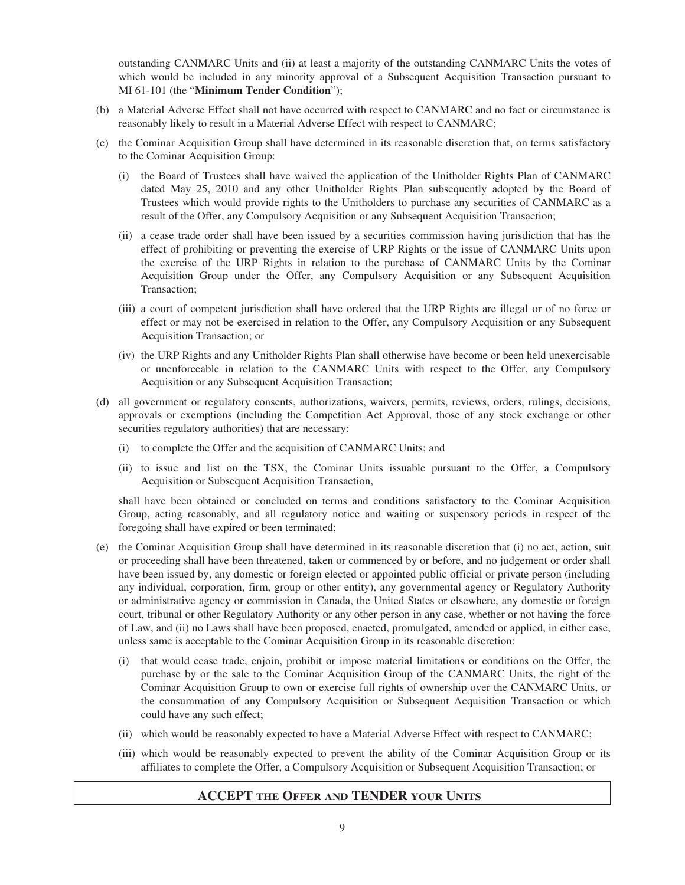outstanding CANMARC Units and (ii) at least a majority of the outstanding CANMARC Units the votes of which would be included in any minority approval of a Subsequent Acquisition Transaction pursuant to MI 61-101 (the "**Minimum Tender Condition**");

(b) a Material Adverse Effect shall not have occurred with respect to CANMARC and no fact or circumstance is reasonably likely to result in a Material Adverse Effect with respect to CANMARC;

(c) the Cominar Acquisition Group shall have determined in its reasonable discretion that, on terms satisfactory to the Cominar Acquisition Group:

   (i) the Board of Trustees shall have waived the application of the Unitholder Rights Plan of CANMARC dated May 25, 2010 and any other Unitholder Rights Plan subsequently adopted by the Board of Trustees which would provide rights to the Unitholders to purchase any securities of CANMARC as a result of the Offer, any Compulsory Acquisition or any Subsequent Acquisition Transaction;

   (ii) a cease trade order shall have been issued by a securities commission having jurisdiction that has the effect of prohibiting or preventing the exercise of URP Rights or the issue of CANMARC Units upon the exercise of the URP Rights in relation to the purchase of CANMARC Units by the Cominar Acquisition Group under the Offer, any Compulsory Acquisition or any Subsequent Acquisition Transaction;

   (iii) a court of competent jurisdiction shall have ordered that the URP Rights are illegal or of no force or effect or may not be exercised in relation to the Offer, any Compulsory Acquisition or any Subsequent Acquisition Transaction; or

   (iv) the URP Rights and any Unitholder Rights Plan shall otherwise have become or been held unexercisable or unenforceable in relation to the CANMARC Units with respect to the Offer, any Compulsory Acquisition or any Subsequent Acquisition Transaction;

(d) all government or regulatory consents, authorizations, waivers, permits, reviews, orders, rulings, decisions, approvals or exemptions (including the Competition Act Approval, those of any stock exchange or other securities regulatory authorities) that are necessary:

   (i) to complete the Offer and the acquisition of CANMARC Units; and

   (ii) to issue and list on the TSX, the Cominar Units issuable pursuant to the Offer, a Compulsory Acquisition or Subsequent Acquisition Transaction,

   shall have been obtained or concluded on terms and conditions satisfactory to the Cominar Acquisition Group, acting reasonably, and all regulatory notice and waiting or suspensory periods in respect of the foregoing shall have expired or been terminated;

(e) the Cominar Acquisition Group shall have determined in its reasonable discretion that (i) no act, action, suit or proceeding shall have been threatened, taken or commenced by or before, and no judgement or order shall have been issued by, any domestic or foreign elected or appointed public official or private person (including any individual, corporation, firm, group or other entity), any governmental agency or Regulatory Authority or administrative agency or commission in Canada, the United States or elsewhere, any domestic or foreign court, tribunal or other Regulatory Authority or any other person in any case, whether or not having the force of Law, and (ii) no Laws shall have been proposed, enacted, promulgated, amended or applied, in either case, unless same is acceptable to the Cominar Acquisition Group in its reasonable discretion:

   (i) that would cease trade, enjoin, prohibit or impose material limitations or conditions on the Offer, the purchase by or the sale to the Cominar Acquisition Group of the CANMARC Units, the right of the Cominar Acquisition Group to own or exercise full rights of ownership over the CANMARC Units, or the consummation of any Compulsory Acquisition or Subsequent Acquisition Transaction or which could have any such effect;

   (ii) which would be reasonably expected to have a Material Adverse Effect with respect to CANMARC;

   (iii) which would be reasonably expected to prevent the ability of the Cominar Acquisition Group or its affiliates to complete the Offer, a Compulsory Acquisition or Subsequent Acquisition Transaction; or

**ACCEPT THE OFFER AND TENDER YOUR UNITS**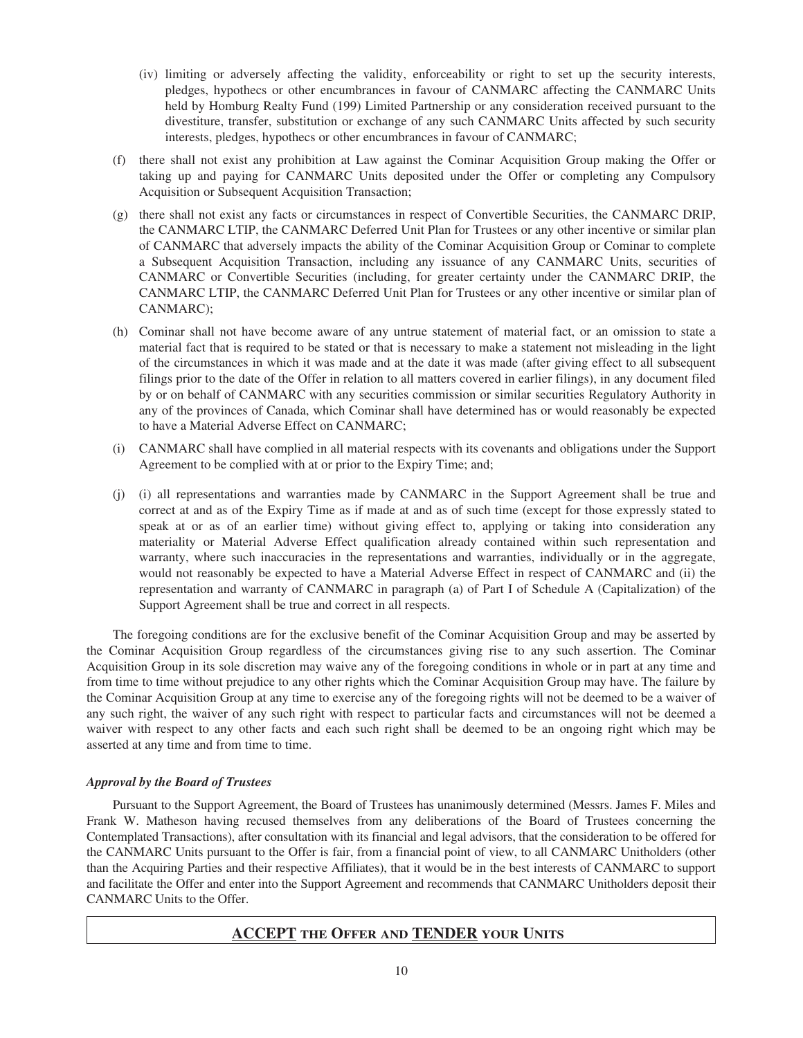(iv) limiting or adversely affecting the validity, enforceability or right to set up the security interests, pledges, hypothecs or other encumbrances in favour of CANMARC affecting the CANMARC Units held by Homburg Realty Fund (199) Limited Partnership or any consideration received pursuant to the divestiture, transfer, substitution or exchange of any such CANMARC Units affected by such security interests, pledges, hypothecs or other encumbrances in favour of CANMARC;

(f) there shall not exist any prohibition at Law against the Cominar Acquisition Group making the Offer or taking up and paying for CANMARC Units deposited under the Offer or completing any Compulsory Acquisition or Subsequent Acquisition Transaction;

(g) there shall not exist any facts or circumstances in respect of Convertible Securities, the CANMARC DRIP, the CANMARC LTIP, the CANMARC Deferred Unit Plan for Trustees or any other incentive or similar plan of CANMARC that adversely impacts the ability of the Cominar Acquisition Group or Cominar to complete a Subsequent Acquisition Transaction, including any issuance of any CANMARC Units, securities of CANMARC or Convertible Securities (including, for greater certainty under the CANMARC DRIP, the CANMARC LTIP, the CANMARC Deferred Unit Plan for Trustees or any other incentive or similar plan of CANMARC);

(h) Cominar shall not have become aware of any untrue statement of material fact, or an omission to state a material fact that is required to be stated or that is necessary to make a statement not misleading in the light of the circumstances in which it was made and at the date it was made (after giving effect to all subsequent filings prior to the date of the Offer in relation to all matters covered in earlier filings), in any document filed by or on behalf of CANMARC with any securities commission or similar securities Regulatory Authority in any of the provinces of Canada, which Cominar shall have determined has or would reasonably be expected to have a Material Adverse Effect on CANMARC;

(i) CANMARC shall have complied in all material respects with its covenants and obligations under the Support Agreement to be complied with at or prior to the Expiry Time; and;

(j) (i) all representations and warranties made by CANMARC in the Support Agreement shall be true and correct at and as of the Expiry Time as if made at and as of such time (except for those expressly stated to speak at or as of an earlier time) without giving effect to, applying or taking into consideration any materiality or Material Adverse Effect qualification already contained within such representation and warranty, where such inaccuracies in the representations and warranties, individually or in the aggregate, would not reasonably be expected to have a Material Adverse Effect in respect of CANMARC and (ii) the representation and warranty of CANMARC in paragraph (a) of Part I of Schedule A (Capitalization) of the Support Agreement shall be true and correct in all respects.

The foregoing conditions are for the exclusive benefit of the Cominar Acquisition Group and may be asserted by the Cominar Acquisition Group regardless of the circumstances giving rise to any such assertion. The Cominar Acquisition Group in its sole discretion may waive any of the foregoing conditions in whole or in part at any time and from time to time without prejudice to any other rights which the Cominar Acquisition Group may have. The failure by the Cominar Acquisition Group at any time to exercise any of the foregoing rights will not be deemed to be a waiver of any such right, the waiver of any such right with respect to particular facts and circumstances will not be deemed a waiver with respect to any other facts and each such right shall be deemed to be an ongoing right which may be asserted at any time and from time to time.

***Approval by the Board of Trustees***

Pursuant to the Support Agreement, the Board of Trustees has unanimously determined (Messrs. James F. Miles and Frank W. Matheson having recused themselves from any deliberations of the Board of Trustees concerning the Contemplated Transactions), after consultation with its financial and legal advisors, that the consideration to be offered for the CANMARC Units pursuant to the Offer is fair, from a financial point of view, to all CANMARC Unitholders (other than the Acquiring Parties and their respective Affiliates), that it would be in the best interests of CANMARC to support and facilitate the Offer and enter into the Support Agreement and recommends that CANMARC Unitholders deposit their CANMARC Units to the Offer.

**ACCEPT THE OFFER AND TENDER YOUR UNITS**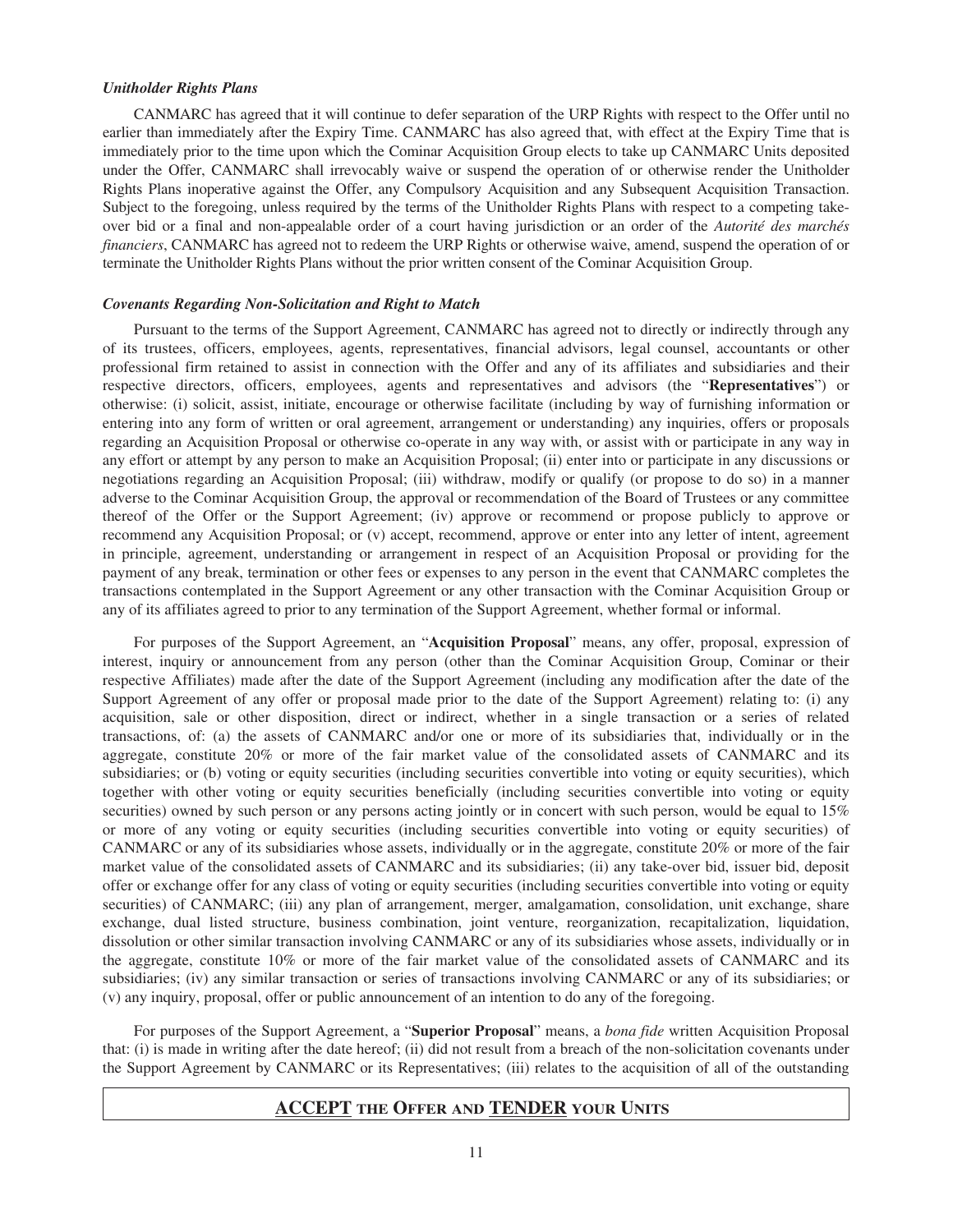***Unitholder Rights Plans***

CANMARC has agreed that it will continue to defer separation of the URP Rights with respect to the Offer until no earlier than immediately after the Expiry Time. CANMARC has also agreed that, with effect at the Expiry Time that is immediately prior to the time upon which the Cominar Acquisition Group elects to take up CANMARC Units deposited under the Offer, CANMARC shall irrevocably waive or suspend the operation of or otherwise render the Unitholder Rights Plans inoperative against the Offer, any Compulsory Acquisition and any Subsequent Acquisition Transaction. Subject to the foregoing, unless required by the terms of the Unitholder Rights Plans with respect to a competing take-over bid or a final and non-appealable order of a court having jurisdiction or an order of the *Autorité des marchés financiers*, CANMARC has agreed not to redeem the URP Rights or otherwise waive, amend, suspend the operation of or terminate the Unitholder Rights Plans without the prior written consent of the Cominar Acquisition Group.

***Covenants Regarding Non-Solicitation and Right to Match***

Pursuant to the terms of the Support Agreement, CANMARC has agreed not to directly or indirectly through any of its trustees, officers, employees, agents, representatives, financial advisors, legal counsel, accountants or other professional firm retained to assist in connection with the Offer and any of its affiliates and subsidiaries and their respective directors, officers, employees, agents and representatives and advisors (the "**Representatives**") or otherwise: (i) solicit, assist, initiate, encourage or otherwise facilitate (including by way of furnishing information or entering into any form of written or oral agreement, arrangement or understanding) any inquiries, offers or proposals regarding an Acquisition Proposal or otherwise co-operate in any way with, or assist with or participate in any way in any effort or attempt by any person to make an Acquisition Proposal; (ii) enter into or participate in any discussions or negotiations regarding an Acquisition Proposal; (iii) withdraw, modify or qualify (or propose to do so) in a manner adverse to the Cominar Acquisition Group, the approval or recommendation of the Board of Trustees or any committee thereof of the Offer or the Support Agreement; (iv) approve or recommend or propose publicly to approve or recommend any Acquisition Proposal; or (v) accept, recommend, approve or enter into any letter of intent, agreement in principle, agreement, understanding or arrangement in respect of an Acquisition Proposal or providing for the payment of any break, termination or other fees or expenses to any person in the event that CANMARC completes the transactions contemplated in the Support Agreement or any other transaction with the Cominar Acquisition Group or any of its affiliates agreed to prior to any termination of the Support Agreement, whether formal or informal.

For purposes of the Support Agreement, an "**Acquisition Proposal**" means, any offer, proposal, expression of interest, inquiry or announcement from any person (other than the Cominar Acquisition Group, Cominar or their respective Affiliates) made after the date of the Support Agreement (including any modification after the date of the Support Agreement of any offer or proposal made prior to the date of the Support Agreement) relating to: (i) any acquisition, sale or other disposition, direct or indirect, whether in a single transaction or a series of related transactions, of: (a) the assets of CANMARC and/or one or more of its subsidiaries that, individually or in the aggregate, constitute 20% or more of the fair market value of the consolidated assets of CANMARC and its subsidiaries; or (b) voting or equity securities (including securities convertible into voting or equity securities), which together with other voting or equity securities beneficially (including securities convertible into voting or equity securities) owned by such person or any persons acting jointly or in concert with such person, would be equal to 15% or more of any voting or equity securities (including securities convertible into voting or equity securities) of CANMARC or any of its subsidiaries whose assets, individually or in the aggregate, constitute 20% or more of the fair market value of the consolidated assets of CANMARC and its subsidiaries; (ii) any take-over bid, issuer bid, deposit offer or exchange offer for any class of voting or equity securities (including securities convertible into voting or equity securities) of CANMARC; (iii) any plan of arrangement, merger, amalgamation, consolidation, unit exchange, share exchange, dual listed structure, business combination, joint venture, reorganization, recapitalization, liquidation, dissolution or other similar transaction involving CANMARC or any of its subsidiaries whose assets, individually or in the aggregate, constitute 10% or more of the fair market value of the consolidated assets of CANMARC and its subsidiaries; (iv) any similar transaction or series of transactions involving CANMARC or any of its subsidiaries; or (v) any inquiry, proposal, offer or public announcement of an intention to do any of the foregoing.

For purposes of the Support Agreement, a "**Superior Proposal**" means, a *bona fide* written Acquisition Proposal that: (i) is made in writing after the date hereof; (ii) did not result from a breach of the non-solicitation covenants under the Support Agreement by CANMARC or its Representatives; (iii) relates to the acquisition of all of the outstanding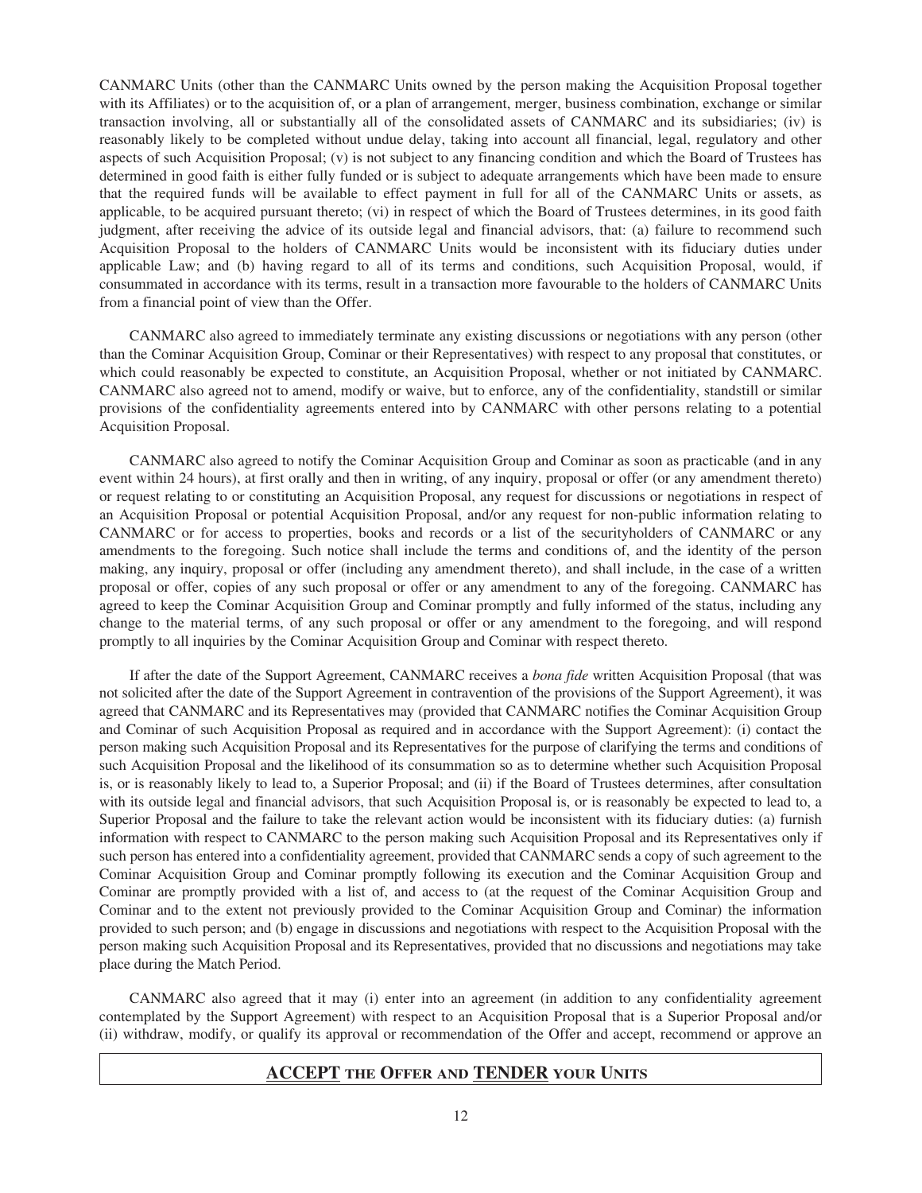CANMARC Units (other than the CANMARC Units owned by the person making the Acquisition Proposal together with its Affiliates) or to the acquisition of, or a plan of arrangement, merger, business combination, exchange or similar transaction involving, all or substantially all of the consolidated assets of CANMARC and its subsidiaries; (iv) is reasonably likely to be completed without undue delay, taking into account all financial, legal, regulatory and other aspects of such Acquisition Proposal; (v) is not subject to any financing condition and which the Board of Trustees has determined in good faith is either fully funded or is subject to adequate arrangements which have been made to ensure that the required funds will be available to effect payment in full for all of the CANMARC Units or assets, as applicable, to be acquired pursuant thereto; (vi) in respect of which the Board of Trustees determines, in its good faith judgment, after receiving the advice of its outside legal and financial advisors, that: (a) failure to recommend such Acquisition Proposal to the holders of CANMARC Units would be inconsistent with its fiduciary duties under applicable Law; and (b) having regard to all of its terms and conditions, such Acquisition Proposal, would, if consummated in accordance with its terms, result in a transaction more favourable to the holders of CANMARC Units from a financial point of view than the Offer.

CANMARC also agreed to immediately terminate any existing discussions or negotiations with any person (other than the Cominar Acquisition Group, Cominar or their Representatives) with respect to any proposal that constitutes, or which could reasonably be expected to constitute, an Acquisition Proposal, whether or not initiated by CANMARC. CANMARC also agreed not to amend, modify or waive, but to enforce, any of the confidentiality, standstill or similar provisions of the confidentiality agreements entered into by CANMARC with other persons relating to a potential Acquisition Proposal.

CANMARC also agreed to notify the Cominar Acquisition Group and Cominar as soon as practicable (and in any event within 24 hours), at first orally and then in writing, of any inquiry, proposal or offer (or any amendment thereto) or request relating to or constituting an Acquisition Proposal, any request for discussions or negotiations in respect of an Acquisition Proposal or potential Acquisition Proposal, and/or any request for non-public information relating to CANMARC or for access to properties, books and records or a list of the securityholders of CANMARC or any amendments to the foregoing. Such notice shall include the terms and conditions of, and the identity of the person making, any inquiry, proposal or offer (including any amendment thereto), and shall include, in the case of a written proposal or offer, copies of any such proposal or offer or any amendment to any of the foregoing. CANMARC has agreed to keep the Cominar Acquisition Group and Cominar promptly and fully informed of the status, including any change to the material terms, of any such proposal or offer or any amendment to the foregoing, and will respond promptly to all inquiries by the Cominar Acquisition Group and Cominar with respect thereto.

If after the date of the Support Agreement, CANMARC receives a *bona fide* written Acquisition Proposal (that was not solicited after the date of the Support Agreement in contravention of the provisions of the Support Agreement), it was agreed that CANMARC and its Representatives may (provided that CANMARC notifies the Cominar Acquisition Group and Cominar of such Acquisition Proposal as required and in accordance with the Support Agreement): (i) contact the person making such Acquisition Proposal and its Representatives for the purpose of clarifying the terms and conditions of such Acquisition Proposal and the likelihood of its consummation so as to determine whether such Acquisition Proposal is, or is reasonably likely to lead to, a Superior Proposal; and (ii) if the Board of Trustees determines, after consultation with its outside legal and financial advisors, that such Acquisition Proposal is, or is reasonably be expected to lead to, a Superior Proposal and the failure to take the relevant action would be inconsistent with its fiduciary duties: (a) furnish information with respect to CANMARC to the person making such Acquisition Proposal and its Representatives only if such person has entered into a confidentiality agreement, provided that CANMARC sends a copy of such agreement to the Cominar Acquisition Group and Cominar promptly following its execution and the Cominar Acquisition Group and Cominar are promptly provided with a list of, and access to (at the request of the Cominar Acquisition Group and Cominar and to the extent not previously provided to the Cominar Acquisition Group and Cominar) the information provided to such person; and (b) engage in discussions and negotiations with respect to the Acquisition Proposal with the person making such Acquisition Proposal and its Representatives, provided that no discussions and negotiations may take place during the Match Period.

CANMARC also agreed that it may (i) enter into an agreement (in addition to any confidentiality agreement contemplated by the Support Agreement) with respect to an Acquisition Proposal that is a Superior Proposal and/or (ii) withdraw, modify, or qualify its approval or recommendation of the Offer and accept, recommend or approve an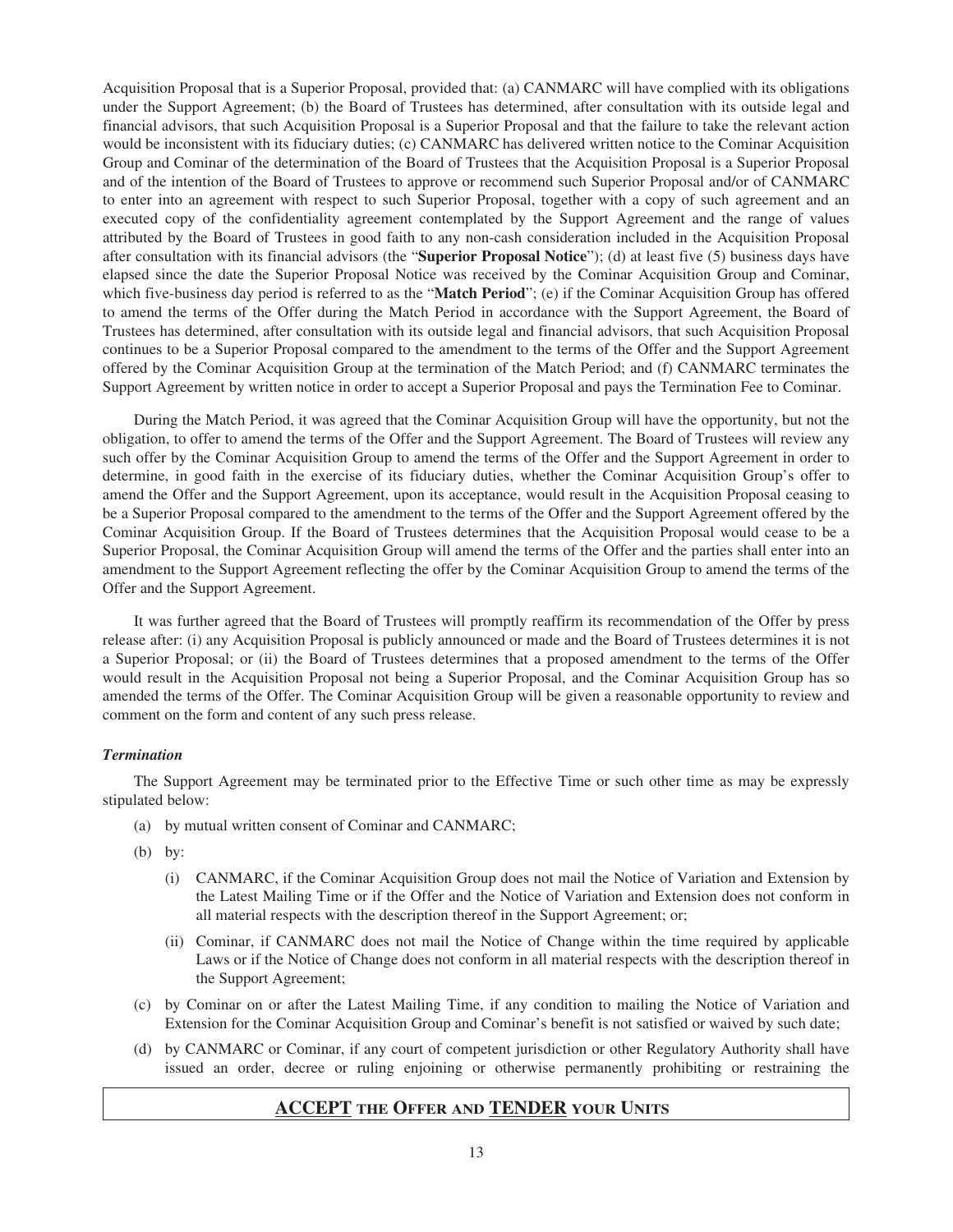Acquisition Proposal that is a Superior Proposal, provided that: (a) CANMARC will have complied with its obligations under the Support Agreement; (b) the Board of Trustees has determined, after consultation with its outside legal and financial advisors, that such Acquisition Proposal is a Superior Proposal and that the failure to take the relevant action would be inconsistent with its fiduciary duties; (c) CANMARC has delivered written notice to the Cominar Acquisition Group and Cominar of the determination of the Board of Trustees that the Acquisition Proposal is a Superior Proposal and of the intention of the Board of Trustees to approve or recommend such Superior Proposal and/or of CANMARC to enter into an agreement with respect to such Superior Proposal, together with a copy of such agreement and an executed copy of the confidentiality agreement contemplated by the Support Agreement and the range of values attributed by the Board of Trustees in good faith to any non-cash consideration included in the Acquisition Proposal after consultation with its financial advisors (the "**Superior Proposal Notice**"); (d) at least five (5) business days have elapsed since the date the Superior Proposal Notice was received by the Cominar Acquisition Group and Cominar, which five-business day period is referred to as the "**Match Period**"; (e) if the Cominar Acquisition Group has offered to amend the terms of the Offer during the Match Period in accordance with the Support Agreement, the Board of Trustees has determined, after consultation with its outside legal and financial advisors, that such Acquisition Proposal continues to be a Superior Proposal compared to the amendment to the terms of the Offer and the Support Agreement offered by the Cominar Acquisition Group at the termination of the Match Period; and (f) CANMARC terminates the Support Agreement by written notice in order to accept a Superior Proposal and pays the Termination Fee to Cominar.

During the Match Period, it was agreed that the Cominar Acquisition Group will have the opportunity, but not the obligation, to offer to amend the terms of the Offer and the Support Agreement. The Board of Trustees will review any such offer by the Cominar Acquisition Group to amend the terms of the Offer and the Support Agreement in order to determine, in good faith in the exercise of its fiduciary duties, whether the Cominar Acquisition Group's offer to amend the Offer and the Support Agreement, upon its acceptance, would result in the Acquisition Proposal ceasing to be a Superior Proposal compared to the amendment to the terms of the Offer and the Support Agreement offered by the Cominar Acquisition Group. If the Board of Trustees determines that the Acquisition Proposal would cease to be a Superior Proposal, the Cominar Acquisition Group will amend the terms of the Offer and the parties shall enter into an amendment to the Support Agreement reflecting the offer by the Cominar Acquisition Group to amend the terms of the Offer and the Support Agreement.

It was further agreed that the Board of Trustees will promptly reaffirm its recommendation of the Offer by press release after: (i) any Acquisition Proposal is publicly announced or made and the Board of Trustees determines it is not a Superior Proposal; or (ii) the Board of Trustees determines that a proposed amendment to the terms of the Offer would result in the Acquisition Proposal not being a Superior Proposal, and the Cominar Acquisition Group has so amended the terms of the Offer. The Cominar Acquisition Group will be given a reasonable opportunity to review and comment on the form and content of any such press release.

#### *Termination*

The Support Agreement may be terminated prior to the Effective Time or such other time as may be expressly stipulated below:

(a) by mutual written consent of Cominar and CANMARC;

(b) by:

  (i) CANMARC, if the Cominar Acquisition Group does not mail the Notice of Variation and Extension by the Latest Mailing Time or if the Offer and the Notice of Variation and Extension does not conform in all material respects with the description thereof in the Support Agreement; or;

  (ii) Cominar, if CANMARC does not mail the Notice of Change within the time required by applicable Laws or if the Notice of Change does not conform in all material respects with the description thereof in the Support Agreement;

(c) by Cominar on or after the Latest Mailing Time, if any condition to mailing the Notice of Variation and Extension for the Cominar Acquisition Group and Cominar's benefit is not satisfied or waived by such date;

(d) by CANMARC or Cominar, if any court of competent jurisdiction or other Regulatory Authority shall have issued an order, decree or ruling enjoining or otherwise permanently prohibiting or restraining the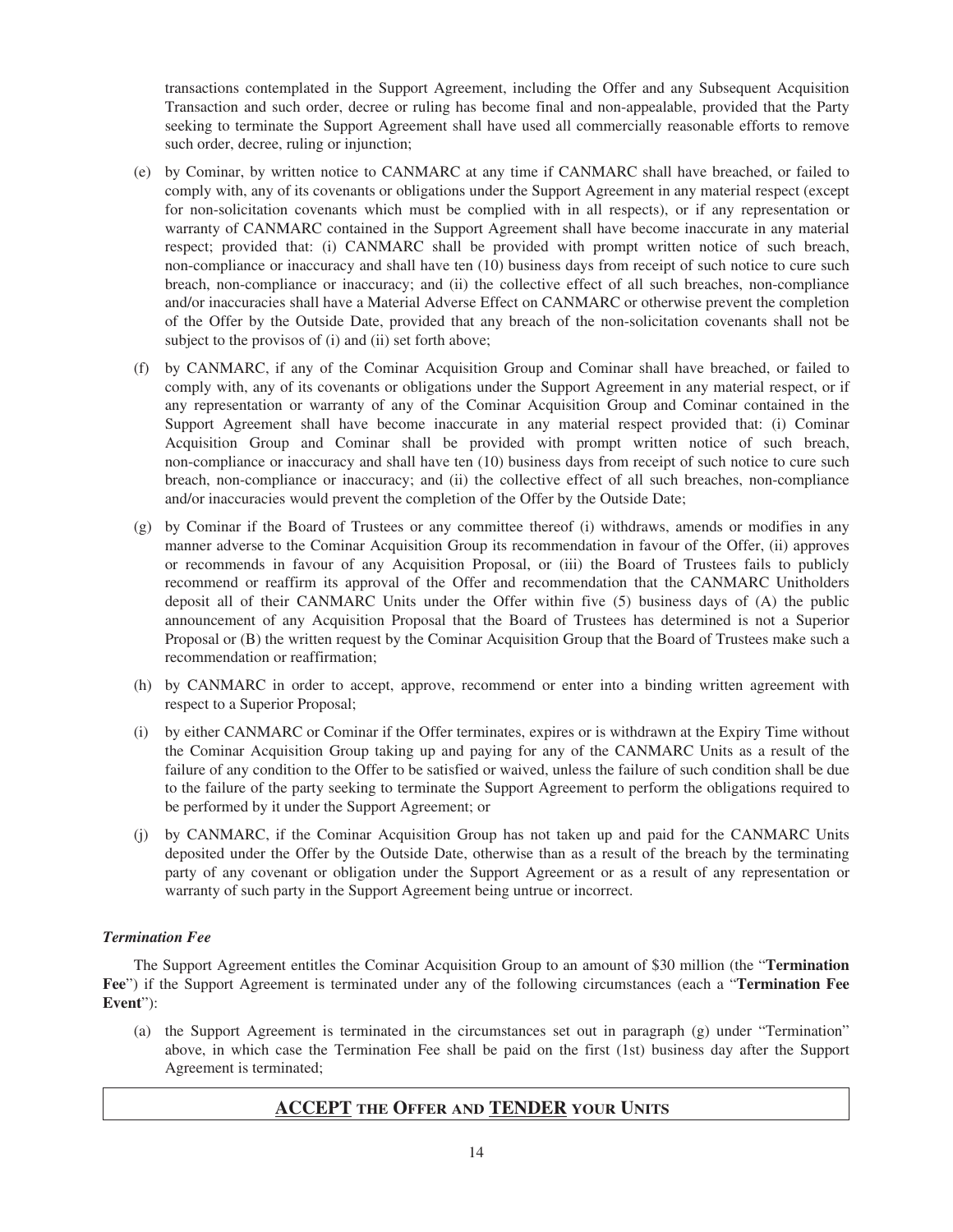transactions contemplated in the Support Agreement, including the Offer and any Subsequent Acquisition Transaction and such order, decree or ruling has become final and non-appealable, provided that the Party seeking to terminate the Support Agreement shall have used all commercially reasonable efforts to remove such order, decree, ruling or injunction;

(e) by Cominar, by written notice to CANMARC at any time if CANMARC shall have breached, or failed to comply with, any of its covenants or obligations under the Support Agreement in any material respect (except for non-solicitation covenants which must be complied with in all respects), or if any representation or warranty of CANMARC contained in the Support Agreement shall have become inaccurate in any material respect; provided that: (i) CANMARC shall be provided with prompt written notice of such breach, non-compliance or inaccuracy and shall have ten (10) business days from receipt of such notice to cure such breach, non-compliance or inaccuracy; and (ii) the collective effect of all such breaches, non-compliance and/or inaccuracies shall have a Material Adverse Effect on CANMARC or otherwise prevent the completion of the Offer by the Outside Date, provided that any breach of the non-solicitation covenants shall not be subject to the provisos of (i) and (ii) set forth above;

(f) by CANMARC, if any of the Cominar Acquisition Group and Cominar shall have breached, or failed to comply with, any of its covenants or obligations under the Support Agreement in any material respect, or if any representation or warranty of any of the Cominar Acquisition Group and Cominar contained in the Support Agreement shall have become inaccurate in any material respect provided that: (i) Cominar Acquisition Group and Cominar shall be provided with prompt written notice of such breach, non-compliance or inaccuracy and shall have ten (10) business days from receipt of such notice to cure such breach, non-compliance or inaccuracy; and (ii) the collective effect of all such breaches, non-compliance and/or inaccuracies would prevent the completion of the Offer by the Outside Date;

(g) by Cominar if the Board of Trustees or any committee thereof (i) withdraws, amends or modifies in any manner adverse to the Cominar Acquisition Group its recommendation in favour of the Offer, (ii) approves or recommends in favour of any Acquisition Proposal, or (iii) the Board of Trustees fails to publicly recommend or reaffirm its approval of the Offer and recommendation that the CANMARC Unitholders deposit all of their CANMARC Units under the Offer within five (5) business days of (A) the public announcement of any Acquisition Proposal that the Board of Trustees has determined is not a Superior Proposal or (B) the written request by the Cominar Acquisition Group that the Board of Trustees make such a recommendation or reaffirmation;

(h) by CANMARC in order to accept, approve, recommend or enter into a binding written agreement with respect to a Superior Proposal;

(i) by either CANMARC or Cominar if the Offer terminates, expires or is withdrawn at the Expiry Time without the Cominar Acquisition Group taking up and paying for any of the CANMARC Units as a result of the failure of any condition to the Offer to be satisfied or waived, unless the failure of such condition shall be due to the failure of the party seeking to terminate the Support Agreement to perform the obligations required to be performed by it under the Support Agreement; or

(j) by CANMARC, if the Cominar Acquisition Group has not taken up and paid for the CANMARC Units deposited under the Offer by the Outside Date, otherwise than as a result of the breach by the terminating party of any covenant or obligation under the Support Agreement or as a result of any representation or warranty of such party in the Support Agreement being untrue or incorrect.

***Termination Fee***

The Support Agreement entitles the Cominar Acquisition Group to an amount of $30 million (the "**Termination Fee**") if the Support Agreement is terminated under any of the following circumstances (each a "**Termination Fee Event**"):

(a) the Support Agreement is terminated in the circumstances set out in paragraph (g) under "Termination" above, in which case the Termination Fee shall be paid on the first (1st) business day after the Support Agreement is terminated;

**ACCEPT THE OFFER AND TENDER YOUR UNITS**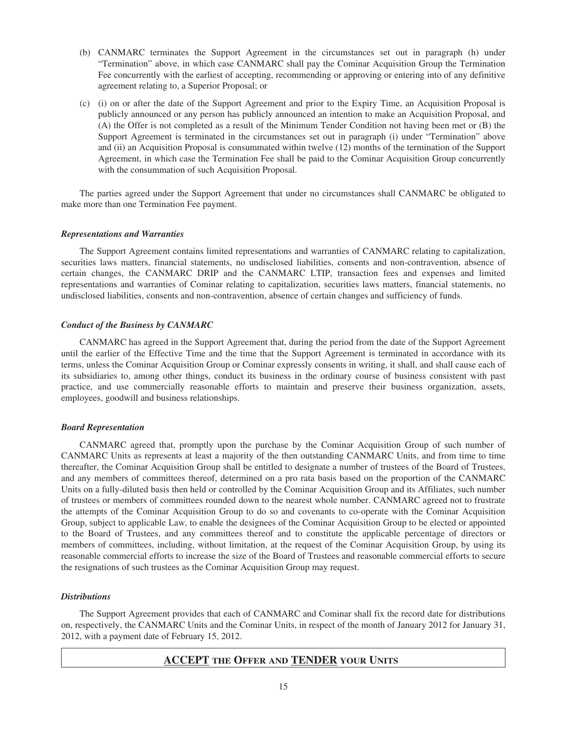(b) CANMARC terminates the Support Agreement in the circumstances set out in paragraph (h) under "Termination" above, in which case CANMARC shall pay the Cominar Acquisition Group the Termination Fee concurrently with the earliest of accepting, recommending or approving or entering into of any definitive agreement relating to, a Superior Proposal; or

(c) (i) on or after the date of the Support Agreement and prior to the Expiry Time, an Acquisition Proposal is publicly announced or any person has publicly announced an intention to make an Acquisition Proposal, and (A) the Offer is not completed as a result of the Minimum Tender Condition not having been met or (B) the Support Agreement is terminated in the circumstances set out in paragraph (i) under "Termination" above and (ii) an Acquisition Proposal is consummated within twelve (12) months of the termination of the Support Agreement, in which case the Termination Fee shall be paid to the Cominar Acquisition Group concurrently with the consummation of such Acquisition Proposal.

The parties agreed under the Support Agreement that under no circumstances shall CANMARC be obligated to make more than one Termination Fee payment.

***Representations and Warranties***

The Support Agreement contains limited representations and warranties of CANMARC relating to capitalization, securities laws matters, financial statements, no undisclosed liabilities, consents and non-contravention, absence of certain changes, the CANMARC DRIP and the CANMARC LTIP, transaction fees and expenses and limited representations and warranties of Cominar relating to capitalization, securities laws matters, financial statements, no undisclosed liabilities, consents and non-contravention, absence of certain changes and sufficiency of funds.

***Conduct of the Business by CANMARC***

CANMARC has agreed in the Support Agreement that, during the period from the date of the Support Agreement until the earlier of the Effective Time and the time that the Support Agreement is terminated in accordance with its terms, unless the Cominar Acquisition Group or Cominar expressly consents in writing, it shall, and shall cause each of its subsidiaries to, among other things, conduct its business in the ordinary course of business consistent with past practice, and use commercially reasonable efforts to maintain and preserve their business organization, assets, employees, goodwill and business relationships.

***Board Representation***

CANMARC agreed that, promptly upon the purchase by the Cominar Acquisition Group of such number of CANMARC Units as represents at least a majority of the then outstanding CANMARC Units, and from time to time thereafter, the Cominar Acquisition Group shall be entitled to designate a number of trustees of the Board of Trustees, and any members of committees thereof, determined on a pro rata basis based on the proportion of the CANMARC Units on a fully-diluted basis then held or controlled by the Cominar Acquisition Group and its Affiliates, such number of trustees or members of committees rounded down to the nearest whole number. CANMARC agreed not to frustrate the attempts of the Cominar Acquisition Group to do so and covenants to co-operate with the Cominar Acquisition Group, subject to applicable Law, to enable the designees of the Cominar Acquisition Group to be elected or appointed to the Board of Trustees, and any committees thereof and to constitute the applicable percentage of directors or members of committees, including, without limitation, at the request of the Cominar Acquisition Group, by using its reasonable commercial efforts to increase the size of the Board of Trustees and reasonable commercial efforts to secure the resignations of such trustees as the Cominar Acquisition Group may request.

***Distributions***

The Support Agreement provides that each of CANMARC and Cominar shall fix the record date for distributions on, respectively, the CANMARC Units and the Cominar Units, in respect of the month of January 2012 for January 31, 2012, with a payment date of February 15, 2012.

**ACCEPT THE OFFER AND TENDER YOUR UNITS**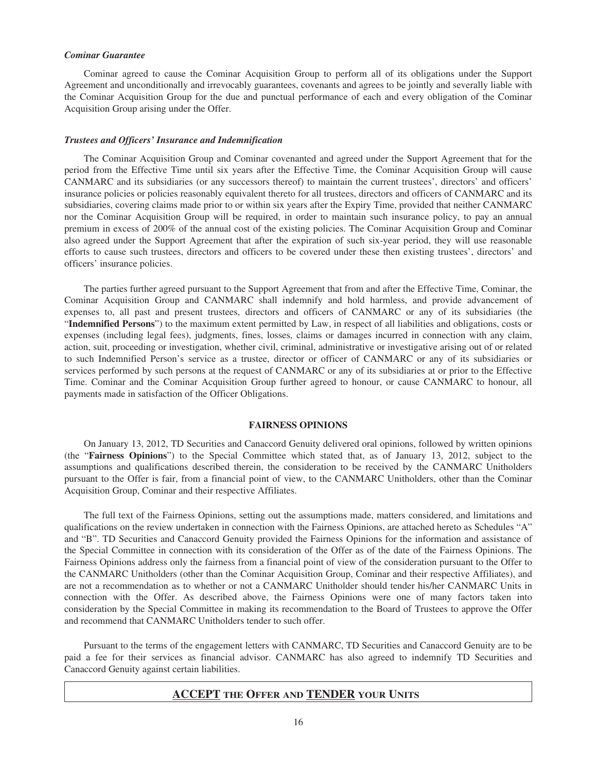***Cominar Guarantee***

Cominar agreed to cause the Cominar Acquisition Group to perform all of its obligations under the Support Agreement and unconditionally and irrevocably guarantees, covenants and agrees to be jointly and severally liable with the Cominar Acquisition Group for the due and punctual performance of each and every obligation of the Cominar Acquisition Group arising under the Offer.

***Trustees and Officers' Insurance and Indemnification***

The Cominar Acquisition Group and Cominar covenanted and agreed under the Support Agreement that for the period from the Effective Time until six years after the Effective Time, the Cominar Acquisition Group will cause CANMARC and its subsidiaries (or any successors thereof) to maintain the current trustees', directors' and officers' insurance policies or policies reasonably equivalent thereto for all trustees, directors and officers of CANMARC and its subsidiaries, covering claims made prior to or within six years after the Expiry Time, provided that neither CANMARC nor the Cominar Acquisition Group will be required, in order to maintain such insurance policy, to pay an annual premium in excess of 200% of the annual cost of the existing policies. The Cominar Acquisition Group and Cominar also agreed under the Support Agreement that after the expiration of such six-year period, they will use reasonable efforts to cause such trustees, directors and officers to be covered under these then existing trustees', directors' and officers' insurance policies.

The parties further agreed pursuant to the Support Agreement that from and after the Effective Time, Cominar, the Cominar Acquisition Group and CANMARC shall indemnify and hold harmless, and provide advancement of expenses to, all past and present trustees, directors and officers of CANMARC or any of its subsidiaries (the "**Indemnified Persons**") to the maximum extent permitted by Law, in respect of all liabilities and obligations, costs or expenses (including legal fees), judgments, fines, losses, claims or damages incurred in connection with any claim, action, suit, proceeding or investigation, whether civil, criminal, administrative or investigative arising out of or related to such Indemnified Person's service as a trustee, director or officer of CANMARC or any of its subsidiaries or services performed by such persons at the request of CANMARC or any of its subsidiaries at or prior to the Effective Time. Cominar and the Cominar Acquisition Group further agreed to honour, or cause CANMARC to honour, all payments made in satisfaction of the Officer Obligations.

## FAIRNESS OPINIONS

On January 13, 2012, TD Securities and Canaccord Genuity delivered oral opinions, followed by written opinions (the "**Fairness Opinions**") to the Special Committee which stated that, as of January 13, 2012, subject to the assumptions and qualifications described therein, the consideration to be received by the CANMARC Unitholders pursuant to the Offer is fair, from a financial point of view, to the CANMARC Unitholders, other than the Cominar Acquisition Group, Cominar and their respective Affiliates.

The full text of the Fairness Opinions, setting out the assumptions made, matters considered, and limitations and qualifications on the review undertaken in connection with the Fairness Opinions, are attached hereto as Schedules "A" and "B". TD Securities and Canaccord Genuity provided the Fairness Opinions for the information and assistance of the Special Committee in connection with its consideration of the Offer as of the date of the Fairness Opinions. The Fairness Opinions address only the fairness from a financial point of view of the consideration pursuant to the Offer to the CANMARC Unitholders (other than the Cominar Acquisition Group, Cominar and their respective Affiliates), and are not a recommendation as to whether or not a CANMARC Unitholder should tender his/her CANMARC Units in connection with the Offer. As described above, the Fairness Opinions were one of many factors taken into consideration by the Special Committee in making its recommendation to the Board of Trustees to approve the Offer and recommend that CANMARC Unitholders tender to such offer.

Pursuant to the terms of the engagement letters with CANMARC, TD Securities and Canaccord Genuity are to be paid a fee for their services as financial advisor. CANMARC has also agreed to indemnify TD Securities and Canaccord Genuity against certain liabilities.

**ACCEPT THE OFFER AND TENDER YOUR UNITS**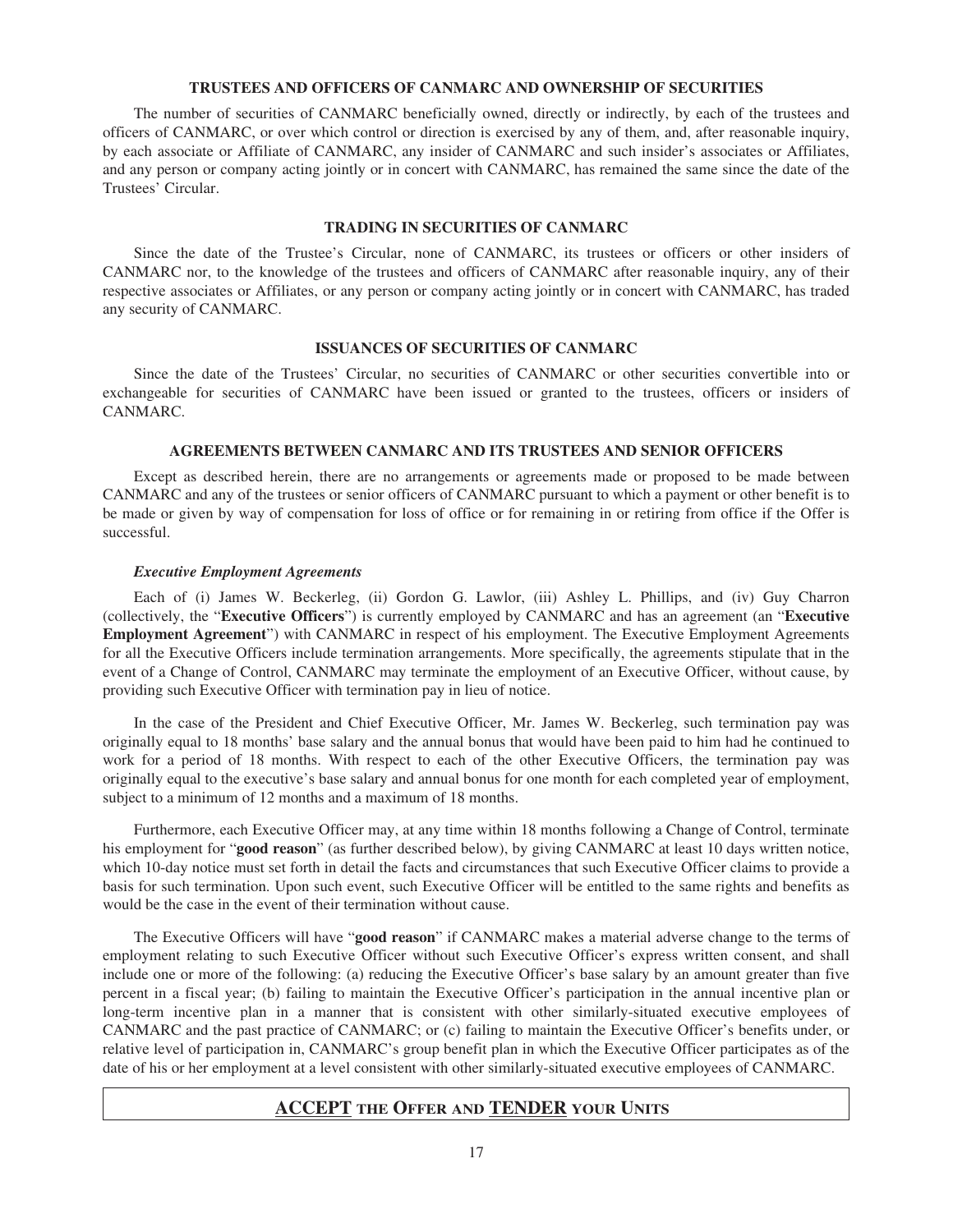## TRUSTEES AND OFFICERS OF CANMARC AND OWNERSHIP OF SECURITIES

The number of securities of CANMARC beneficially owned, directly or indirectly, by each of the trustees and officers of CANMARC, or over which control or direction is exercised by any of them, and, after reasonable inquiry, by each associate or Affiliate of CANMARC, any insider of CANMARC and such insider's associates or Affiliates, and any person or company acting jointly or in concert with CANMARC, has remained the same since the date of the Trustees' Circular.

## TRADING IN SECURITIES OF CANMARC

Since the date of the Trustee's Circular, none of CANMARC, its trustees or officers or other insiders of CANMARC nor, to the knowledge of the trustees and officers of CANMARC after reasonable inquiry, any of their respective associates or Affiliates, or any person or company acting jointly or in concert with CANMARC, has traded any security of CANMARC.

## ISSUANCES OF SECURITIES OF CANMARC

Since the date of the Trustees' Circular, no securities of CANMARC or other securities convertible into or exchangeable for securities of CANMARC have been issued or granted to the trustees, officers or insiders of CANMARC.

## AGREEMENTS BETWEEN CANMARC AND ITS TRUSTEES AND SENIOR OFFICERS

Except as described herein, there are no arrangements or agreements made or proposed to be made between CANMARC and any of the trustees or senior officers of CANMARC pursuant to which a payment or other benefit is to be made or given by way of compensation for loss of office or for remaining in or retiring from office if the Offer is successful.

### *Executive Employment Agreements*

Each of (i) James W. Beckerleg, (ii) Gordon G. Lawlor, (iii) Ashley L. Phillips, and (iv) Guy Charron (collectively, the "**Executive Officers**") is currently employed by CANMARC and has an agreement (an "**Executive Employment Agreement**") with CANMARC in respect of his employment. The Executive Employment Agreements for all the Executive Officers include termination arrangements. More specifically, the agreements stipulate that in the event of a Change of Control, CANMARC may terminate the employment of an Executive Officer, without cause, by providing such Executive Officer with termination pay in lieu of notice.

In the case of the President and Chief Executive Officer, Mr. James W. Beckerleg, such termination pay was originally equal to 18 months' base salary and the annual bonus that would have been paid to him had he continued to work for a period of 18 months. With respect to each of the other Executive Officers, the termination pay was originally equal to the executive's base salary and annual bonus for one month for each completed year of employment, subject to a minimum of 12 months and a maximum of 18 months.

Furthermore, each Executive Officer may, at any time within 18 months following a Change of Control, terminate his employment for "**good reason**" (as further described below), by giving CANMARC at least 10 days written notice, which 10-day notice must set forth in detail the facts and circumstances that such Executive Officer claims to provide a basis for such termination. Upon such event, such Executive Officer will be entitled to the same rights and benefits as would be the case in the event of their termination without cause.

The Executive Officers will have "**good reason**" if CANMARC makes a material adverse change to the terms of employment relating to such Executive Officer without such Executive Officer's express written consent, and shall include one or more of the following: (a) reducing the Executive Officer's base salary by an amount greater than five percent in a fiscal year; (b) failing to maintain the Executive Officer's participation in the annual incentive plan or long-term incentive plan in a manner that is consistent with other similarly-situated executive employees of CANMARC and the past practice of CANMARC; or (c) failing to maintain the Executive Officer's benefits under, or relative level of participation in, CANMARC's group benefit plan in which the Executive Officer participates as of the date of his or her employment at a level consistent with other similarly-situated executive employees of CANMARC.

**ACCEPT THE OFFER AND TENDER YOUR UNITS**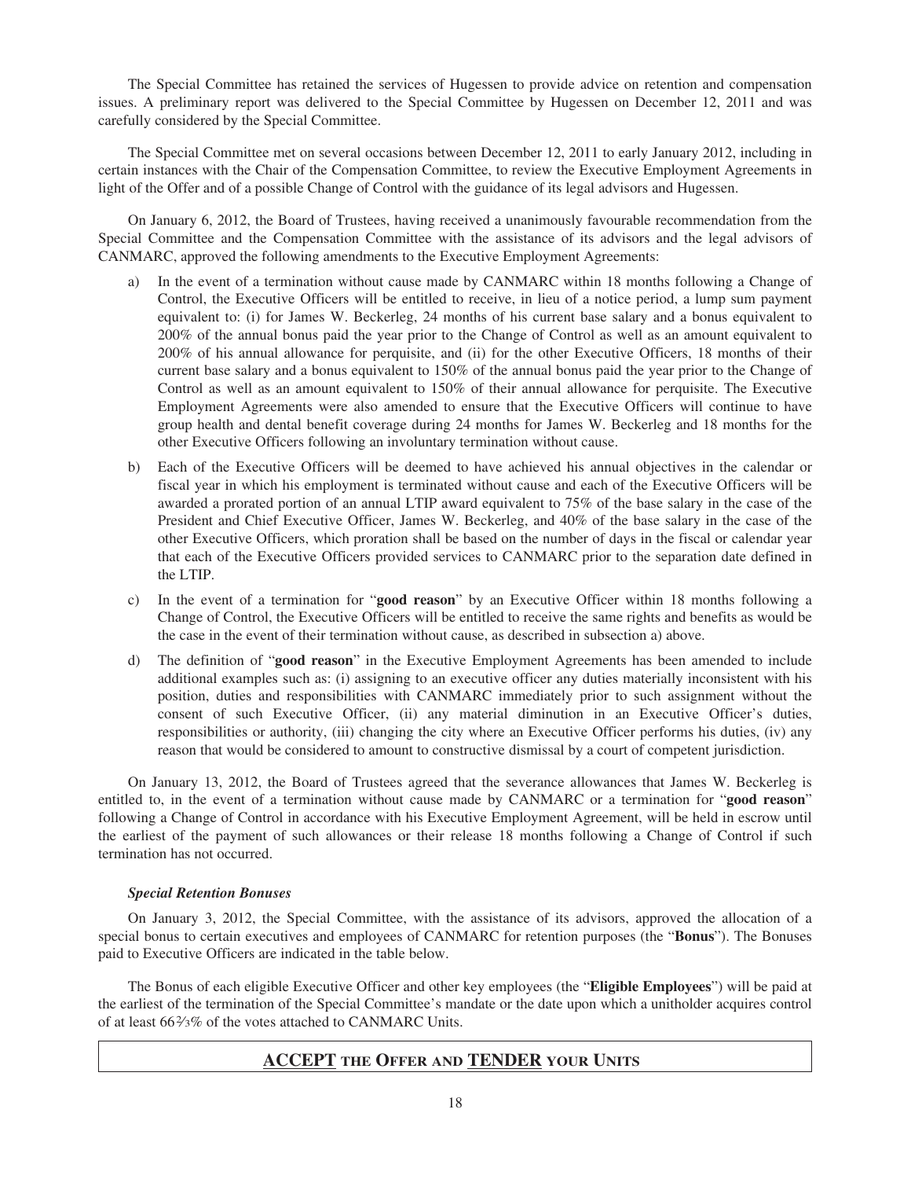The Special Committee has retained the services of Hugessen to provide advice on retention and compensation issues. A preliminary report was delivered to the Special Committee by Hugessen on December 12, 2011 and was carefully considered by the Special Committee.

The Special Committee met on several occasions between December 12, 2011 to early January 2012, including in certain instances with the Chair of the Compensation Committee, to review the Executive Employment Agreements in light of the Offer and of a possible Change of Control with the guidance of its legal advisors and Hugessen.

On January 6, 2012, the Board of Trustees, having received a unanimously favourable recommendation from the Special Committee and the Compensation Committee with the assistance of its advisors and the legal advisors of CANMARC, approved the following amendments to the Executive Employment Agreements:

a) In the event of a termination without cause made by CANMARC within 18 months following a Change of Control, the Executive Officers will be entitled to receive, in lieu of a notice period, a lump sum payment equivalent to: (i) for James W. Beckerleg, 24 months of his current base salary and a bonus equivalent to 200% of the annual bonus paid the year prior to the Change of Control as well as an amount equivalent to 200% of his annual allowance for perquisite, and (ii) for the other Executive Officers, 18 months of their current base salary and a bonus equivalent to 150% of the annual bonus paid the year prior to the Change of Control as well as an amount equivalent to 150% of their annual allowance for perquisite. The Executive Employment Agreements were also amended to ensure that the Executive Officers will continue to have group health and dental benefit coverage during 24 months for James W. Beckerleg and 18 months for the other Executive Officers following an involuntary termination without cause.

b) Each of the Executive Officers will be deemed to have achieved his annual objectives in the calendar or fiscal year in which his employment is terminated without cause and each of the Executive Officers will be awarded a prorated portion of an annual LTIP award equivalent to 75% of the base salary in the case of the President and Chief Executive Officer, James W. Beckerleg, and 40% of the base salary in the case of the other Executive Officers, which proration shall be based on the number of days in the fiscal or calendar year that each of the Executive Officers provided services to CANMARC prior to the separation date defined in the LTIP.

c) In the event of a termination for "**good reason**" by an Executive Officer within 18 months following a Change of Control, the Executive Officers will be entitled to receive the same rights and benefits as would be the case in the event of their termination without cause, as described in subsection a) above.

d) The definition of "**good reason**" in the Executive Employment Agreements has been amended to include additional examples such as: (i) assigning to an executive officer any duties materially inconsistent with his position, duties and responsibilities with CANMARC immediately prior to such assignment without the consent of such Executive Officer, (ii) any material diminution in an Executive Officer's duties, responsibilities or authority, (iii) changing the city where an Executive Officer performs his duties, (iv) any reason that would be considered to amount to constructive dismissal by a court of competent jurisdiction.

On January 13, 2012, the Board of Trustees agreed that the severance allowances that James W. Beckerleg is entitled to, in the event of a termination without cause made by CANMARC or a termination for "**good reason**" following a Change of Control in accordance with his Executive Employment Agreement, will be held in escrow until the earliest of the payment of such allowances or their release 18 months following a Change of Control if such termination has not occurred.

***Special Retention Bonuses***

On January 3, 2012, the Special Committee, with the assistance of its advisors, approved the allocation of a special bonus to certain executives and employees of CANMARC for retention purposes (the "**Bonus**"). The Bonuses paid to Executive Officers are indicated in the table below.

The Bonus of each eligible Executive Officer and other key employees (the "**Eligible Employees**") will be paid at the earliest of the termination of the Special Committee's mandate or the date upon which a unitholder acquires control of at least 66⅔% of the votes attached to CANMARC Units.

**ACCEPT THE OFFER AND TENDER YOUR UNITS**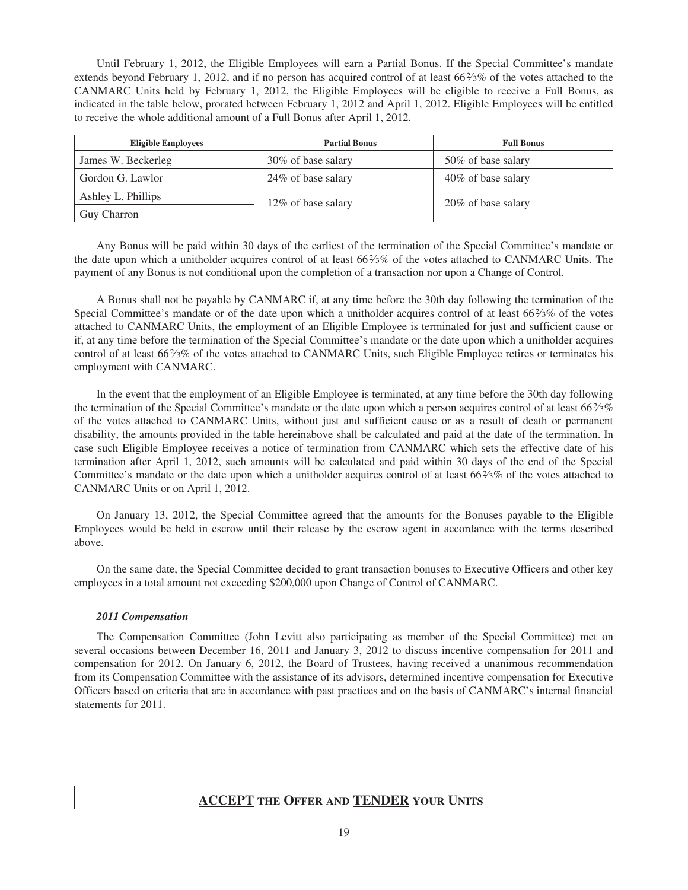Until February 1, 2012, the Eligible Employees will earn a Partial Bonus. If the Special Committee's mandate extends beyond February 1, 2012, and if no person has acquired control of at least 66⅔% of the votes attached to the CANMARC Units held by February 1, 2012, the Eligible Employees will be eligible to receive a Full Bonus, as indicated in the table below, prorated between February 1, 2012 and April 1, 2012. Eligible Employees will be entitled to receive the whole additional amount of a Full Bonus after April 1, 2012.

| Eligible Employees | Partial Bonus | Full Bonus |
|---|---|---|
| James W. Beckerleg | 30% of base salary | 50% of base salary |
| Gordon G. Lawlor | 24% of base salary | 40% of base salary |
| Ashley L. Phillips | 12% of base salary | 20% of base salary |
| Guy Charron | | |

Any Bonus will be paid within 30 days of the earliest of the termination of the Special Committee's mandate or the date upon which a unitholder acquires control of at least 66⅔% of the votes attached to CANMARC Units. The payment of any Bonus is not conditional upon the completion of a transaction nor upon a Change of Control.

A Bonus shall not be payable by CANMARC if, at any time before the 30th day following the termination of the Special Committee's mandate or of the date upon which a unitholder acquires control of at least 66⅔% of the votes attached to CANMARC Units, the employment of an Eligible Employee is terminated for just and sufficient cause or if, at any time before the termination of the Special Committee's mandate or the date upon which a unitholder acquires control of at least 66⅔% of the votes attached to CANMARC Units, such Eligible Employee retires or terminates his employment with CANMARC.

In the event that the employment of an Eligible Employee is terminated, at any time before the 30th day following the termination of the Special Committee's mandate or the date upon which a person acquires control of at least 66⅔% of the votes attached to CANMARC Units, without just and sufficient cause or as a result of death or permanent disability, the amounts provided in the table hereinabove shall be calculated and paid at the date of the termination. In case such Eligible Employee receives a notice of termination from CANMARC which sets the effective date of his termination after April 1, 2012, such amounts will be calculated and paid within 30 days of the end of the Special Committee's mandate or the date upon which a unitholder acquires control of at least 66⅔% of the votes attached to CANMARC Units or on April 1, 2012.

On January 13, 2012, the Special Committee agreed that the amounts for the Bonuses payable to the Eligible Employees would be held in escrow until their release by the escrow agent in accordance with the terms described above.

On the same date, the Special Committee decided to grant transaction bonuses to Executive Officers and other key employees in a total amount not exceeding $200,000 upon Change of Control of CANMARC.

***2011 Compensation***

The Compensation Committee (John Levitt also participating as member of the Special Committee) met on several occasions between December 16, 2011 and January 3, 2012 to discuss incentive compensation for 2011 and compensation for 2012. On January 6, 2012, the Board of Trustees, having received a unanimous recommendation from its Compensation Committee with the assistance of its advisors, determined incentive compensation for Executive Officers based on criteria that are in accordance with past practices and on the basis of CANMARC's internal financial statements for 2011.

**ACCEPT THE OFFER AND TENDER YOUR UNITS**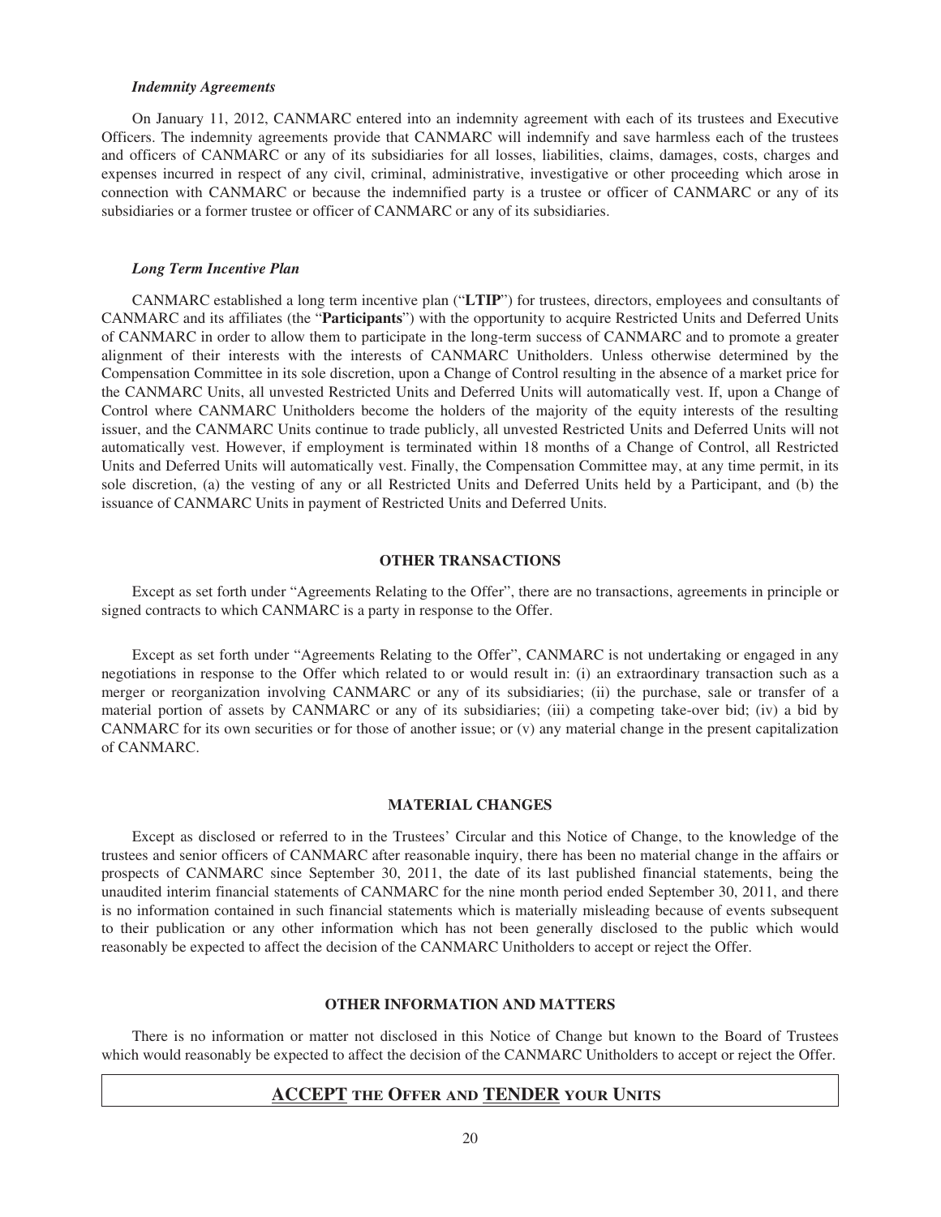***Indemnity Agreements***

On January 11, 2012, CANMARC entered into an indemnity agreement with each of its trustees and Executive Officers. The indemnity agreements provide that CANMARC will indemnify and save harmless each of the trustees and officers of CANMARC or any of its subsidiaries for all losses, liabilities, claims, damages, costs, charges and expenses incurred in respect of any civil, criminal, administrative, investigative or other proceeding which arose in connection with CANMARC or because the indemnified party is a trustee or officer of CANMARC or any of its subsidiaries or a former trustee or officer of CANMARC or any of its subsidiaries.

***Long Term Incentive Plan***

CANMARC established a long term incentive plan ("**LTIP**") for trustees, directors, employees and consultants of CANMARC and its affiliates (the "**Participants**") with the opportunity to acquire Restricted Units and Deferred Units of CANMARC in order to allow them to participate in the long-term success of CANMARC and to promote a greater alignment of their interests with the interests of CANMARC Unitholders. Unless otherwise determined by the Compensation Committee in its sole discretion, upon a Change of Control resulting in the absence of a market price for the CANMARC Units, all unvested Restricted Units and Deferred Units will automatically vest. If, upon a Change of Control where CANMARC Unitholders become the holders of the majority of the equity interests of the resulting issuer, and the CANMARC Units continue to trade publicly, all unvested Restricted Units and Deferred Units will not automatically vest. However, if employment is terminated within 18 months of a Change of Control, all Restricted Units and Deferred Units will automatically vest. Finally, the Compensation Committee may, at any time permit, in its sole discretion, (a) the vesting of any or all Restricted Units and Deferred Units held by a Participant, and (b) the issuance of CANMARC Units in payment of Restricted Units and Deferred Units.

## OTHER TRANSACTIONS

Except as set forth under "Agreements Relating to the Offer", there are no transactions, agreements in principle or signed contracts to which CANMARC is a party in response to the Offer.

Except as set forth under "Agreements Relating to the Offer", CANMARC is not undertaking or engaged in any negotiations in response to the Offer which related to or would result in: (i) an extraordinary transaction such as a merger or reorganization involving CANMARC or any of its subsidiaries; (ii) the purchase, sale or transfer of a material portion of assets by CANMARC or any of its subsidiaries; (iii) a competing take-over bid; (iv) a bid by CANMARC for its own securities or for those of another issue; or (v) any material change in the present capitalization of CANMARC.

## MATERIAL CHANGES

Except as disclosed or referred to in the Trustees' Circular and this Notice of Change, to the knowledge of the trustees and senior officers of CANMARC after reasonable inquiry, there has been no material change in the affairs or prospects of CANMARC since September 30, 2011, the date of its last published financial statements, being the unaudited interim financial statements of CANMARC for the nine month period ended September 30, 2011, and there is no information contained in such financial statements which is materially misleading because of events subsequent to their publication or any other information which has not been generally disclosed to the public which would reasonably be expected to affect the decision of the CANMARC Unitholders to accept or reject the Offer.

## OTHER INFORMATION AND MATTERS

There is no information or matter not disclosed in this Notice of Change but known to the Board of Trustees which would reasonably be expected to affect the decision of the CANMARC Unitholders to accept or reject the Offer.

**ACCEPT THE OFFER AND TENDER YOUR UNITS**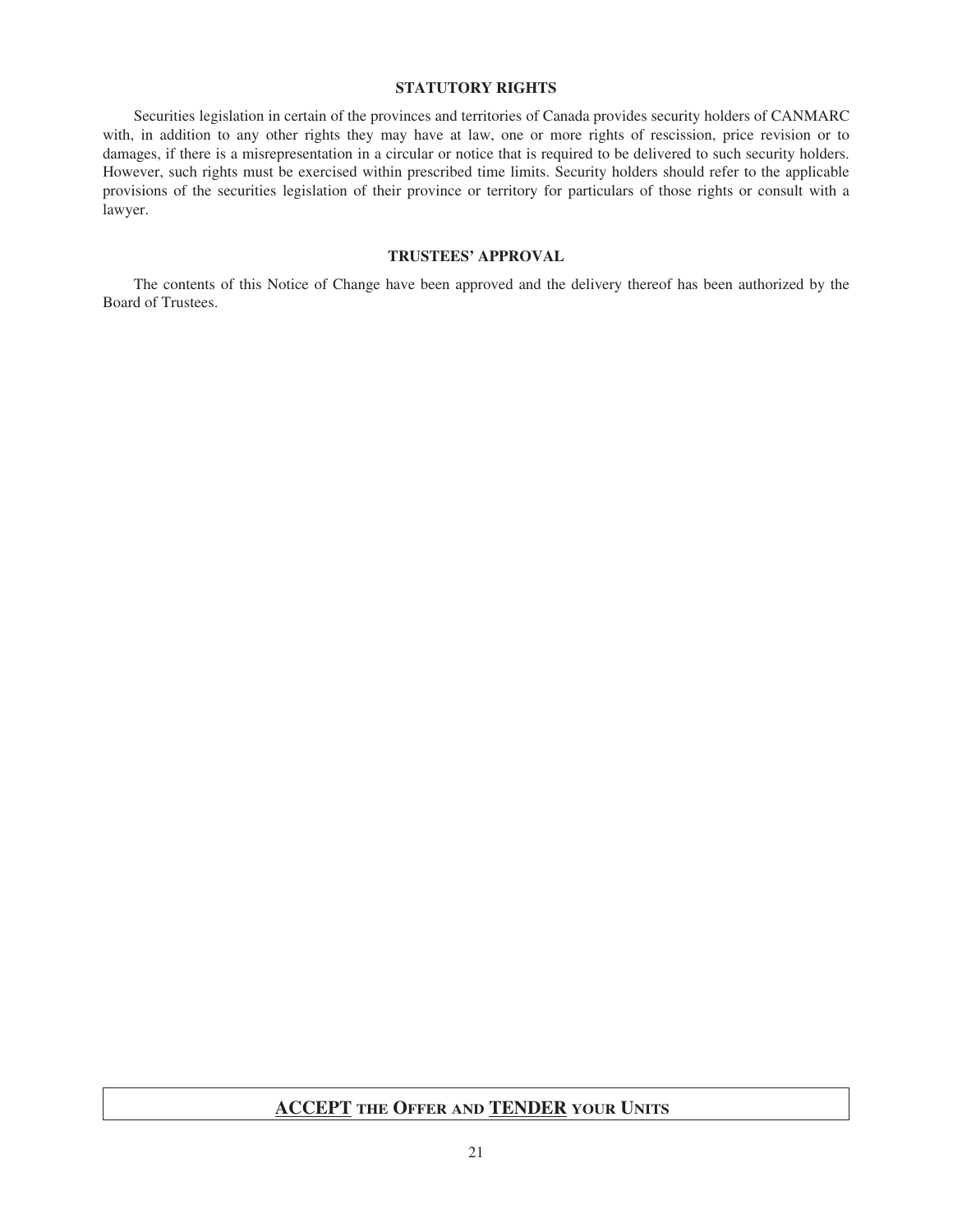## STATUTORY RIGHTS

Securities legislation in certain of the provinces and territories of Canada provides security holders of CANMARC with, in addition to any other rights they may have at law, one or more rights of rescission, price revision or to damages, if there is a misrepresentation in a circular or notice that is required to be delivered to such security holders. However, such rights must be exercised within prescribed time limits. Security holders should refer to the applicable provisions of the securities legislation of their province or territory for particulars of those rights or consult with a lawyer.

## TRUSTEES' APPROVAL

The contents of this Notice of Change have been approved and the delivery thereof has been authorized by the Board of Trustees.

**ACCEPT THE OFFER AND TENDER YOUR UNITS**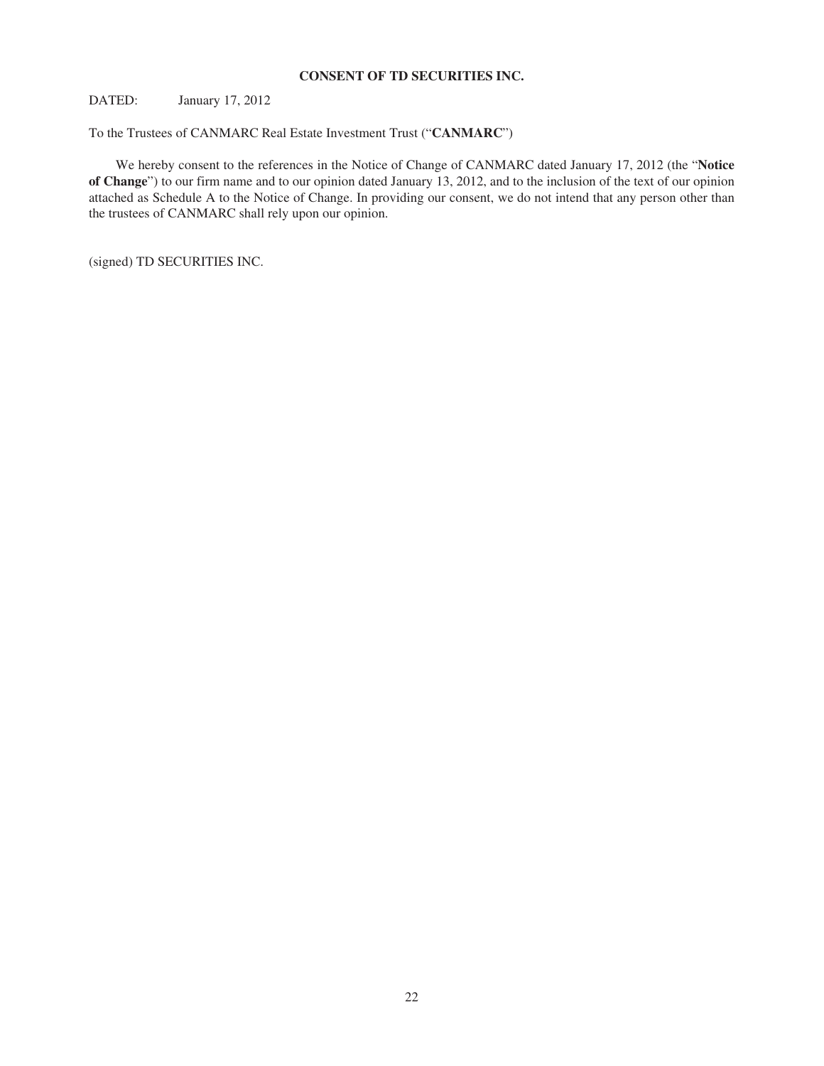**CONSENT OF TD SECURITIES INC.**

DATED: January 17, 2012

To the Trustees of CANMARC Real Estate Investment Trust ("**CANMARC**")

We hereby consent to the references in the Notice of Change of CANMARC dated January 17, 2012 (the "**Notice of Change**") to our firm name and to our opinion dated January 13, 2012, and to the inclusion of the text of our opinion attached as Schedule A to the Notice of Change. In providing our consent, we do not intend that any person other than the trustees of CANMARC shall rely upon our opinion.

(signed) TD SECURITIES INC.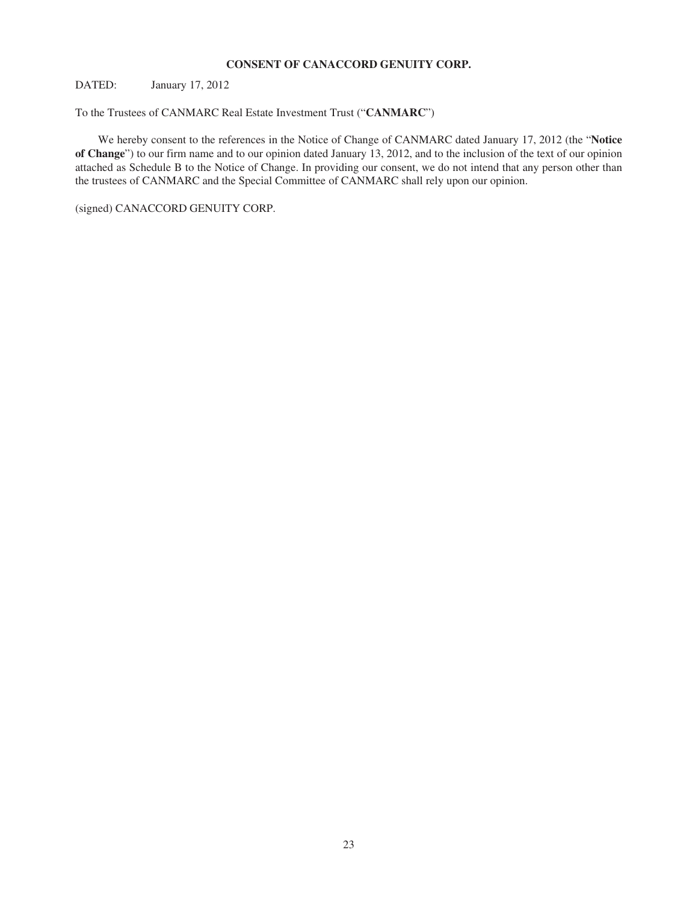# CONSENT OF CANACCORD GENUITY CORP.

DATED: January 17, 2012

To the Trustees of CANMARC Real Estate Investment Trust ("**CANMARC**")

We hereby consent to the references in the Notice of Change of CANMARC dated January 17, 2012 (the "**Notice of Change**") to our firm name and to our opinion dated January 13, 2012, and to the inclusion of the text of our opinion attached as Schedule B to the Notice of Change. In providing our consent, we do not intend that any person other than the trustees of CANMARC and the Special Committee of CANMARC shall rely upon our opinion.

(signed) CANACCORD GENUITY CORP.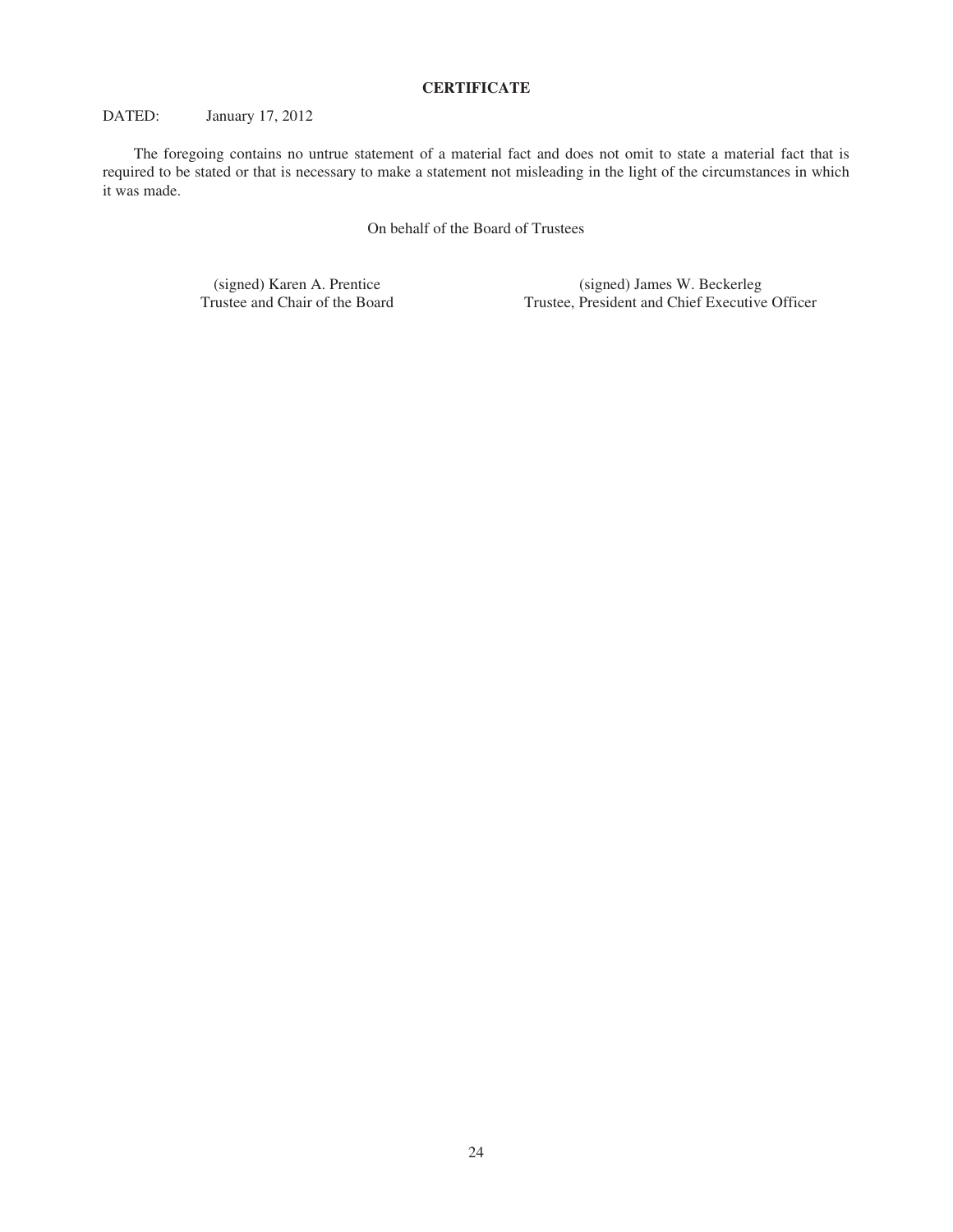## CERTIFICATE

DATED: January 17, 2012

The foregoing contains no untrue statement of a material fact and does not omit to state a material fact that is required to be stated or that is necessary to make a statement not misleading in the light of the circumstances in which it was made.

On behalf of the Board of Trustees

| (signed) Karen A. Prentice | (signed) James W. Beckerleg |
| --- | --- |
| Trustee and Chair of the Board | Trustee, President and Chief Executive Officer |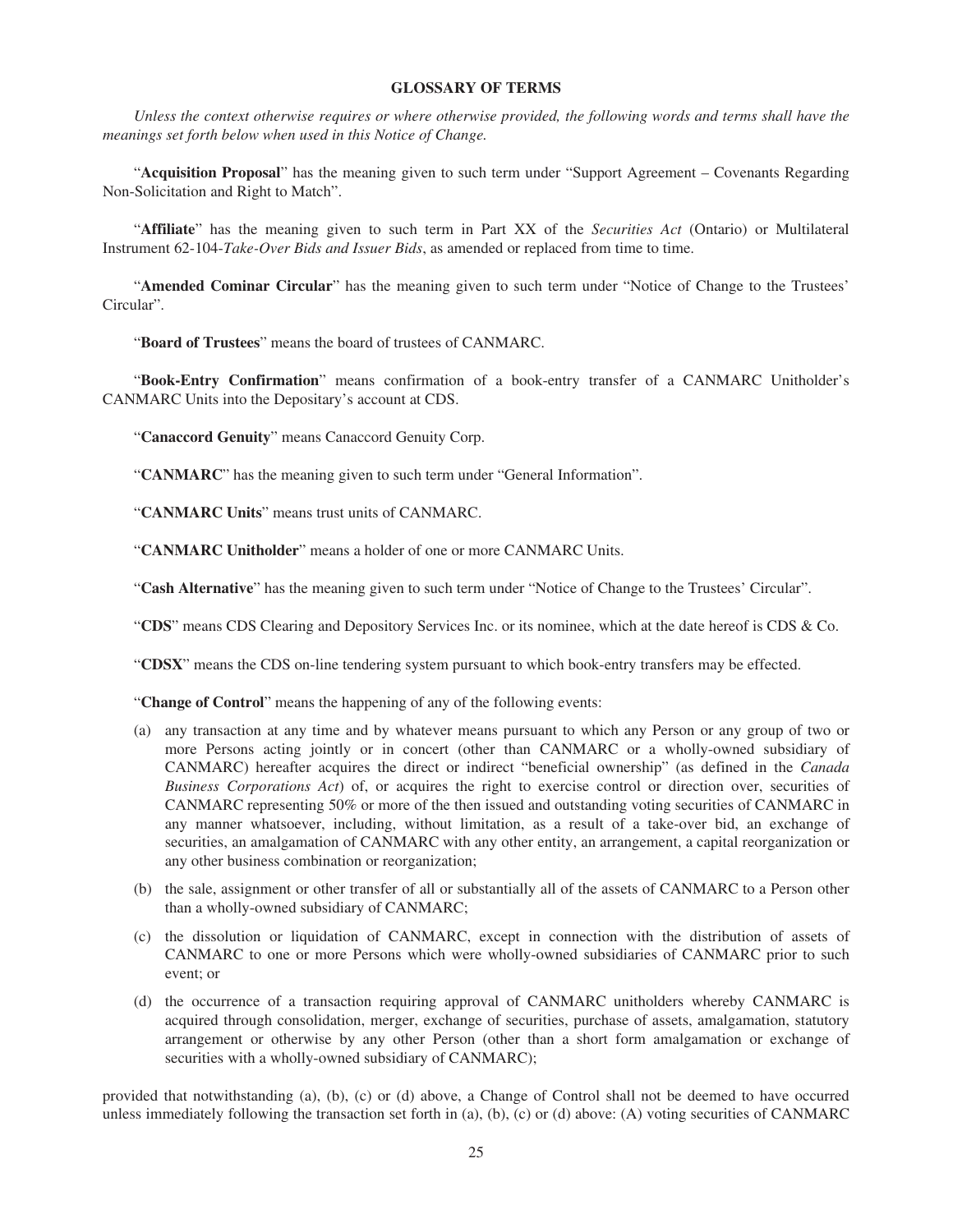## GLOSSARY OF TERMS

*Unless the context otherwise requires or where otherwise provided, the following words and terms shall have the meanings set forth below when used in this Notice of Change.*

"**Acquisition Proposal**" has the meaning given to such term under "Support Agreement – Covenants Regarding Non-Solicitation and Right to Match".

"**Affiliate**" has the meaning given to such term in Part XX of the *Securities Act* (Ontario) or Multilateral Instrument 62-104-*Take-Over Bids and Issuer Bids*, as amended or replaced from time to time.

"**Amended Cominar Circular**" has the meaning given to such term under "Notice of Change to the Trustees' Circular".

"**Board of Trustees**" means the board of trustees of CANMARC.

"**Book-Entry Confirmation**" means confirmation of a book-entry transfer of a CANMARC Unitholder's CANMARC Units into the Depositary's account at CDS.

"**Canaccord Genuity**" means Canaccord Genuity Corp.

"**CANMARC**" has the meaning given to such term under "General Information".

"**CANMARC Units**" means trust units of CANMARC.

"**CANMARC Unitholder**" means a holder of one or more CANMARC Units.

"**Cash Alternative**" has the meaning given to such term under "Notice of Change to the Trustees' Circular".

"**CDS**" means CDS Clearing and Depository Services Inc. or its nominee, which at the date hereof is CDS & Co.

"**CDSX**" means the CDS on-line tendering system pursuant to which book-entry transfers may be effected.

"**Change of Control**" means the happening of any of the following events:

(a) any transaction at any time and by whatever means pursuant to which any Person or any group of two or more Persons acting jointly or in concert (other than CANMARC or a wholly-owned subsidiary of CANMARC) hereafter acquires the direct or indirect "beneficial ownership" (as defined in the *Canada Business Corporations Act*) of, or acquires the right to exercise control or direction over, securities of CANMARC representing 50% or more of the then issued and outstanding voting securities of CANMARC in any manner whatsoever, including, without limitation, as a result of a take-over bid, an exchange of securities, an amalgamation of CANMARC with any other entity, an arrangement, a capital reorganization or any other business combination or reorganization;

(b) the sale, assignment or other transfer of all or substantially all of the assets of CANMARC to a Person other than a wholly-owned subsidiary of CANMARC;

(c) the dissolution or liquidation of CANMARC, except in connection with the distribution of assets of CANMARC to one or more Persons which were wholly-owned subsidiaries of CANMARC prior to such event; or

(d) the occurrence of a transaction requiring approval of CANMARC unitholders whereby CANMARC is acquired through consolidation, merger, exchange of securities, purchase of assets, amalgamation, statutory arrangement or otherwise by any other Person (other than a short form amalgamation or exchange of securities with a wholly-owned subsidiary of CANMARC);

provided that notwithstanding (a), (b), (c) or (d) above, a Change of Control shall not be deemed to have occurred unless immediately following the transaction set forth in (a), (b), (c) or (d) above: (A) voting securities of CANMARC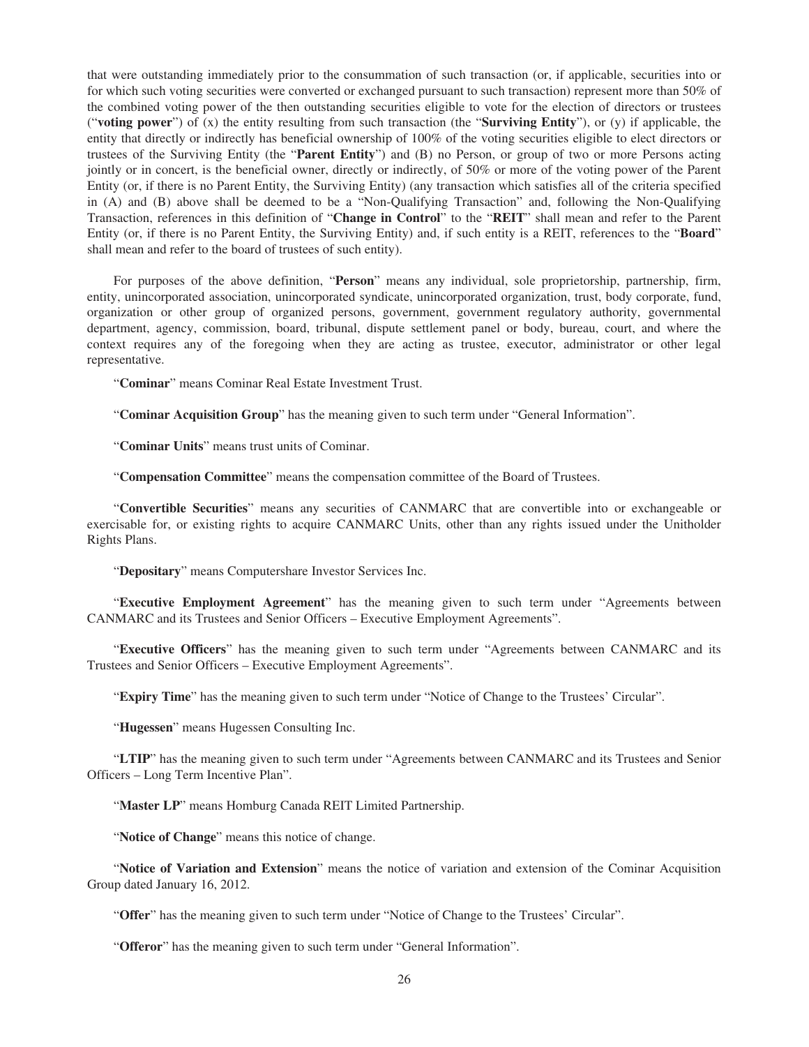that were outstanding immediately prior to the consummation of such transaction (or, if applicable, securities into or for which such voting securities were converted or exchanged pursuant to such transaction) represent more than 50% of the combined voting power of the then outstanding securities eligible to vote for the election of directors or trustees ("**voting power**") of (x) the entity resulting from such transaction (the "**Surviving Entity**"), or (y) if applicable, the entity that directly or indirectly has beneficial ownership of 100% of the voting securities eligible to elect directors or trustees of the Surviving Entity (the "**Parent Entity**") and (B) no Person, or group of two or more Persons acting jointly or in concert, is the beneficial owner, directly or indirectly, of 50% or more of the voting power of the Parent Entity (or, if there is no Parent Entity, the Surviving Entity) (any transaction which satisfies all of the criteria specified in (A) and (B) above shall be deemed to be a "Non-Qualifying Transaction" and, following the Non-Qualifying Transaction, references in this definition of "**Change in Control**" to the "**REIT**" shall mean and refer to the Parent Entity (or, if there is no Parent Entity, the Surviving Entity) and, if such entity is a REIT, references to the "**Board**" shall mean and refer to the board of trustees of such entity).

For purposes of the above definition, "**Person**" means any individual, sole proprietorship, partnership, firm, entity, unincorporated association, unincorporated syndicate, unincorporated organization, trust, body corporate, fund, organization or other group of organized persons, government, government regulatory authority, governmental department, agency, commission, board, tribunal, dispute settlement panel or body, bureau, court, and where the context requires any of the foregoing when they are acting as trustee, executor, administrator or other legal representative.

"**Cominar**" means Cominar Real Estate Investment Trust.

"**Cominar Acquisition Group**" has the meaning given to such term under "General Information".

"**Cominar Units**" means trust units of Cominar.

"**Compensation Committee**" means the compensation committee of the Board of Trustees.

"**Convertible Securities**" means any securities of CANMARC that are convertible into or exchangeable or exercisable for, or existing rights to acquire CANMARC Units, other than any rights issued under the Unitholder Rights Plans.

"**Depositary**" means Computershare Investor Services Inc.

"**Executive Employment Agreement**" has the meaning given to such term under "Agreements between CANMARC and its Trustees and Senior Officers – Executive Employment Agreements".

"**Executive Officers**" has the meaning given to such term under "Agreements between CANMARC and its Trustees and Senior Officers – Executive Employment Agreements".

"**Expiry Time**" has the meaning given to such term under "Notice of Change to the Trustees' Circular".

"**Hugessen**" means Hugessen Consulting Inc.

"**LTIP**" has the meaning given to such term under "Agreements between CANMARC and its Trustees and Senior Officers – Long Term Incentive Plan".

"**Master LP**" means Homburg Canada REIT Limited Partnership.

"**Notice of Change**" means this notice of change.

"**Notice of Variation and Extension**" means the notice of variation and extension of the Cominar Acquisition Group dated January 16, 2012.

"**Offer**" has the meaning given to such term under "Notice of Change to the Trustees' Circular".

"**Offeror**" has the meaning given to such term under "General Information".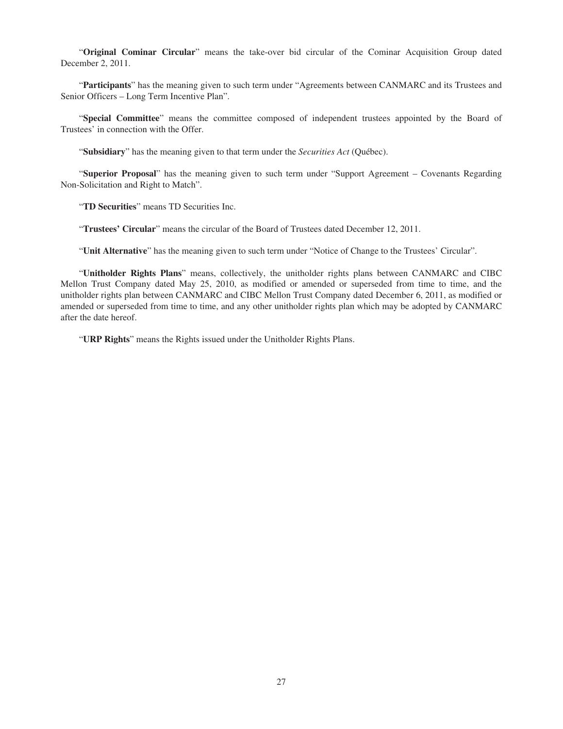"**Original Cominar Circular**" means the take-over bid circular of the Cominar Acquisition Group dated December 2, 2011.

"**Participants**" has the meaning given to such term under "Agreements between CANMARC and its Trustees and Senior Officers – Long Term Incentive Plan".

"**Special Committee**" means the committee composed of independent trustees appointed by the Board of Trustees' in connection with the Offer.

"**Subsidiary**" has the meaning given to that term under the *Securities Act* (Québec).

"**Superior Proposal**" has the meaning given to such term under "Support Agreement – Covenants Regarding Non-Solicitation and Right to Match".

"**TD Securities**" means TD Securities Inc.

"**Trustees' Circular**" means the circular of the Board of Trustees dated December 12, 2011.

"**Unit Alternative**" has the meaning given to such term under "Notice of Change to the Trustees' Circular".

"**Unitholder Rights Plans**" means, collectively, the unitholder rights plans between CANMARC and CIBC Mellon Trust Company dated May 25, 2010, as modified or amended or superseded from time to time, and the unitholder rights plan between CANMARC and CIBC Mellon Trust Company dated December 6, 2011, as modified or amended or superseded from time to time, and any other unitholder rights plan which may be adopted by CANMARC after the date hereof.

"**URP Rights**" means the Rights issued under the Unitholder Rights Plans.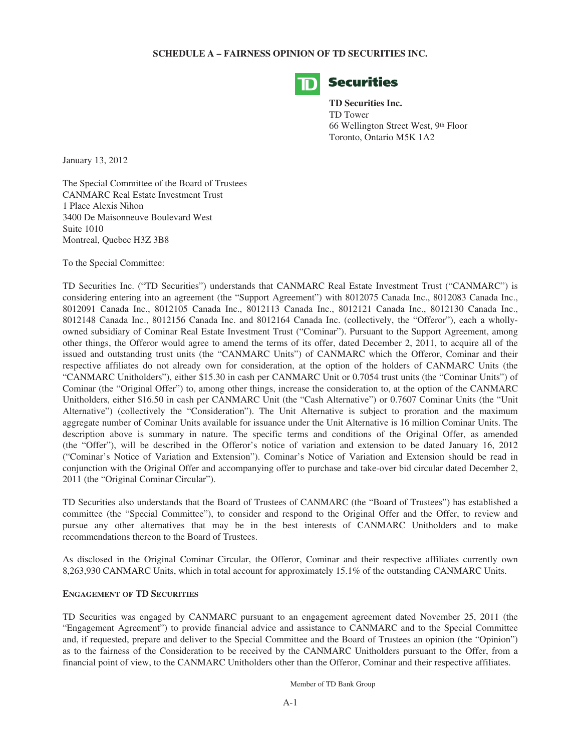# SCHEDULE A – FAIRNESS OPINION OF TD SECURITIES INC.

**TD Securities Inc.**
TD Tower
66 Wellington Street West, 9th Floor
Toronto, Ontario M5K 1A2

January 13, 2012

The Special Committee of the Board of Trustees
CANMARC Real Estate Investment Trust
1 Place Alexis Nihon
3400 De Maisonneuve Boulevard West
Suite 1010
Montreal, Quebec H3Z 3B8

To the Special Committee:

TD Securities Inc. ("TD Securities") understands that CANMARC Real Estate Investment Trust ("CANMARC") is considering entering into an agreement (the "Support Agreement") with 8012075 Canada Inc., 8012083 Canada Inc., 8012091 Canada Inc., 8012105 Canada Inc., 8012113 Canada Inc., 8012121 Canada Inc., 8012130 Canada Inc., 8012148 Canada Inc., 8012156 Canada Inc. and 8012164 Canada Inc. (collectively, the "Offeror"), each a wholly-owned subsidiary of Cominar Real Estate Investment Trust ("Cominar"). Pursuant to the Support Agreement, among other things, the Offeror would agree to amend the terms of its offer, dated December 2, 2011, to acquire all of the issued and outstanding trust units (the "CANMARC Units") of CANMARC which the Offeror, Cominar and their respective affiliates do not already own for consideration, at the option of the holders of CANMARC Units (the "CANMARC Unitholders"), either $15.30 in cash per CANMARC Unit or 0.7054 trust units (the "Cominar Units") of Cominar (the "Original Offer") to, among other things, increase the consideration to, at the option of the CANMARC Unitholders, either $16.50 in cash per CANMARC Unit (the "Cash Alternative") or 0.7607 Cominar Units (the "Unit Alternative") (collectively the "Consideration"). The Unit Alternative is subject to proration and the maximum aggregate number of Cominar Units available for issuance under the Unit Alternative is 16 million Cominar Units. The description above is summary in nature. The specific terms and conditions of the Original Offer, as amended (the "Offer"), will be described in the Offeror's notice of variation and extension to be dated January 16, 2012 ("Cominar's Notice of Variation and Extension"). Cominar's Notice of Variation and Extension should be read in conjunction with the Original Offer and accompanying offer to purchase and take-over bid circular dated December 2, 2011 (the "Original Cominar Circular").

TD Securities also understands that the Board of Trustees of CANMARC (the "Board of Trustees") has established a committee (the "Special Committee"), to consider and respond to the Original Offer and the Offer, to review and pursue any other alternatives that may be in the best interests of CANMARC Unitholders and to make recommendations thereon to the Board of Trustees.

As disclosed in the Original Cominar Circular, the Offeror, Cominar and their respective affiliates currently own 8,263,930 CANMARC Units, which in total account for approximately 15.1% of the outstanding CANMARC Units.

## ENGAGEMENT OF TD SECURITIES

TD Securities was engaged by CANMARC pursuant to an engagement agreement dated November 25, 2011 (the "Engagement Agreement") to provide financial advice and assistance to CANMARC and to the Special Committee and, if requested, prepare and deliver to the Special Committee and the Board of Trustees an opinion (the "Opinion") as to the fairness of the Consideration to be received by the CANMARC Unitholders pursuant to the Offer, from a financial point of view, to the CANMARC Unitholders other than the Offeror, Cominar and their respective affiliates.

Member of TD Bank Group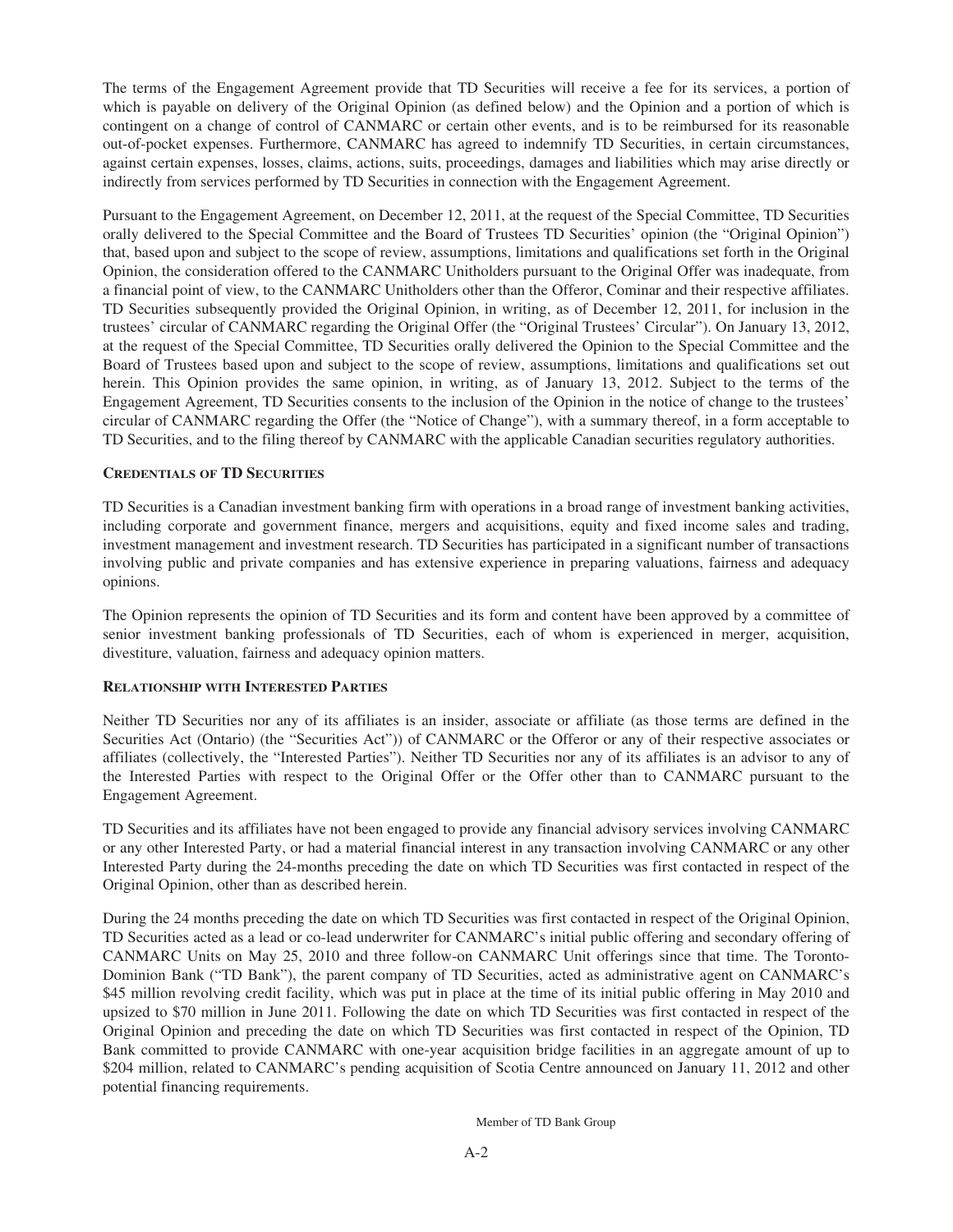The terms of the Engagement Agreement provide that TD Securities will receive a fee for its services, a portion of which is payable on delivery of the Original Opinion (as defined below) and the Opinion and a portion of which is contingent on a change of control of CANMARC or certain other events, and is to be reimbursed for its reasonable out-of-pocket expenses. Furthermore, CANMARC has agreed to indemnify TD Securities, in certain circumstances, against certain expenses, losses, claims, actions, suits, proceedings, damages and liabilities which may arise directly or indirectly from services performed by TD Securities in connection with the Engagement Agreement.

Pursuant to the Engagement Agreement, on December 12, 2011, at the request of the Special Committee, TD Securities orally delivered to the Special Committee and the Board of Trustees TD Securities' opinion (the "Original Opinion") that, based upon and subject to the scope of review, assumptions, limitations and qualifications set forth in the Original Opinion, the consideration offered to the CANMARC Unitholders pursuant to the Original Offer was inadequate, from a financial point of view, to the CANMARC Unitholders other than the Offeror, Cominar and their respective affiliates. TD Securities subsequently provided the Original Opinion, in writing, as of December 12, 2011, for inclusion in the trustees' circular of CANMARC regarding the Original Offer (the "Original Trustees' Circular"). On January 13, 2012, at the request of the Special Committee, TD Securities orally delivered the Opinion to the Special Committee and the Board of Trustees based upon and subject to the scope of review, assumptions, limitations and qualifications set out herein. This Opinion provides the same opinion, in writing, as of January 13, 2012. Subject to the terms of the Engagement Agreement, TD Securities consents to the inclusion of the Opinion in the notice of change to the trustees' circular of CANMARC regarding the Offer (the "Notice of Change"), with a summary thereof, in a form acceptable to TD Securities, and to the filing thereof by CANMARC with the applicable Canadian securities regulatory authorities.

**CREDENTIALS OF TD SECURITIES**

TD Securities is a Canadian investment banking firm with operations in a broad range of investment banking activities, including corporate and government finance, mergers and acquisitions, equity and fixed income sales and trading, investment management and investment research. TD Securities has participated in a significant number of transactions involving public and private companies and has extensive experience in preparing valuations, fairness and adequacy opinions.

The Opinion represents the opinion of TD Securities and its form and content have been approved by a committee of senior investment banking professionals of TD Securities, each of whom is experienced in merger, acquisition, divestiture, valuation, fairness and adequacy opinion matters.

**RELATIONSHIP WITH INTERESTED PARTIES**

Neither TD Securities nor any of its affiliates is an insider, associate or affiliate (as those terms are defined in the Securities Act (Ontario) (the "Securities Act")) of CANMARC or the Offeror or any of their respective associates or affiliates (collectively, the "Interested Parties"). Neither TD Securities nor any of its affiliates is an advisor to any of the Interested Parties with respect to the Original Offer or the Offer other than to CANMARC pursuant to the Engagement Agreement.

TD Securities and its affiliates have not been engaged to provide any financial advisory services involving CANMARC or any other Interested Party, or had a material financial interest in any transaction involving CANMARC or any other Interested Party during the 24-months preceding the date on which TD Securities was first contacted in respect of the Original Opinion, other than as described herein.

During the 24 months preceding the date on which TD Securities was first contacted in respect of the Original Opinion, TD Securities acted as a lead or co-lead underwriter for CANMARC's initial public offering and secondary offering of CANMARC Units on May 25, 2010 and three follow-on CANMARC Unit offerings since that time. The Toronto-Dominion Bank ("TD Bank"), the parent company of TD Securities, acted as administrative agent on CANMARC's \$45 million revolving credit facility, which was put in place at the time of its initial public offering in May 2010 and upsized to \$70 million in June 2011. Following the date on which TD Securities was first contacted in respect of the Original Opinion and preceding the date on which TD Securities was first contacted in respect of the Opinion, TD Bank committed to provide CANMARC with one-year acquisition bridge facilities in an aggregate amount of up to \$204 million, related to CANMARC's pending acquisition of Scotia Centre announced on January 11, 2012 and other potential financing requirements.

Member of TD Bank Group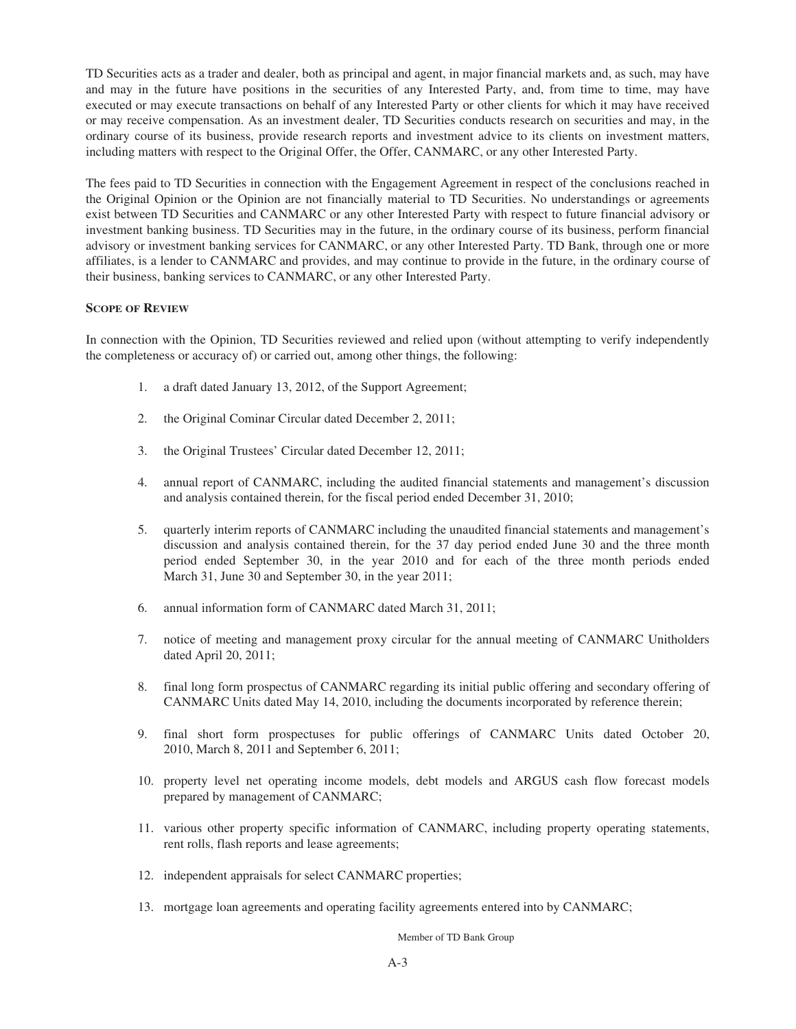TD Securities acts as a trader and dealer, both as principal and agent, in major financial markets and, as such, may have and may in the future have positions in the securities of any Interested Party, and, from time to time, may have executed or may execute transactions on behalf of any Interested Party or other clients for which it may have received or may receive compensation. As an investment dealer, TD Securities conducts research on securities and may, in the ordinary course of its business, provide research reports and investment advice to its clients on investment matters, including matters with respect to the Original Offer, the Offer, CANMARC, or any other Interested Party.

The fees paid to TD Securities in connection with the Engagement Agreement in respect of the conclusions reached in the Original Opinion or the Opinion are not financially material to TD Securities. No understandings or agreements exist between TD Securities and CANMARC or any other Interested Party with respect to future financial advisory or investment banking business. TD Securities may in the future, in the ordinary course of its business, perform financial advisory or investment banking services for CANMARC, or any other Interested Party. TD Bank, through one or more affiliates, is a lender to CANMARC and provides, and may continue to provide in the future, in the ordinary course of their business, banking services to CANMARC, or any other Interested Party.

**SCOPE OF REVIEW**

In connection with the Opinion, TD Securities reviewed and relied upon (without attempting to verify independently the completeness or accuracy of) or carried out, among other things, the following:

1. a draft dated January 13, 2012, of the Support Agreement;
2. the Original Cominar Circular dated December 2, 2011;
3. the Original Trustees' Circular dated December 12, 2011;
4. annual report of CANMARC, including the audited financial statements and management's discussion and analysis contained therein, for the fiscal period ended December 31, 2010;
5. quarterly interim reports of CANMARC including the unaudited financial statements and management's discussion and analysis contained therein, for the 37 day period ended June 30 and the three month period ended September 30, in the year 2010 and for each of the three month periods ended March 31, June 30 and September 30, in the year 2011;
6. annual information form of CANMARC dated March 31, 2011;
7. notice of meeting and management proxy circular for the annual meeting of CANMARC Unitholders dated April 20, 2011;
8. final long form prospectus of CANMARC regarding its initial public offering and secondary offering of CANMARC Units dated May 14, 2010, including the documents incorporated by reference therein;
9. final short form prospectuses for public offerings of CANMARC Units dated October 20, 2010, March 8, 2011 and September 6, 2011;
10. property level net operating income models, debt models and ARGUS cash flow forecast models prepared by management of CANMARC;
11. various other property specific information of CANMARC, including property operating statements, rent rolls, flash reports and lease agreements;
12. independent appraisals for select CANMARC properties;
13. mortgage loan agreements and operating facility agreements entered into by CANMARC;

Member of TD Bank Group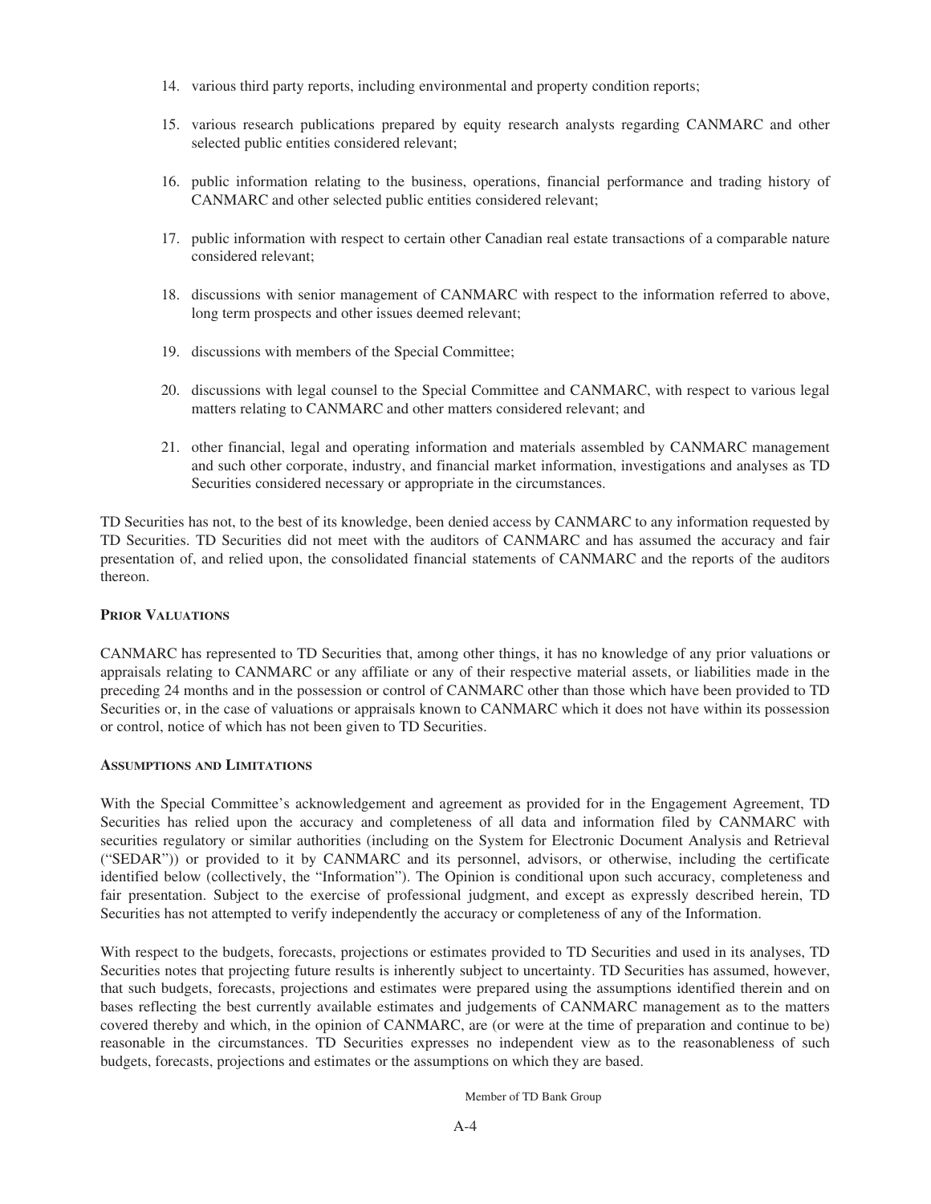14. various third party reports, including environmental and property condition reports;

15. various research publications prepared by equity research analysts regarding CANMARC and other selected public entities considered relevant;

16. public information relating to the business, operations, financial performance and trading history of CANMARC and other selected public entities considered relevant;

17. public information with respect to certain other Canadian real estate transactions of a comparable nature considered relevant;

18. discussions with senior management of CANMARC with respect to the information referred to above, long term prospects and other issues deemed relevant;

19. discussions with members of the Special Committee;

20. discussions with legal counsel to the Special Committee and CANMARC, with respect to various legal matters relating to CANMARC and other matters considered relevant; and

21. other financial, legal and operating information and materials assembled by CANMARC management and such other corporate, industry, and financial market information, investigations and analyses as TD Securities considered necessary or appropriate in the circumstances.

TD Securities has not, to the best of its knowledge, been denied access by CANMARC to any information requested by TD Securities. TD Securities did not meet with the auditors of CANMARC and has assumed the accuracy and fair presentation of, and relied upon, the consolidated financial statements of CANMARC and the reports of the auditors thereon.

**Prior Valuations**

CANMARC has represented to TD Securities that, among other things, it has no knowledge of any prior valuations or appraisals relating to CANMARC or any affiliate or any of their respective material assets, or liabilities made in the preceding 24 months and in the possession or control of CANMARC other than those which have been provided to TD Securities or, in the case of valuations or appraisals known to CANMARC which it does not have within its possession or control, notice of which has not been given to TD Securities.

**Assumptions and Limitations**

With the Special Committee's acknowledgement and agreement as provided for in the Engagement Agreement, TD Securities has relied upon the accuracy and completeness of all data and information filed by CANMARC with securities regulatory or similar authorities (including on the System for Electronic Document Analysis and Retrieval ("SEDAR")) or provided to it by CANMARC and its personnel, advisors, or otherwise, including the certificate identified below (collectively, the "Information"). The Opinion is conditional upon such accuracy, completeness and fair presentation. Subject to the exercise of professional judgment, and except as expressly described herein, TD Securities has not attempted to verify independently the accuracy or completeness of any of the Information.

With respect to the budgets, forecasts, projections or estimates provided to TD Securities and used in its analyses, TD Securities notes that projecting future results is inherently subject to uncertainty. TD Securities has assumed, however, that such budgets, forecasts, projections and estimates were prepared using the assumptions identified therein and on bases reflecting the best currently available estimates and judgements of CANMARC management as to the matters covered thereby and which, in the opinion of CANMARC, are (or were at the time of preparation and continue to be) reasonable in the circumstances. TD Securities expresses no independent view as to the reasonableness of such budgets, forecasts, projections and estimates or the assumptions on which they are based.

Member of TD Bank Group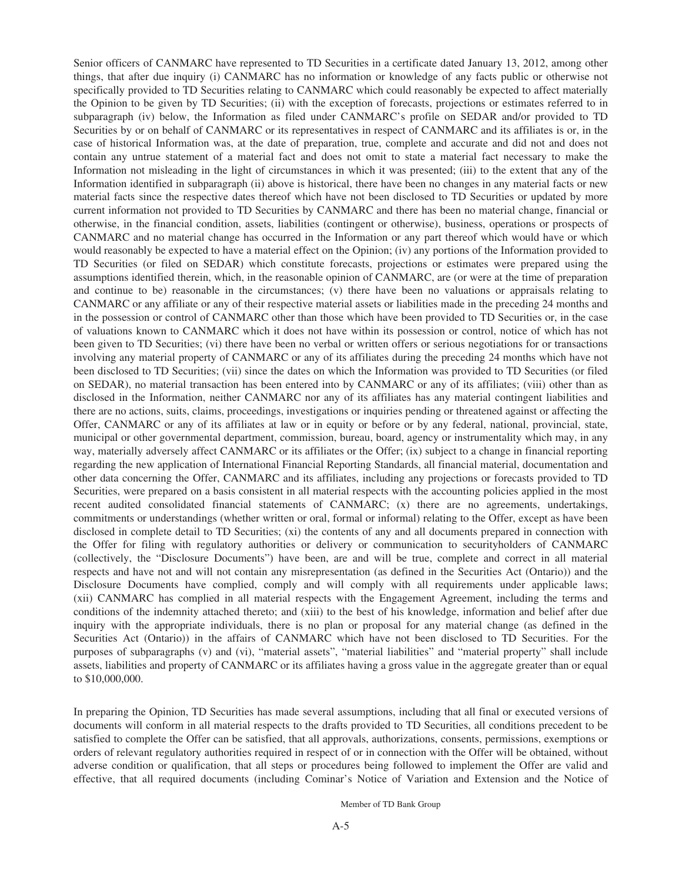Senior officers of CANMARC have represented to TD Securities in a certificate dated January 13, 2012, among other things, that after due inquiry (i) CANMARC has no information or knowledge of any facts public or otherwise not specifically provided to TD Securities relating to CANMARC which could reasonably be expected to affect materially the Opinion to be given by TD Securities; (ii) with the exception of forecasts, projections or estimates referred to in subparagraph (iv) below, the Information as filed under CANMARC's profile on SEDAR and/or provided to TD Securities by or on behalf of CANMARC or its representatives in respect of CANMARC and its affiliates is or, in the case of historical Information was, at the date of preparation, true, complete and accurate and did not and does not contain any untrue statement of a material fact and does not omit to state a material fact necessary to make the Information not misleading in the light of circumstances in which it was presented; (iii) to the extent that any of the Information identified in subparagraph (ii) above is historical, there have been no changes in any material facts or new material facts since the respective dates thereof which have not been disclosed to TD Securities or updated by more current information not provided to TD Securities by CANMARC and there has been no material change, financial or otherwise, in the financial condition, assets, liabilities (contingent or otherwise), business, operations or prospects of CANMARC and no material change has occurred in the Information or any part thereof which would have or which would reasonably be expected to have a material effect on the Opinion; (iv) any portions of the Information provided to TD Securities (or filed on SEDAR) which constitute forecasts, projections or estimates were prepared using the assumptions identified therein, which, in the reasonable opinion of CANMARC, are (or were at the time of preparation and continue to be) reasonable in the circumstances; (v) there have been no valuations or appraisals relating to CANMARC or any affiliate or any of their respective material assets or liabilities made in the preceding 24 months and in the possession or control of CANMARC other than those which have been provided to TD Securities or, in the case of valuations known to CANMARC which it does not have within its possession or control, notice of which has not been given to TD Securities; (vi) there have been no verbal or written offers or serious negotiations for or transactions involving any material property of CANMARC or any of its affiliates during the preceding 24 months which have not been disclosed to TD Securities; (vii) since the dates on which the Information was provided to TD Securities (or filed on SEDAR), no material transaction has been entered into by CANMARC or any of its affiliates; (viii) other than as disclosed in the Information, neither CANMARC nor any of its affiliates has any material contingent liabilities and there are no actions, suits, claims, proceedings, investigations or inquiries pending or threatened against or affecting the Offer, CANMARC or any of its affiliates at law or in equity or before or by any federal, national, provincial, state, municipal or other governmental department, commission, bureau, board, agency or instrumentality which may, in any way, materially adversely affect CANMARC or its affiliates or the Offer; (ix) subject to a change in financial reporting regarding the new application of International Financial Reporting Standards, all financial material, documentation and other data concerning the Offer, CANMARC and its affiliates, including any projections or forecasts provided to TD Securities, were prepared on a basis consistent in all material respects with the accounting policies applied in the most recent audited consolidated financial statements of CANMARC; (x) there are no agreements, undertakings, commitments or understandings (whether written or oral, formal or informal) relating to the Offer, except as have been disclosed in complete detail to TD Securities; (xi) the contents of any and all documents prepared in connection with the Offer for filing with regulatory authorities or delivery or communication to securityholders of CANMARC (collectively, the "Disclosure Documents") have been, are and will be true, complete and correct in all material respects and have not and will not contain any misrepresentation (as defined in the Securities Act (Ontario)) and the Disclosure Documents have complied, comply and will comply with all requirements under applicable laws; (xii) CANMARC has complied in all material respects with the Engagement Agreement, including the terms and conditions of the indemnity attached thereto; and (xiii) to the best of his knowledge, information and belief after due inquiry with the appropriate individuals, there is no plan or proposal for any material change (as defined in the Securities Act (Ontario)) in the affairs of CANMARC which have not been disclosed to TD Securities. For the purposes of subparagraphs (v) and (vi), "material assets", "material liabilities" and "material property" shall include assets, liabilities and property of CANMARC or its affiliates having a gross value in the aggregate greater than or equal to $10,000,000.

In preparing the Opinion, TD Securities has made several assumptions, including that all final or executed versions of documents will conform in all material respects to the drafts provided to TD Securities, all conditions precedent to be satisfied to complete the Offer can be satisfied, that all approvals, authorizations, consents, permissions, exemptions or orders of relevant regulatory authorities required in respect of or in connection with the Offer will be obtained, without adverse condition or qualification, that all steps or procedures being followed to implement the Offer are valid and effective, that all required documents (including Cominar's Notice of Variation and Extension and the Notice of

Member of TD Bank Group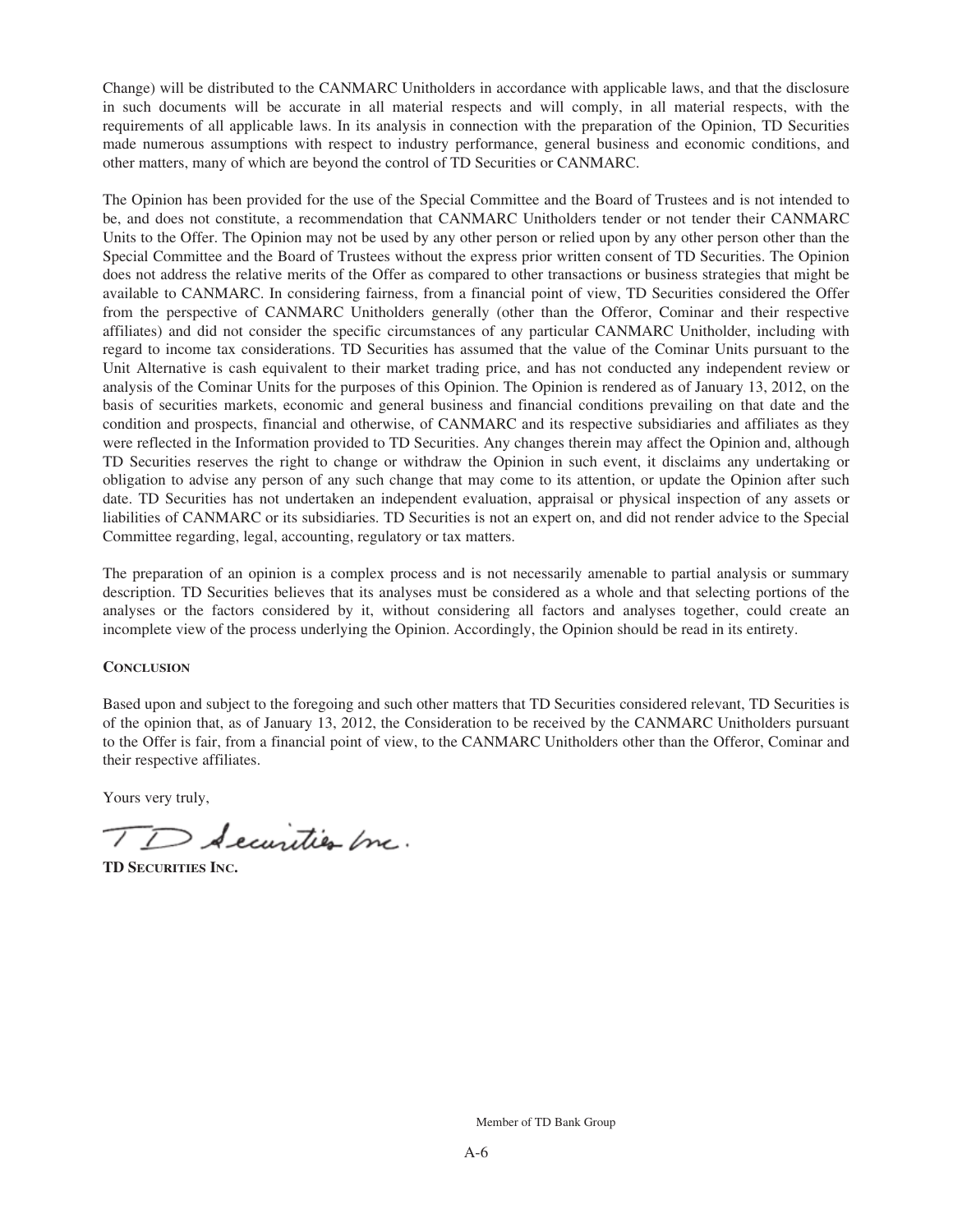Change) will be distributed to the CANMARC Unitholders in accordance with applicable laws, and that the disclosure in such documents will be accurate in all material respects and will comply, in all material respects, with the requirements of all applicable laws. In its analysis in connection with the preparation of the Opinion, TD Securities made numerous assumptions with respect to industry performance, general business and economic conditions, and other matters, many of which are beyond the control of TD Securities or CANMARC.

The Opinion has been provided for the use of the Special Committee and the Board of Trustees and is not intended to be, and does not constitute, a recommendation that CANMARC Unitholders tender or not tender their CANMARC Units to the Offer. The Opinion may not be used by any other person or relied upon by any other person other than the Special Committee and the Board of Trustees without the express prior written consent of TD Securities. The Opinion does not address the relative merits of the Offer as compared to other transactions or business strategies that might be available to CANMARC. In considering fairness, from a financial point of view, TD Securities considered the Offer from the perspective of CANMARC Unitholders generally (other than the Offeror, Cominar and their respective affiliates) and did not consider the specific circumstances of any particular CANMARC Unitholder, including with regard to income tax considerations. TD Securities has assumed that the value of the Cominar Units pursuant to the Unit Alternative is cash equivalent to their market trading price, and has not conducted any independent review or analysis of the Cominar Units for the purposes of this Opinion. The Opinion is rendered as of January 13, 2012, on the basis of securities markets, economic and general business and financial conditions prevailing on that date and the condition and prospects, financial and otherwise, of CANMARC and its respective subsidiaries and affiliates as they were reflected in the Information provided to TD Securities. Any changes therein may affect the Opinion and, although TD Securities reserves the right to change or withdraw the Opinion in such event, it disclaims any undertaking or obligation to advise any person of any such change that may come to its attention, or update the Opinion after such date. TD Securities has not undertaken an independent evaluation, appraisal or physical inspection of any assets or liabilities of CANMARC or its subsidiaries. TD Securities is not an expert on, and did not render advice to the Special Committee regarding, legal, accounting, regulatory or tax matters.

The preparation of an opinion is a complex process and is not necessarily amenable to partial analysis or summary description. TD Securities believes that its analyses must be considered as a whole and that selecting portions of the analyses or the factors considered by it, without considering all factors and analyses together, could create an incomplete view of the process underlying the Opinion. Accordingly, the Opinion should be read in its entirety.

**CONCLUSION**

Based upon and subject to the foregoing and such other matters that TD Securities considered relevant, TD Securities is of the opinion that, as of January 13, 2012, the Consideration to be received by the CANMARC Unitholders pursuant to the Offer is fair, from a financial point of view, to the CANMARC Unitholders other than the Offeror, Cominar and their respective affiliates.

Yours very truly,

TD Securities Inc.

**TD SECURITIES INC.**

Member of TD Bank Group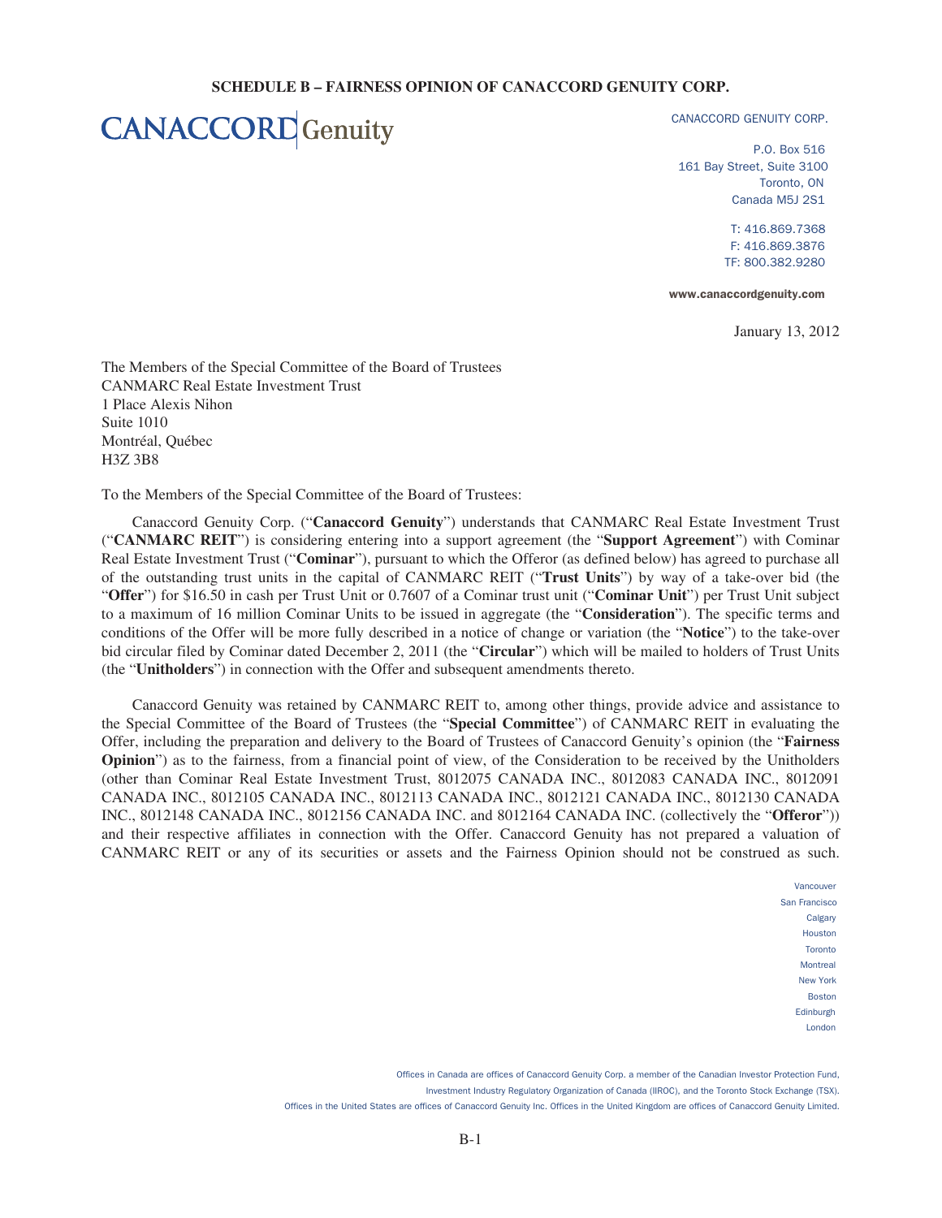**SCHEDULE B – FAIRNESS OPINION OF CANACCORD GENUITY CORP.**

CANACCORD Genuity

CANACCORD GENUITY CORP.

P.O. Box 516
161 Bay Street, Suite 3100
Toronto, ON
Canada M5J 2S1

T: 416.869.7368
F: 416.869.3876
TF: 800.382.9280

www.canaccordgenuity.com

January 13, 2012

The Members of the Special Committee of the Board of Trustees
CANMARC Real Estate Investment Trust
1 Place Alexis Nihon
Suite 1010
Montréal, Québec
H3Z 3B8

To the Members of the Special Committee of the Board of Trustees:

Canaccord Genuity Corp. ("**Canaccord Genuity**") understands that CANMARC Real Estate Investment Trust ("**CANMARC REIT**") is considering entering into a support agreement (the "**Support Agreement**") with Cominar Real Estate Investment Trust ("**Cominar**"), pursuant to which the Offeror (as defined below) has agreed to purchase all of the outstanding trust units in the capital of CANMARC REIT ("**Trust Units**") by way of a take-over bid (the "**Offer**") for $16.50 in cash per Trust Unit or 0.7607 of a Cominar trust unit ("**Cominar Unit**") per Trust Unit subject to a maximum of 16 million Cominar Units to be issued in aggregate (the "**Consideration**"). The specific terms and conditions of the Offer will be more fully described in a notice of change or variation (the "**Notice**") to the take-over bid circular filed by Cominar dated December 2, 2011 (the "**Circular**") which will be mailed to holders of Trust Units (the "**Unitholders**") in connection with the Offer and subsequent amendments thereto.

Canaccord Genuity was retained by CANMARC REIT to, among other things, provide advice and assistance to the Special Committee of the Board of Trustees (the "**Special Committee**") of CANMARC REIT in evaluating the Offer, including the preparation and delivery to the Board of Trustees of Canaccord Genuity's opinion (the "**Fairness Opinion**") as to the fairness, from a financial point of view, of the Consideration to be received by the Unitholders (other than Cominar Real Estate Investment Trust, 8012075 CANADA INC., 8012083 CANADA INC., 8012091 CANADA INC., 8012105 CANADA INC., 8012113 CANADA INC., 8012121 CANADA INC., 8012130 CANADA INC., 8012148 CANADA INC., 8012156 CANADA INC. and 8012164 CANADA INC. (collectively the "**Offeror**")) and their respective affiliates in connection with the Offer. Canaccord Genuity has not prepared a valuation of CANMARC REIT or any of its securities or assets and the Fairness Opinion should not be construed as such.

Vancouver
San Francisco
Calgary
Houston
Toronto
Montreal
New York
Boston
Edinburgh
London

Offices in Canada are offices of Canaccord Genuity Corp. a member of the Canadian Investor Protection Fund, Investment Industry Regulatory Organization of Canada (IIROC), and the Toronto Stock Exchange (TSX). Offices in the United States are offices of Canaccord Genuity Inc. Offices in the United Kingdom are offices of Canaccord Genuity Limited.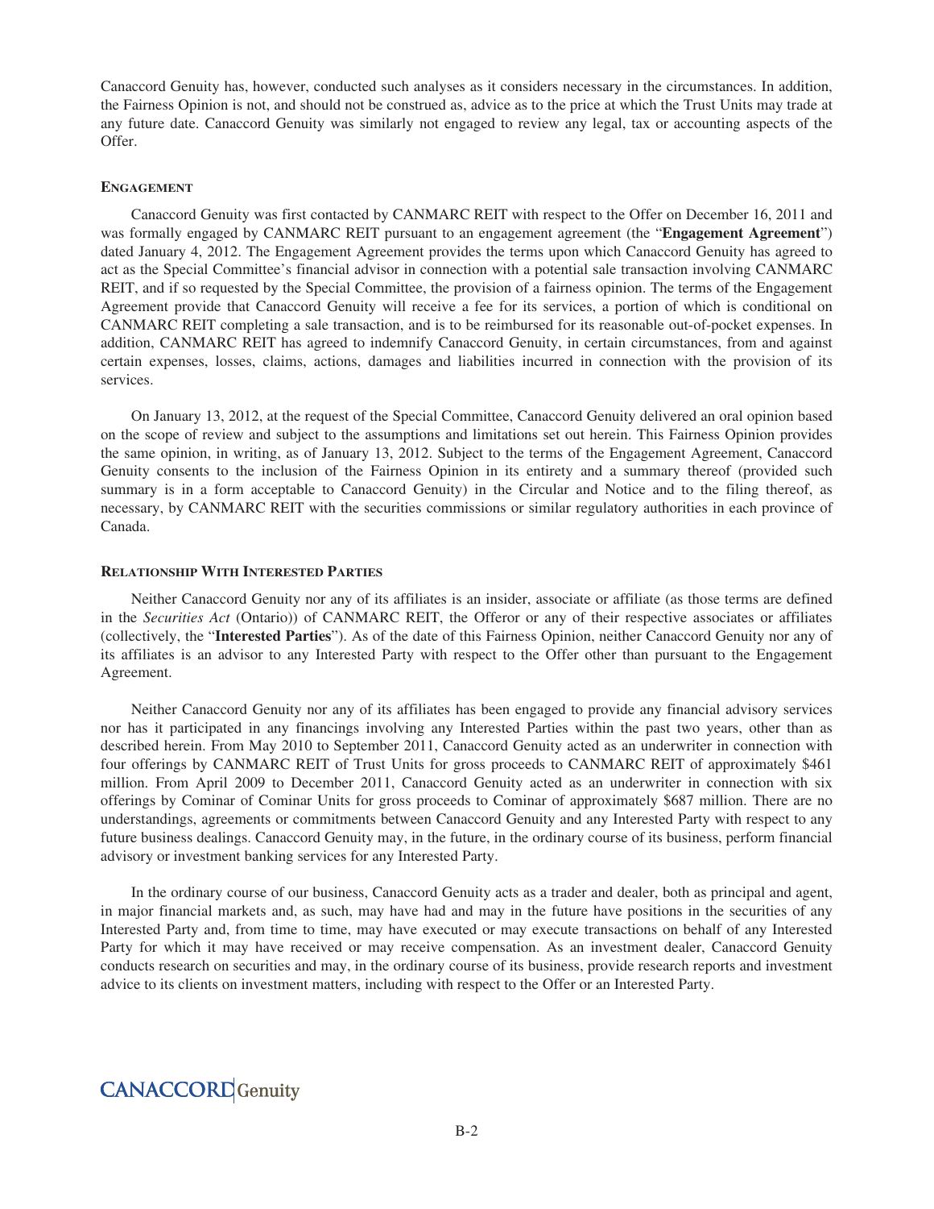Canaccord Genuity has, however, conducted such analyses as it considers necessary in the circumstances. In addition, the Fairness Opinion is not, and should not be construed as, advice as to the price at which the Trust Units may trade at any future date. Canaccord Genuity was similarly not engaged to review any legal, tax or accounting aspects of the Offer.

## ENGAGEMENT

Canaccord Genuity was first contacted by CANMARC REIT with respect to the Offer on December 16, 2011 and was formally engaged by CANMARC REIT pursuant to an engagement agreement (the "**Engagement Agreement**") dated January 4, 2012. The Engagement Agreement provides the terms upon which Canaccord Genuity has agreed to act as the Special Committee's financial advisor in connection with a potential sale transaction involving CANMARC REIT, and if so requested by the Special Committee, the provision of a fairness opinion. The terms of the Engagement Agreement provide that Canaccord Genuity will receive a fee for its services, a portion of which is conditional on CANMARC REIT completing a sale transaction, and is to be reimbursed for its reasonable out-of-pocket expenses. In addition, CANMARC REIT has agreed to indemnify Canaccord Genuity, in certain circumstances, from and against certain expenses, losses, claims, actions, damages and liabilities incurred in connection with the provision of its services.

On January 13, 2012, at the request of the Special Committee, Canaccord Genuity delivered an oral opinion based on the scope of review and subject to the assumptions and limitations set out herein. This Fairness Opinion provides the same opinion, in writing, as of January 13, 2012. Subject to the terms of the Engagement Agreement, Canaccord Genuity consents to the inclusion of the Fairness Opinion in its entirety and a summary thereof (provided such summary is in a form acceptable to Canaccord Genuity) in the Circular and Notice and to the filing thereof, as necessary, by CANMARC REIT with the securities commissions or similar regulatory authorities in each province of Canada.

## RELATIONSHIP WITH INTERESTED PARTIES

Neither Canaccord Genuity nor any of its affiliates is an insider, associate or affiliate (as those terms are defined in the *Securities Act* (Ontario)) of CANMARC REIT, the Offeror or any of their respective associates or affiliates (collectively, the "**Interested Parties**"). As of the date of this Fairness Opinion, neither Canaccord Genuity nor any of its affiliates is an advisor to any Interested Party with respect to the Offer other than pursuant to the Engagement Agreement.

Neither Canaccord Genuity nor any of its affiliates has been engaged to provide any financial advisory services nor has it participated in any financings involving any Interested Parties within the past two years, other than as described herein. From May 2010 to September 2011, Canaccord Genuity acted as an underwriter in connection with four offerings by CANMARC REIT of Trust Units for gross proceeds to CANMARC REIT of approximately $461 million. From April 2009 to December 2011, Canaccord Genuity acted as an underwriter in connection with six offerings by Cominar of Cominar Units for gross proceeds to Cominar of approximately $687 million. There are no understandings, agreements or commitments between Canaccord Genuity and any Interested Party with respect to any future business dealings. Canaccord Genuity may, in the future, in the ordinary course of its business, perform financial advisory or investment banking services for any Interested Party.

In the ordinary course of our business, Canaccord Genuity acts as a trader and dealer, both as principal and agent, in major financial markets and, as such, may have had and may in the future have positions in the securities of any Interested Party and, from time to time, may have executed or may execute transactions on behalf of any Interested Party for which it may have received or may receive compensation. As an investment dealer, Canaccord Genuity conducts research on securities and may, in the ordinary course of its business, provide research reports and investment advice to its clients on investment matters, including with respect to the Offer or an Interested Party.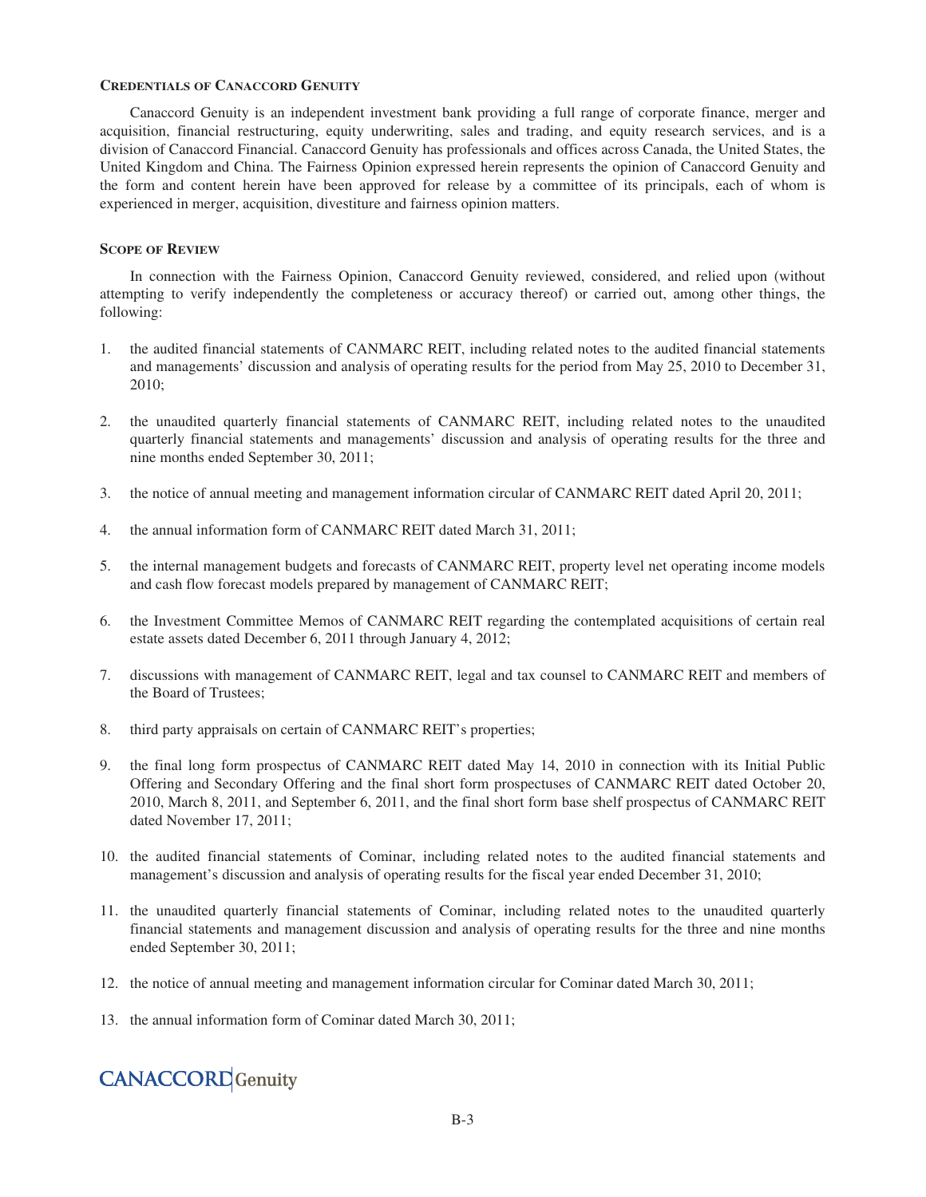#### Credentials of Canaccord Genuity

Canaccord Genuity is an independent investment bank providing a full range of corporate finance, merger and acquisition, financial restructuring, equity underwriting, sales and trading, and equity research services, and is a division of Canaccord Financial. Canaccord Genuity has professionals and offices across Canada, the United States, the United Kingdom and China. The Fairness Opinion expressed herein represents the opinion of Canaccord Genuity and the form and content herein have been approved for release by a committee of its principals, each of whom is experienced in merger, acquisition, divestiture and fairness opinion matters.

#### Scope of Review

In connection with the Fairness Opinion, Canaccord Genuity reviewed, considered, and relied upon (without attempting to verify independently the completeness or accuracy thereof) or carried out, among other things, the following:

1. the audited financial statements of CANMARC REIT, including related notes to the audited financial statements and managements' discussion and analysis of operating results for the period from May 25, 2010 to December 31, 2010;

2. the unaudited quarterly financial statements of CANMARC REIT, including related notes to the unaudited quarterly financial statements and managements' discussion and analysis of operating results for the three and nine months ended September 30, 2011;

3. the notice of annual meeting and management information circular of CANMARC REIT dated April 20, 2011;

4. the annual information form of CANMARC REIT dated March 31, 2011;

5. the internal management budgets and forecasts of CANMARC REIT, property level net operating income models and cash flow forecast models prepared by management of CANMARC REIT;

6. the Investment Committee Memos of CANMARC REIT regarding the contemplated acquisitions of certain real estate assets dated December 6, 2011 through January 4, 2012;

7. discussions with management of CANMARC REIT, legal and tax counsel to CANMARC REIT and members of the Board of Trustees;

8. third party appraisals on certain of CANMARC REIT's properties;

9. the final long form prospectus of CANMARC REIT dated May 14, 2010 in connection with its Initial Public Offering and Secondary Offering and the final short form prospectuses of CANMARC REIT dated October 20, 2010, March 8, 2011, and September 6, 2011, and the final short form base shelf prospectus of CANMARC REIT dated November 17, 2011;

10. the audited financial statements of Cominar, including related notes to the audited financial statements and management's discussion and analysis of operating results for the fiscal year ended December 31, 2010;

11. the unaudited quarterly financial statements of Cominar, including related notes to the unaudited quarterly financial statements and management discussion and analysis of operating results for the three and nine months ended September 30, 2011;

12. the notice of annual meeting and management information circular for Cominar dated March 30, 2011;

13. the annual information form of Cominar dated March 30, 2011;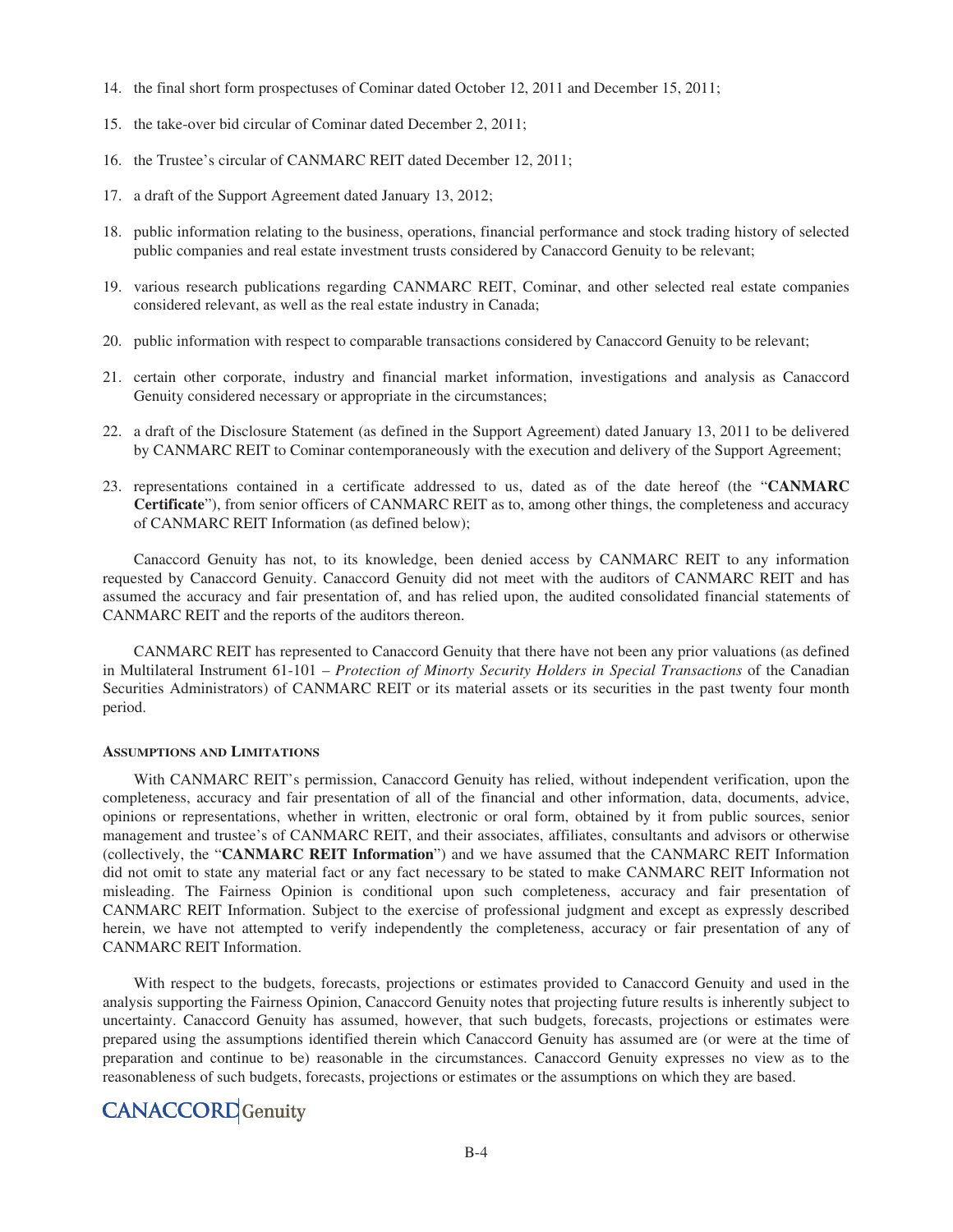14. the final short form prospectuses of Cominar dated October 12, 2011 and December 15, 2011;
15. the take-over bid circular of Cominar dated December 2, 2011;
16. the Trustee's circular of CANMARC REIT dated December 12, 2011;
17. a draft of the Support Agreement dated January 13, 2012;
18. public information relating to the business, operations, financial performance and stock trading history of selected public companies and real estate investment trusts considered by Canaccord Genuity to be relevant;
19. various research publications regarding CANMARC REIT, Cominar, and other selected real estate companies considered relevant, as well as the real estate industry in Canada;
20. public information with respect to comparable transactions considered by Canaccord Genuity to be relevant;
21. certain other corporate, industry and financial market information, investigations and analysis as Canaccord Genuity considered necessary or appropriate in the circumstances;
22. a draft of the Disclosure Statement (as defined in the Support Agreement) dated January 13, 2011 to be delivered by CANMARC REIT to Cominar contemporaneously with the execution and delivery of the Support Agreement;
23. representations contained in a certificate addressed to us, dated as of the date hereof (the "**CANMARC Certificate**"), from senior officers of CANMARC REIT as to, among other things, the completeness and accuracy of CANMARC REIT Information (as defined below);

Canaccord Genuity has not, to its knowledge, been denied access by CANMARC REIT to any information requested by Canaccord Genuity. Canaccord Genuity did not meet with the auditors of CANMARC REIT and has assumed the accuracy and fair presentation of, and has relied upon, the audited consolidated financial statements of CANMARC REIT and the reports of the auditors thereon.

CANMARC REIT has represented to Canaccord Genuity that there have not been any prior valuations (as defined in Multilateral Instrument 61-101 – *Protection of Minority Security Holders in Special Transactions* of the Canadian Securities Administrators) of CANMARC REIT or its material assets or its securities in the past twenty four month period.

### ASSUMPTIONS AND LIMITATIONS

With CANMARC REIT's permission, Canaccord Genuity has relied, without independent verification, upon the completeness, accuracy and fair presentation of all of the financial and other information, data, documents, advice, opinions or representations, whether in written, electronic or oral form, obtained by it from public sources, senior management and trustee's of CANMARC REIT, and their associates, affiliates, consultants and advisors or otherwise (collectively, the "**CANMARC REIT Information**") and we have assumed that the CANMARC REIT Information did not omit to state any material fact or any fact necessary to be stated to make CANMARC REIT Information not misleading. The Fairness Opinion is conditional upon such completeness, accuracy and fair presentation of CANMARC REIT Information. Subject to the exercise of professional judgment and except as expressly described herein, we have not attempted to verify independently the completeness, accuracy or fair presentation of any of CANMARC REIT Information.

With respect to the budgets, forecasts, projections or estimates provided to Canaccord Genuity and used in the analysis supporting the Fairness Opinion, Canaccord Genuity notes that projecting future results is inherently subject to uncertainty. Canaccord Genuity has assumed, however, that such budgets, forecasts, projections or estimates were prepared using the assumptions identified therein which Canaccord Genuity has assumed are (or were at the time of preparation and continue to be) reasonable in the circumstances. Canaccord Genuity expresses no view as to the reasonableness of such budgets, forecasts, projections or estimates or the assumptions on which they are based.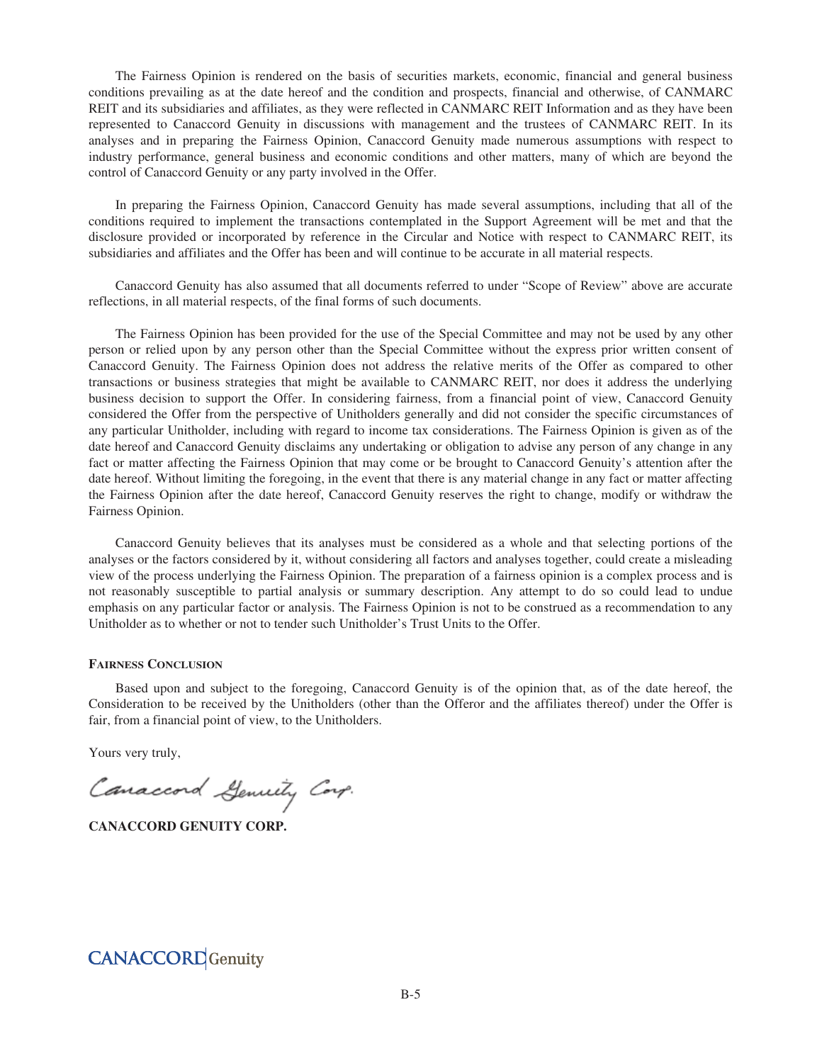The Fairness Opinion is rendered on the basis of securities markets, economic, financial and general business conditions prevailing as at the date hereof and the condition and prospects, financial and otherwise, of CANMARC REIT and its subsidiaries and affiliates, as they were reflected in CANMARC REIT Information and as they have been represented to Canaccord Genuity in discussions with management and the trustees of CANMARC REIT. In its analyses and in preparing the Fairness Opinion, Canaccord Genuity made numerous assumptions with respect to industry performance, general business and economic conditions and other matters, many of which are beyond the control of Canaccord Genuity or any party involved in the Offer.

In preparing the Fairness Opinion, Canaccord Genuity has made several assumptions, including that all of the conditions required to implement the transactions contemplated in the Support Agreement will be met and that the disclosure provided or incorporated by reference in the Circular and Notice with respect to CANMARC REIT, its subsidiaries and affiliates and the Offer has been and will continue to be accurate in all material respects.

Canaccord Genuity has also assumed that all documents referred to under "Scope of Review" above are accurate reflections, in all material respects, of the final forms of such documents.

The Fairness Opinion has been provided for the use of the Special Committee and may not be used by any other person or relied upon by any person other than the Special Committee without the express prior written consent of Canaccord Genuity. The Fairness Opinion does not address the relative merits of the Offer as compared to other transactions or business strategies that might be available to CANMARC REIT, nor does it address the underlying business decision to support the Offer. In considering fairness, from a financial point of view, Canaccord Genuity considered the Offer from the perspective of Unitholders generally and did not consider the specific circumstances of any particular Unitholder, including with regard to income tax considerations. The Fairness Opinion is given as of the date hereof and Canaccord Genuity disclaims any undertaking or obligation to advise any person of any change in any fact or matter affecting the Fairness Opinion that may come or be brought to Canaccord Genuity's attention after the date hereof. Without limiting the foregoing, in the event that there is any material change in any fact or matter affecting the Fairness Opinion after the date hereof, Canaccord Genuity reserves the right to change, modify or withdraw the Fairness Opinion.

Canaccord Genuity believes that its analyses must be considered as a whole and that selecting portions of the analyses or the factors considered by it, without considering all factors and analyses together, could create a misleading view of the process underlying the Fairness Opinion. The preparation of a fairness opinion is a complex process and is not reasonably susceptible to partial analysis or summary description. Any attempt to do so could lead to undue emphasis on any particular factor or analysis. The Fairness Opinion is not to be construed as a recommendation to any Unitholder as to whether or not to tender such Unitholder's Trust Units to the Offer.

**FAIRNESS CONCLUSION**

Based upon and subject to the foregoing, Canaccord Genuity is of the opinion that, as of the date hereof, the Consideration to be received by the Unitholders (other than the Offeror and the affiliates thereof) under the Offer is fair, from a financial point of view, to the Unitholders.

Yours very truly,

*Canaccord Genuity Corp.*

**CANACCORD GENUITY CORP.**

CANACCORD Genuity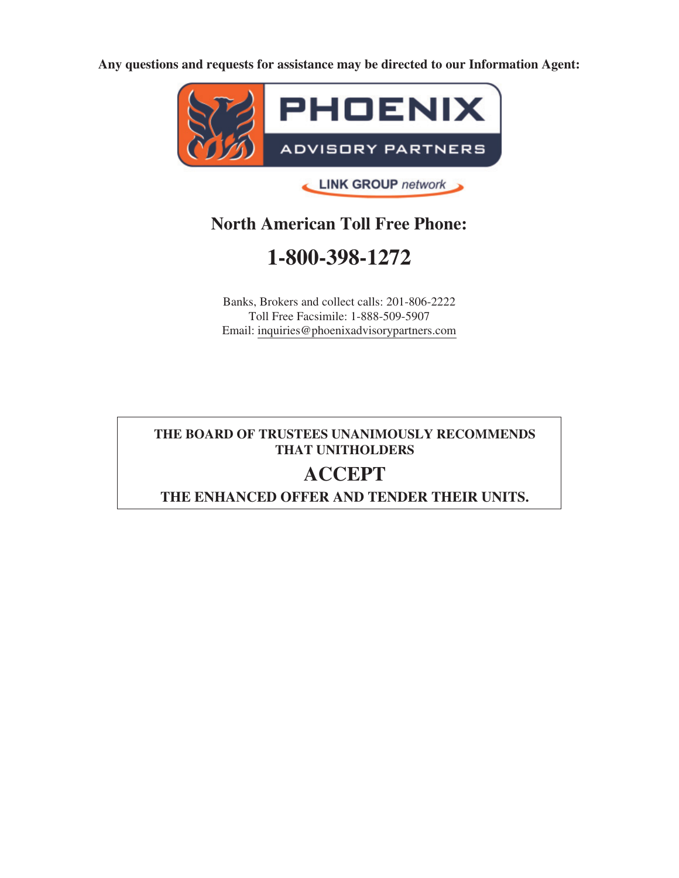**Any questions and requests for assistance may be directed to our Information Agent:**

PHOENIX

ADVISORY PARTNERS

LINK GROUP *network*

## North American Toll Free Phone:

# 1-800-398-1272

Banks, Brokers and collect calls: 201-806-2222
Toll Free Facsimile: 1-888-509-5907
Email: inquiries@phoenixadvisorypartners.com

**THE BOARD OF TRUSTEES UNANIMOUSLY RECOMMENDS THAT UNITHOLDERS**

**ACCEPT**

**THE ENHANCED OFFER AND TENDER THEIR UNITS.**